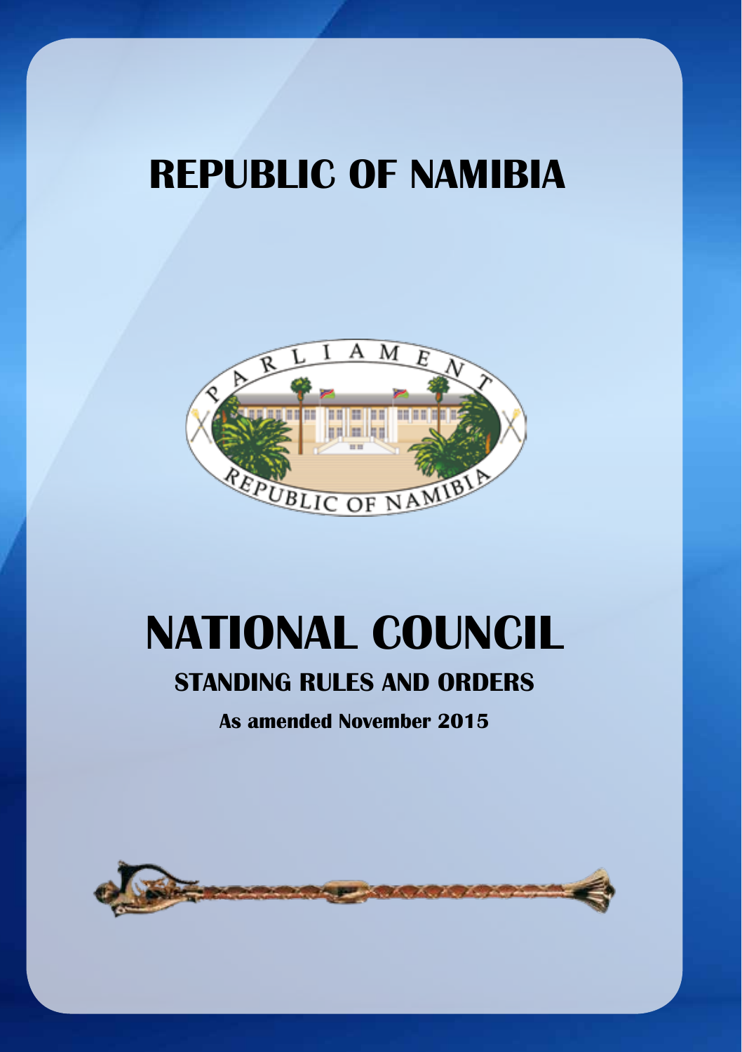# REPUBLIC OF NAMIBIA

# NATIONAL COUNCIL

## STANDING RULES AND ORDERS

**As amended November 2015**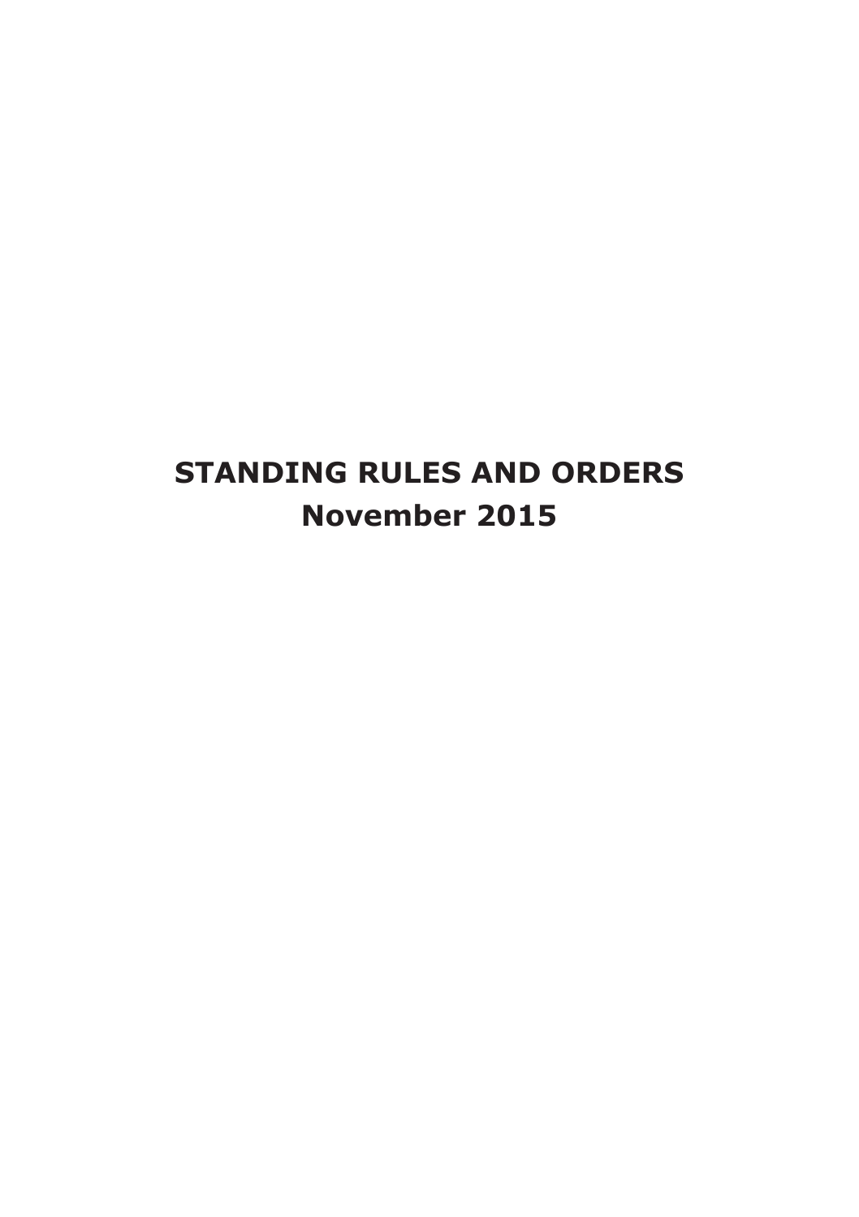# STANDING RULES AND ORDERS
# November 2015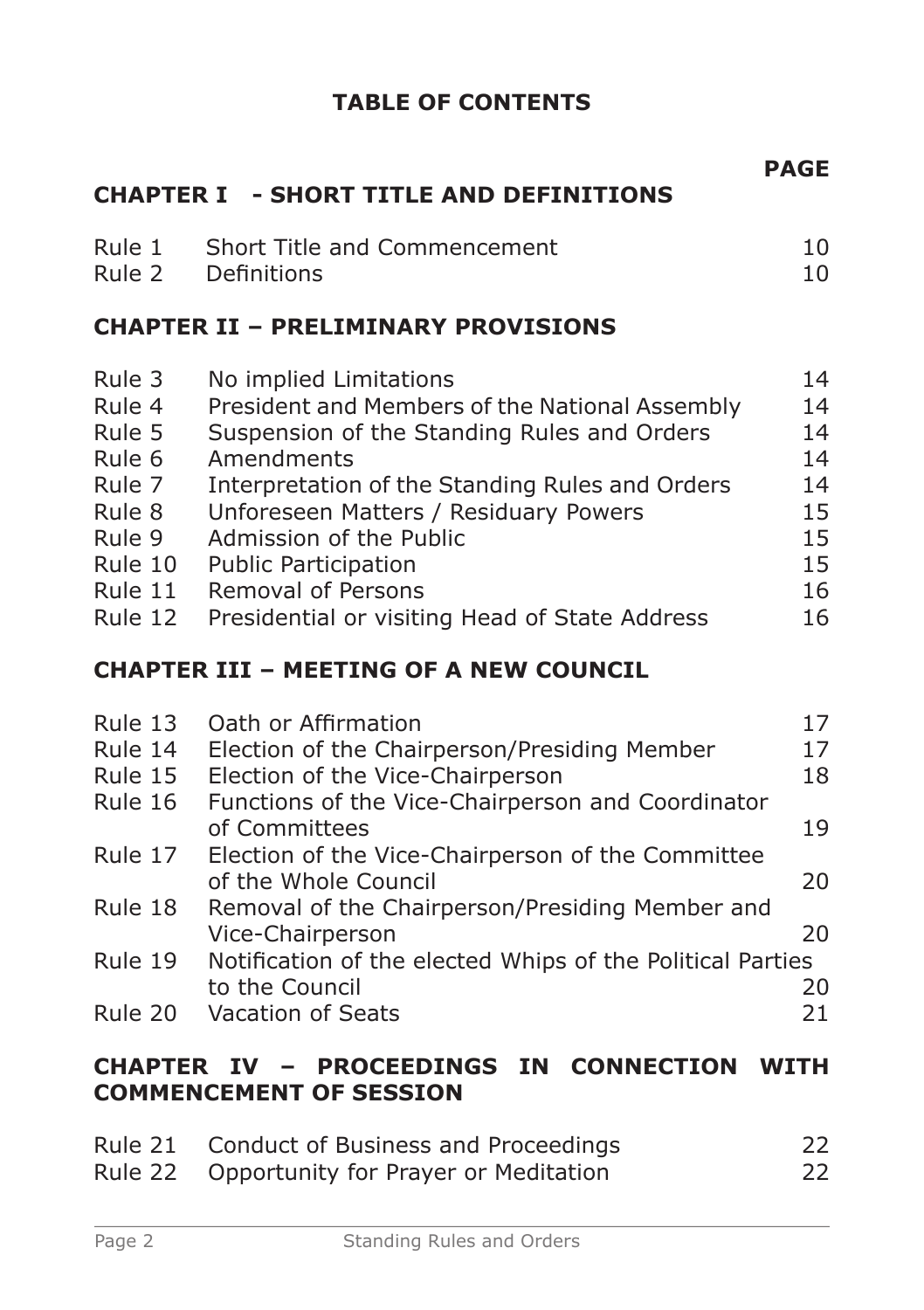# TABLE OF CONTENTS

## CHAPTER I - SHORT TITLE AND DEFINITIONS

| | | PAGE |
|---|---|---|
| Rule 1 | Short Title and Commencement | 10 |
| Rule 2 | Definitions | 10 |

## CHAPTER II – PRELIMINARY PROVISIONS

| | | |
|---|---|---|
| Rule 3 | No implied Limitations | 14 |
| Rule 4 | President and Members of the National Assembly | 14 |
| Rule 5 | Suspension of the Standing Rules and Orders | 14 |
| Rule 6 | Amendments | 14 |
| Rule 7 | Interpretation of the Standing Rules and Orders | 14 |
| Rule 8 | Unforeseen Matters / Residuary Powers | 15 |
| Rule 9 | Admission of the Public | 15 |
| Rule 10 | Public Participation | 15 |
| Rule 11 | Removal of Persons | 16 |
| Rule 12 | Presidential or visiting Head of State Address | 16 |

## CHAPTER III – MEETING OF A NEW COUNCIL

| | | |
|---|---|---|
| Rule 13 | Oath or Affirmation | 17 |
| Rule 14 | Election of the Chairperson/Presiding Member | 17 |
| Rule 15 | Election of the Vice-Chairperson | 18 |
| Rule 16 | Functions of the Vice-Chairperson and Coordinator of Committees | 19 |
| Rule 17 | Election of the Vice-Chairperson of the Committee of the Whole Council | 20 |
| Rule 18 | Removal of the Chairperson/Presiding Member and Vice-Chairperson | 20 |
| Rule 19 | Notification of the elected Whips of the Political Parties to the Council | 20 |
| Rule 20 | Vacation of Seats | 21 |

## CHAPTER IV – PROCEEDINGS IN CONNECTION WITH COMMENCEMENT OF SESSION

| | | |
|---|---|---|
| Rule 21 | Conduct of Business and Proceedings | 22 |
| Rule 22 | Opportunity for Prayer or Meditation | 22 |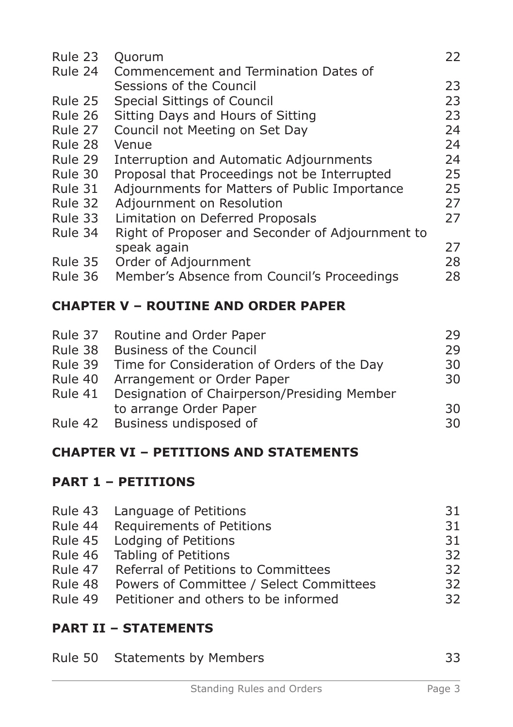| | | |
|---|---|---|
| Rule 23 | Quorum | 22 |
| Rule 24 | Commencement and Termination Dates of Sessions of the Council | 23 |
| Rule 25 | Special Sittings of Council | 23 |
| Rule 26 | Sitting Days and Hours of Sitting | 23 |
| Rule 27 | Council not Meeting on Set Day | 24 |
| Rule 28 | Venue | 24 |
| Rule 29 | Interruption and Automatic Adjournments | 24 |
| Rule 30 | Proposal that Proceedings not be Interrupted | 25 |
| Rule 31 | Adjournments for Matters of Public Importance | 25 |
| Rule 32 | Adjournment on Resolution | 27 |
| Rule 33 | Limitation on Deferred Proposals | 27 |
| Rule 34 | Right of Proposer and Seconder of Adjournment to speak again | 27 |
| Rule 35 | Order of Adjournment | 28 |
| Rule 36 | Member's Absence from Council's Proceedings | 28 |

## CHAPTER V – ROUTINE AND ORDER PAPER

| | | |
|---|---|---|
| Rule 37 | Routine and Order Paper | 29 |
| Rule 38 | Business of the Council | 29 |
| Rule 39 | Time for Consideration of Orders of the Day | 30 |
| Rule 40 | Arrangement or Order Paper | 30 |
| Rule 41 | Designation of Chairperson/Presiding Member to arrange Order Paper | 30 |
| Rule 42 | Business undisposed of | 30 |

## CHAPTER VI – PETITIONS AND STATEMENTS

## PART 1 – PETITIONS

| | | |
|---|---|---|
| Rule 43 | Language of Petitions | 31 |
| Rule 44 | Requirements of Petitions | 31 |
| Rule 45 | Lodging of Petitions | 31 |
| Rule 46 | Tabling of Petitions | 32 |
| Rule 47 | Referral of Petitions to Committees | 32 |
| Rule 48 | Powers of Committee / Select Committees | 32 |
| Rule 49 | Petitioner and others to be informed | 32 |

## PART II – STATEMENTS

| | | |
|---|---|---|
| Rule 50 | Statements by Members | 33 |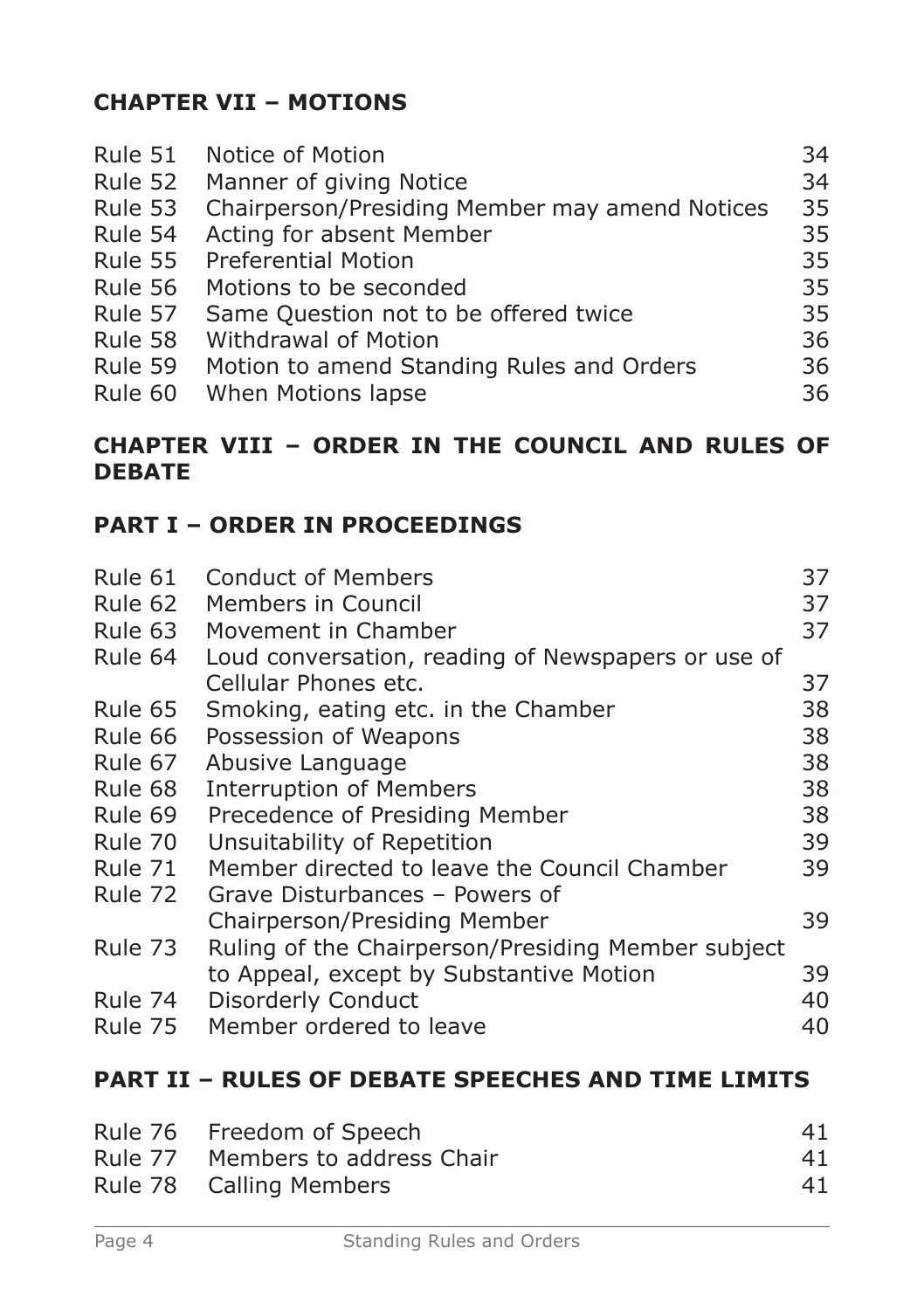## CHAPTER VII – MOTIONS

| | | |
|---|---|---|
| Rule 51 | Notice of Motion | 34 |
| Rule 52 | Manner of giving Notice | 34 |
| Rule 53 | Chairperson/Presiding Member may amend Notices | 35 |
| Rule 54 | Acting for absent Member | 35 |
| Rule 55 | Preferential Motion | 35 |
| Rule 56 | Motions to be seconded | 35 |
| Rule 57 | Same Question not to be offered twice | 35 |
| Rule 58 | Withdrawal of Motion | 36 |
| Rule 59 | Motion to amend Standing Rules and Orders | 36 |
| Rule 60 | When Motions lapse | 36 |

## CHAPTER VIII – ORDER IN THE COUNCIL AND RULES OF DEBATE

### PART I – ORDER IN PROCEEDINGS

| | | |
|---|---|---|
| Rule 61 | Conduct of Members | 37 |
| Rule 62 | Members in Council | 37 |
| Rule 63 | Movement in Chamber | 37 |
| Rule 64 | Loud conversation, reading of Newspapers or use of Cellular Phones etc. | 37 |
| Rule 65 | Smoking, eating etc. in the Chamber | 38 |
| Rule 66 | Possession of Weapons | 38 |
| Rule 67 | Abusive Language | 38 |
| Rule 68 | Interruption of Members | 38 |
| Rule 69 | Precedence of Presiding Member | 38 |
| Rule 70 | Unsuitability of Repetition | 39 |
| Rule 71 | Member directed to leave the Council Chamber | 39 |
| Rule 72 | Grave Disturbances – Powers of Chairperson/Presiding Member | 39 |
| Rule 73 | Ruling of the Chairperson/Presiding Member subject to Appeal, except by Substantive Motion | 39 |
| Rule 74 | Disorderly Conduct | 40 |
| Rule 75 | Member ordered to leave | 40 |

### PART II – RULES OF DEBATE SPEECHES AND TIME LIMITS

| | | |
|---|---|---|
| Rule 76 | Freedom of Speech | 41 |
| Rule 77 | Members to address Chair | 41 |
| Rule 78 | Calling Members | 41 |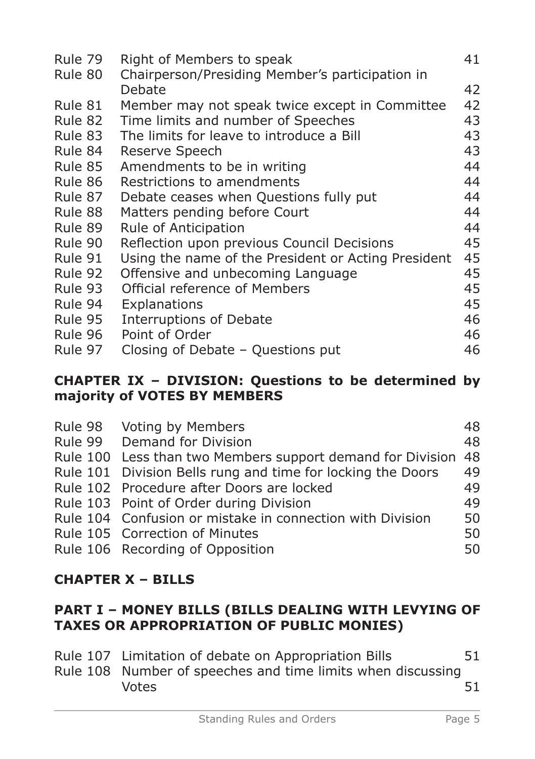| | | |
|---|---|---|
| Rule 79 | Right of Members to speak | 41 |
| Rule 80 | Chairperson/Presiding Member's participation in Debate | 42 |
| Rule 81 | Member may not speak twice except in Committee | 42 |
| Rule 82 | Time limits and number of Speeches | 43 |
| Rule 83 | The limits for leave to introduce a Bill | 43 |
| Rule 84 | Reserve Speech | 43 |
| Rule 85 | Amendments to be in writing | 44 |
| Rule 86 | Restrictions to amendments | 44 |
| Rule 87 | Debate ceases when Questions fully put | 44 |
| Rule 88 | Matters pending before Court | 44 |
| Rule 89 | Rule of Anticipation | 44 |
| Rule 90 | Reflection upon previous Council Decisions | 45 |
| Rule 91 | Using the name of the President or Acting President | 45 |
| Rule 92 | Offensive and unbecoming Language | 45 |
| Rule 93 | Official reference of Members | 45 |
| Rule 94 | Explanations | 45 |
| Rule 95 | Interruptions of Debate | 46 |
| Rule 96 | Point of Order | 46 |
| Rule 97 | Closing of Debate – Questions put | 46 |

**CHAPTER IX – DIVISION: Questions to be determined by majority of VOTES BY MEMBERS**

| | | |
|---|---|---|
| Rule 98 | Voting by Members | 48 |
| Rule 99 | Demand for Division | 48 |
| Rule 100 | Less than two Members support demand for Division | 48 |
| Rule 101 | Division Bells rung and time for locking the Doors | 49 |
| Rule 102 | Procedure after Doors are locked | 49 |
| Rule 103 | Point of Order during Division | 49 |
| Rule 104 | Confusion or mistake in connection with Division | 50 |
| Rule 105 | Correction of Minutes | 50 |
| Rule 106 | Recording of Opposition | 50 |

**CHAPTER X – BILLS**

**PART I – MONEY BILLS (BILLS DEALING WITH LEVYING OF TAXES OR APPROPRIATION OF PUBLIC MONIES)**

| | | |
|---|---|---|
| Rule 107 | Limitation of debate on Appropriation Bills | 51 |
| Rule 108 | Number of speeches and time limits when discussing Votes | 51 |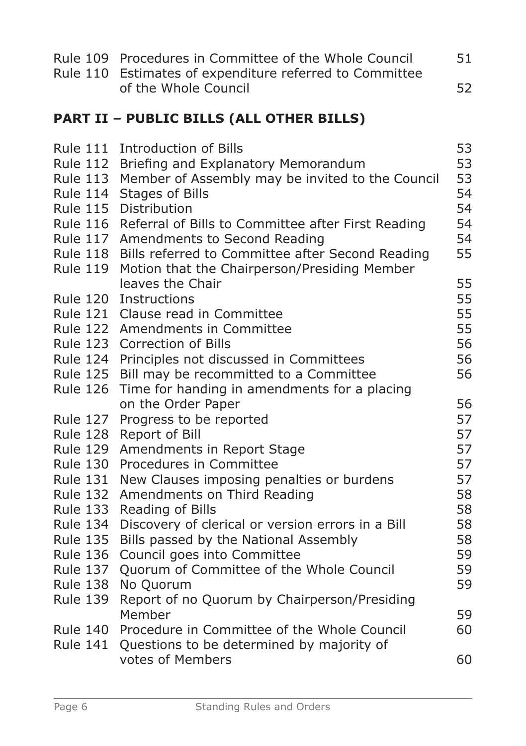| | | |
|---|---|---|
| Rule 109 | Procedures in Committee of the Whole Council | 51 |
| Rule 110 | Estimates of expenditure referred to Committee of the Whole Council | 52 |

## PART II – PUBLIC BILLS (ALL OTHER BILLS)

| | | |
|---|---|---|
| Rule 111 | Introduction of Bills | 53 |
| Rule 112 | Briefing and Explanatory Memorandum | 53 |
| Rule 113 | Member of Assembly may be invited to the Council | 53 |
| Rule 114 | Stages of Bills | 54 |
| Rule 115 | Distribution | 54 |
| Rule 116 | Referral of Bills to Committee after First Reading | 54 |
| Rule 117 | Amendments to Second Reading | 54 |
| Rule 118 | Bills referred to Committee after Second Reading | 55 |
| Rule 119 | Motion that the Chairperson/Presiding Member leaves the Chair | 55 |
| Rule 120 | Instructions | 55 |
| Rule 121 | Clause read in Committee | 55 |
| Rule 122 | Amendments in Committee | 55 |
| Rule 123 | Correction of Bills | 56 |
| Rule 124 | Principles not discussed in Committees | 56 |
| Rule 125 | Bill may be recommitted to a Committee | 56 |
| Rule 126 | Time for handing in amendments for a placing on the Order Paper | 56 |
| Rule 127 | Progress to be reported | 57 |
| Rule 128 | Report of Bill | 57 |
| Rule 129 | Amendments in Report Stage | 57 |
| Rule 130 | Procedures in Committee | 57 |
| Rule 131 | New Clauses imposing penalties or burdens | 57 |
| Rule 132 | Amendments on Third Reading | 58 |
| Rule 133 | Reading of Bills | 58 |
| Rule 134 | Discovery of clerical or version errors in a Bill | 58 |
| Rule 135 | Bills passed by the National Assembly | 58 |
| Rule 136 | Council goes into Committee | 59 |
| Rule 137 | Quorum of Committee of the Whole Council | 59 |
| Rule 138 | No Quorum | 59 |
| Rule 139 | Report of no Quorum by Chairperson/Presiding Member | 59 |
| Rule 140 | Procedure in Committee of the Whole Council | 60 |
| Rule 141 | Questions to be determined by majority of votes of Members | 60 |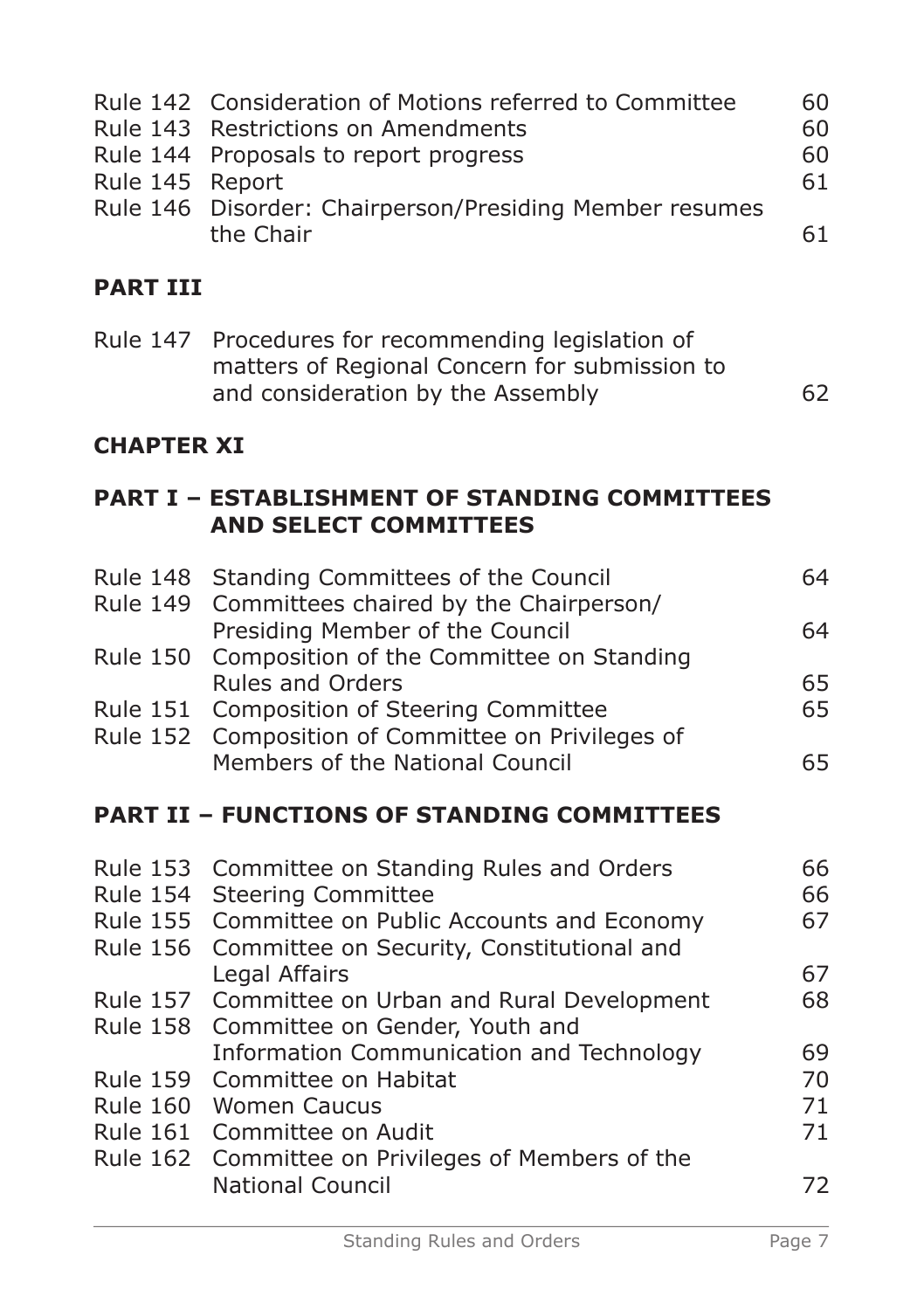| | | |
|---|---|---|
| Rule 142 | Consideration of Motions referred to Committee | 60 |
| Rule 143 | Restrictions on Amendments | 60 |
| Rule 144 | Proposals to report progress | 60 |
| Rule 145 | Report | 61 |
| Rule 146 | Disorder: Chairperson/Presiding Member resumes the Chair | 61 |

**PART III**

| | | |
|---|---|---|
| Rule 147 | Procedures for recommending legislation of matters of Regional Concern for submission to and consideration by the Assembly | 62 |

**CHAPTER XI**

**PART I – ESTABLISHMENT OF STANDING COMMITTEES AND SELECT COMMITTEES**

| | | |
|---|---|---|
| Rule 148 | Standing Committees of the Council | 64 |
| Rule 149 | Committees chaired by the Chairperson/ Presiding Member of the Council | 64 |
| Rule 150 | Composition of the Committee on Standing Rules and Orders | 65 |
| Rule 151 | Composition of Steering Committee | 65 |
| Rule 152 | Composition of Committee on Privileges of Members of the National Council | 65 |

**PART II – FUNCTIONS OF STANDING COMMITTEES**

| | | |
|---|---|---|
| Rule 153 | Committee on Standing Rules and Orders | 66 |
| Rule 154 | Steering Committee | 66 |
| Rule 155 | Committee on Public Accounts and Economy | 67 |
| Rule 156 | Committee on Security, Constitutional and Legal Affairs | 67 |
| Rule 157 | Committee on Urban and Rural Development | 68 |
| Rule 158 | Committee on Gender, Youth and Information Communication and Technology | 69 |
| Rule 159 | Committee on Habitat | 70 |
| Rule 160 | Women Caucus | 71 |
| Rule 161 | Committee on Audit | 71 |
| Rule 162 | Committee on Privileges of Members of the National Council | 72 |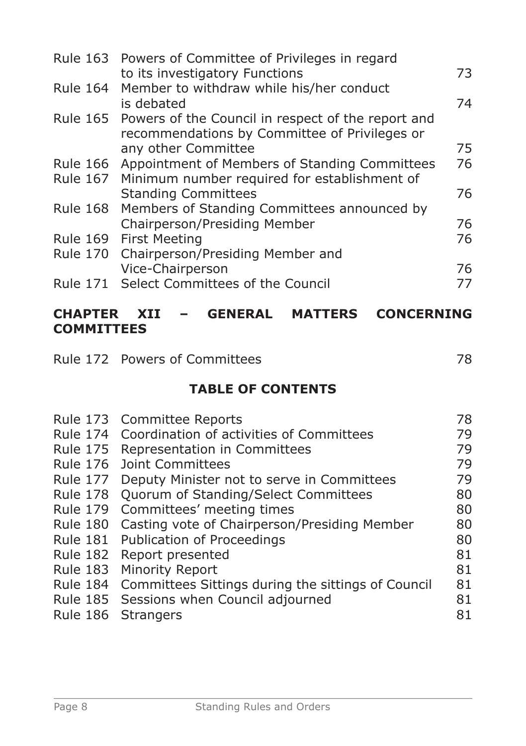| | | |
|---|---|---|
| Rule 163 | Powers of Committee of Privileges in regard to its investigatory Functions | 73 |
| Rule 164 | Member to withdraw while his/her conduct is debated | 74 |
| Rule 165 | Powers of the Council in respect of the report and recommendations by Committee of Privileges or any other Committee | 75 |
| Rule 166 | Appointment of Members of Standing Committees | 76 |
| Rule 167 | Minimum number required for establishment of Standing Committees | 76 |
| Rule 168 | Members of Standing Committees announced by Chairperson/Presiding Member | 76 |
| Rule 169 | First Meeting | 76 |
| Rule 170 | Chairperson/Presiding Member and Vice-Chairperson | 76 |
| Rule 171 | Select Committees of the Council | 77 |

## CHAPTER XII – GENERAL MATTERS CONCERNING COMMITTEES

| | | |
|---|---|---|
| Rule 172 | Powers of Committees | 78 |

## TABLE OF CONTENTS

| | | |
|---|---|---|
| Rule 173 | Committee Reports | 78 |
| Rule 174 | Coordination of activities of Committees | 79 |
| Rule 175 | Representation in Committees | 79 |
| Rule 176 | Joint Committees | 79 |
| Rule 177 | Deputy Minister not to serve in Committees | 79 |
| Rule 178 | Quorum of Standing/Select Committees | 80 |
| Rule 179 | Committees' meeting times | 80 |
| Rule 180 | Casting vote of Chairperson/Presiding Member | 80 |
| Rule 181 | Publication of Proceedings | 80 |
| Rule 182 | Report presented | 81 |
| Rule 183 | Minority Report | 81 |
| Rule 184 | Committees Sittings during the sittings of Council | 81 |
| Rule 185 | Sessions when Council adjourned | 81 |
| Rule 186 | Strangers | 81 |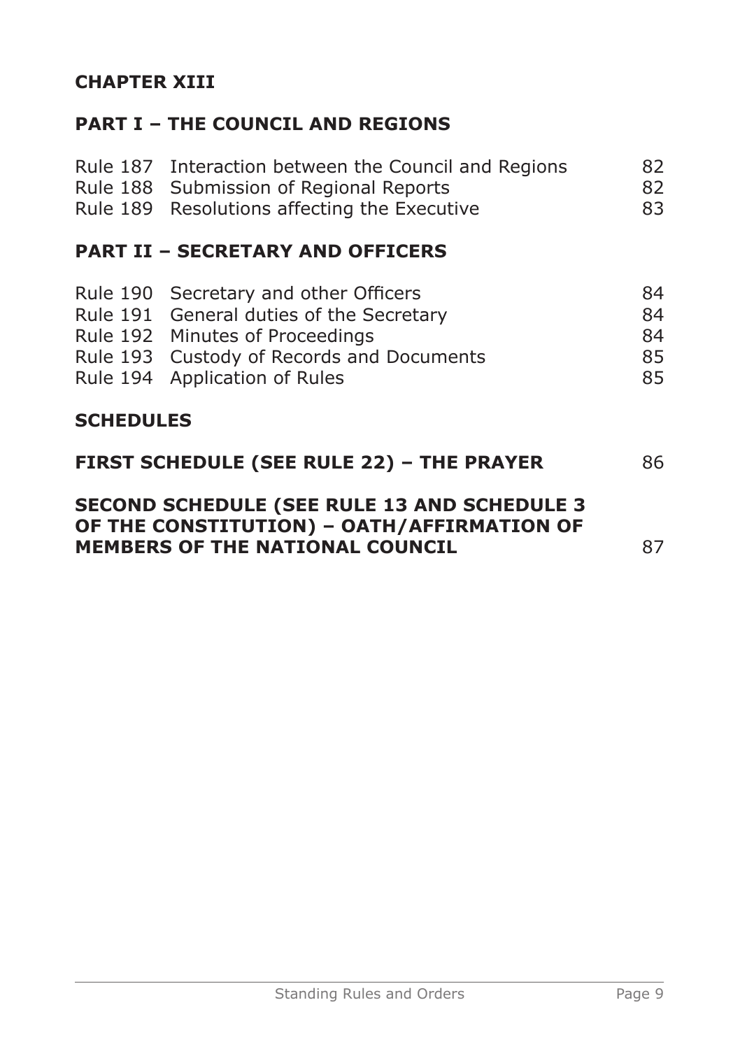## CHAPTER XIII

### PART I – THE COUNCIL AND REGIONS

| | | |
|---|---|---|
| Rule 187 | Interaction between the Council and Regions | 82 |
| Rule 188 | Submission of Regional Reports | 82 |
| Rule 189 | Resolutions affecting the Executive | 83 |

### PART II – SECRETARY AND OFFICERS

| | | |
|---|---|---|
| Rule 190 | Secretary and other Officers | 84 |
| Rule 191 | General duties of the Secretary | 84 |
| Rule 192 | Minutes of Proceedings | 84 |
| Rule 193 | Custody of Records and Documents | 85 |
| Rule 194 | Application of Rules | 85 |

## SCHEDULES

**FIRST SCHEDULE (SEE RULE 22) – THE PRAYER** 86

**SECOND SCHEDULE (SEE RULE 13 AND SCHEDULE 3 OF THE CONSTITUTION) – OATH/AFFIRMATION OF MEMBERS OF THE NATIONAL COUNCIL** 87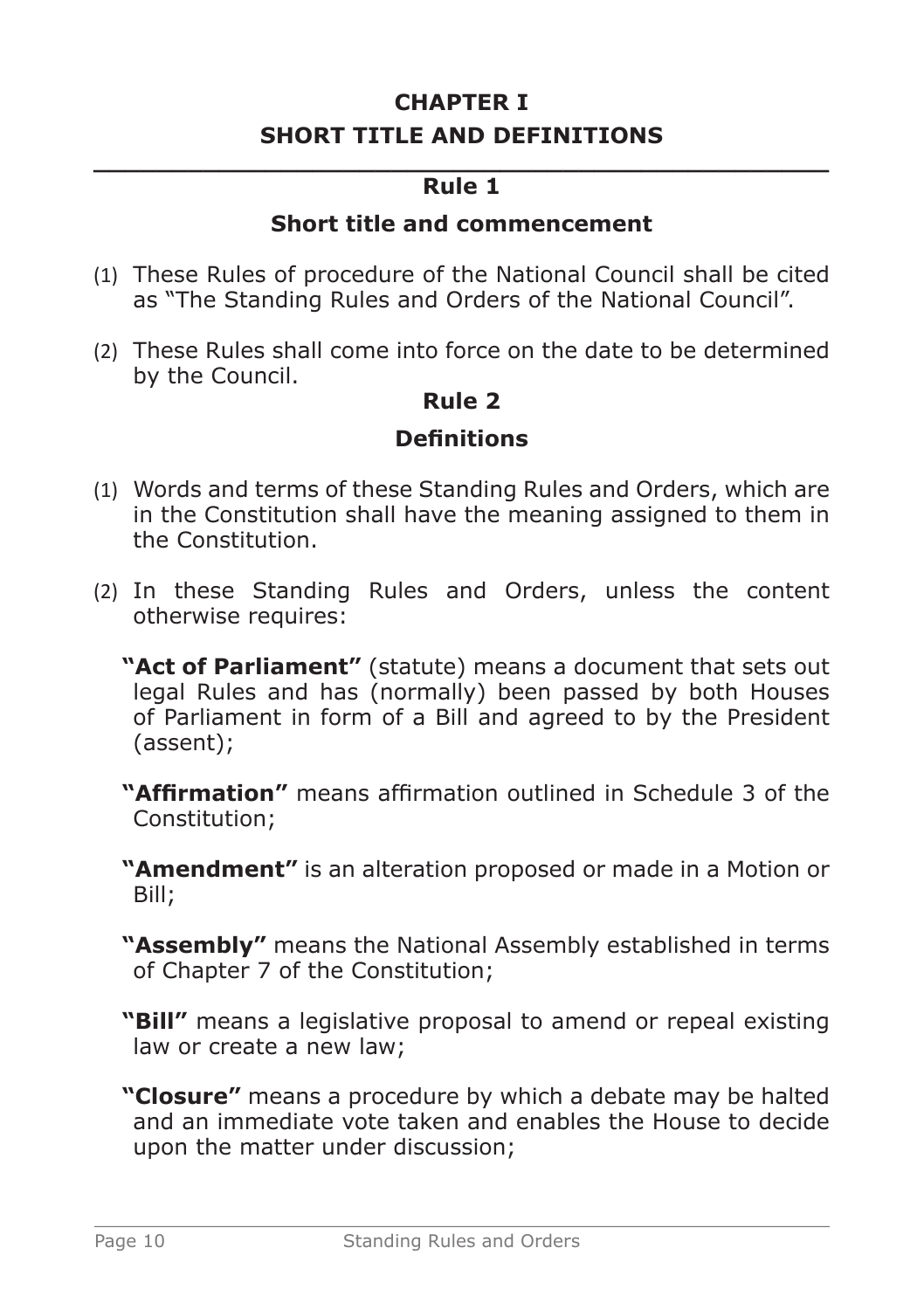# CHAPTER I
# SHORT TITLE AND DEFINITIONS

## Rule 1

### Short title and commencement

(1) These Rules of procedure of the National Council shall be cited as "The Standing Rules and Orders of the National Council".

(2) These Rules shall come into force on the date to be determined by the Council.

## Rule 2

### Definitions

(1) Words and terms of these Standing Rules and Orders, which are in the Constitution shall have the meaning assigned to them in the Constitution.

(2) In these Standing Rules and Orders, unless the content otherwise requires:

**"Act of Parliament"** (statute) means a document that sets out legal Rules and has (normally) been passed by both Houses of Parliament in form of a Bill and agreed to by the President (assent);

**"Affirmation"** means affirmation outlined in Schedule 3 of the Constitution;

**"Amendment"** is an alteration proposed or made in a Motion or Bill;

**"Assembly"** means the National Assembly established in terms of Chapter 7 of the Constitution;

**"Bill"** means a legislative proposal to amend or repeal existing law or create a new law;

**"Closure"** means a procedure by which a debate may be halted and an immediate vote taken and enables the House to decide upon the matter under discussion;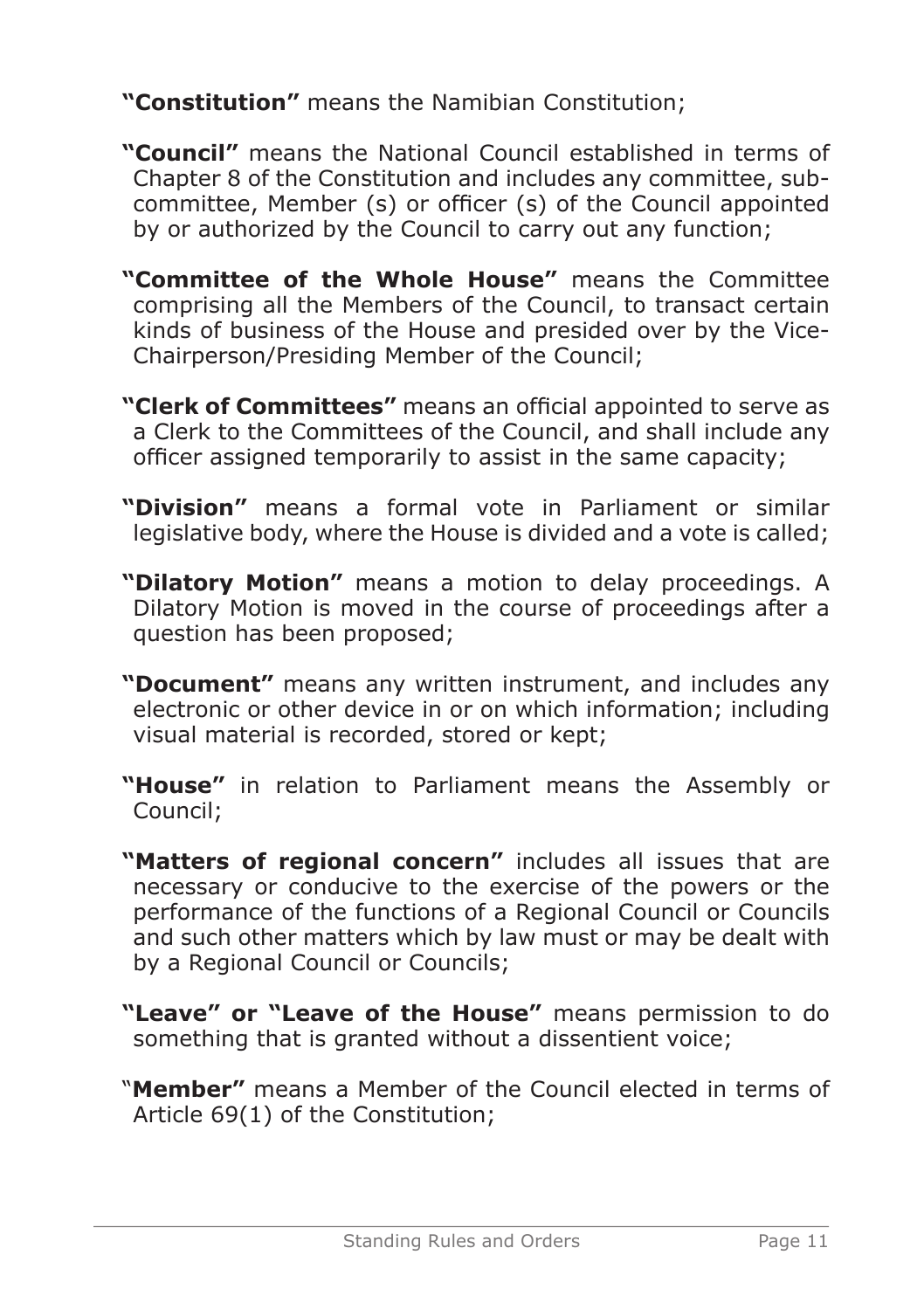**"Constitution"** means the Namibian Constitution;

**"Council"** means the National Council established in terms of Chapter 8 of the Constitution and includes any committee, sub-committee, Member (s) or officer (s) of the Council appointed by or authorized by the Council to carry out any function;

**"Committee of the Whole House"** means the Committee comprising all the Members of the Council, to transact certain kinds of business of the House and presided over by the Vice-Chairperson/Presiding Member of the Council;

**"Clerk of Committees"** means an official appointed to serve as a Clerk to the Committees of the Council, and shall include any officer assigned temporarily to assist in the same capacity;

**"Division"** means a formal vote in Parliament or similar legislative body, where the House is divided and a vote is called;

**"Dilatory Motion"** means a motion to delay proceedings. A Dilatory Motion is moved in the course of proceedings after a question has been proposed;

**"Document"** means any written instrument, and includes any electronic or other device in or on which information; including visual material is recorded, stored or kept;

**"House"** in relation to Parliament means the Assembly or Council;

**"Matters of regional concern"** includes all issues that are necessary or conducive to the exercise of the powers or the performance of the functions of a Regional Council or Councils and such other matters which by law must or may be dealt with by a Regional Council or Councils;

**"Leave" or "Leave of the House"** means permission to do something that is granted without a dissentient voice;

"**Member"** means a Member of the Council elected in terms of Article 69(1) of the Constitution;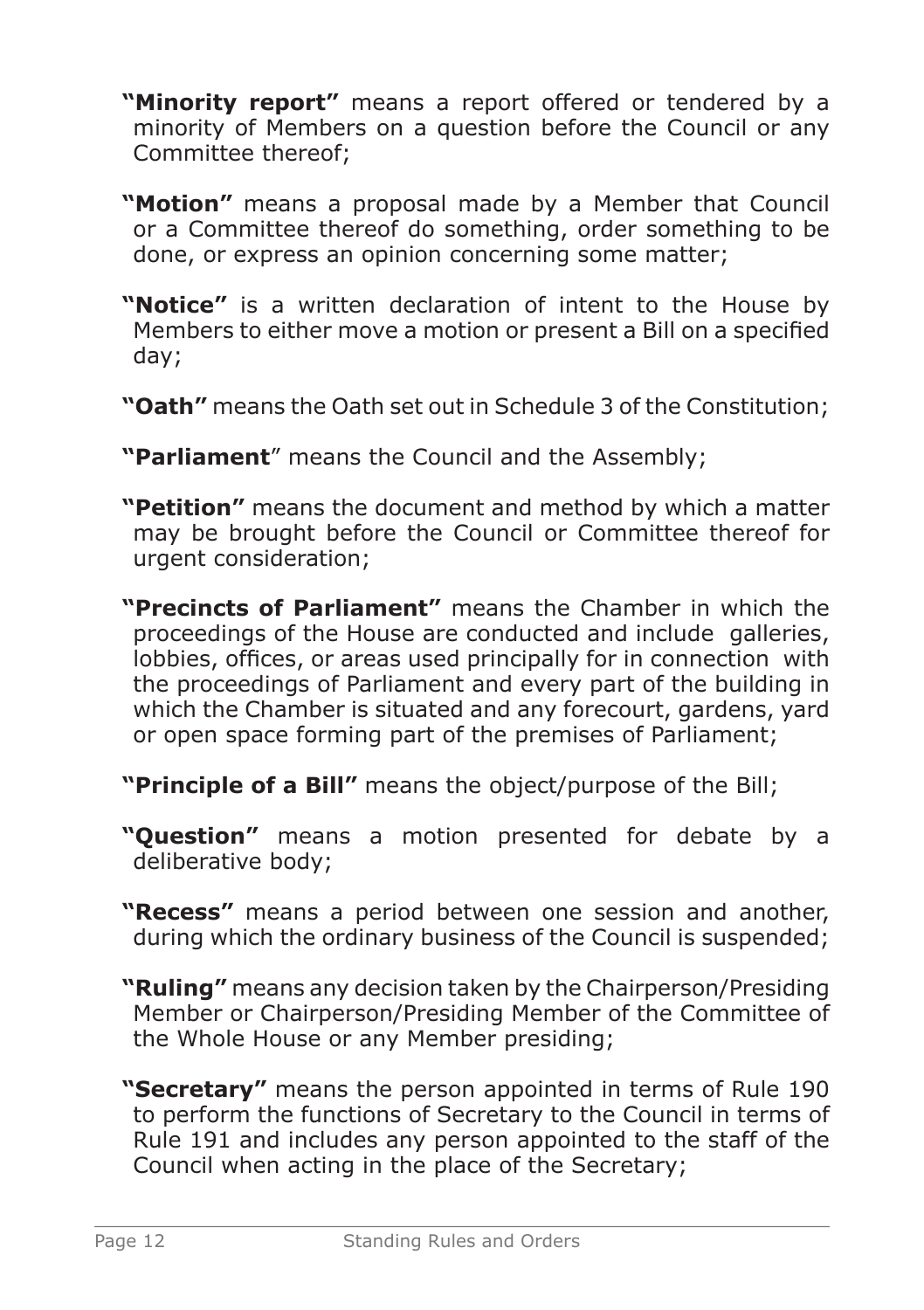**"Minority report"** means a report offered or tendered by a minority of Members on a question before the Council or any Committee thereof;

**"Motion"** means a proposal made by a Member that Council or a Committee thereof do something, order something to be done, or express an opinion concerning some matter;

**"Notice"** is a written declaration of intent to the House by Members to either move a motion or present a Bill on a specified day;

**"Oath"** means the Oath set out in Schedule 3 of the Constitution;

**"Parliament**" means the Council and the Assembly;

**"Petition"** means the document and method by which a matter may be brought before the Council or Committee thereof for urgent consideration;

**"Precincts of Parliament"** means the Chamber in which the proceedings of the House are conducted and include galleries, lobbies, offices, or areas used principally for in connection with the proceedings of Parliament and every part of the building in which the Chamber is situated and any forecourt, gardens, yard or open space forming part of the premises of Parliament;

**"Principle of a Bill"** means the object/purpose of the Bill;

**"Question"** means a motion presented for debate by a deliberative body;

**"Recess"** means a period between one session and another, during which the ordinary business of the Council is suspended;

**"Ruling"** means any decision taken by the Chairperson/Presiding Member or Chairperson/Presiding Member of the Committee of the Whole House or any Member presiding;

**"Secretary"** means the person appointed in terms of Rule 190 to perform the functions of Secretary to the Council in terms of Rule 191 and includes any person appointed to the staff of the Council when acting in the place of the Secretary;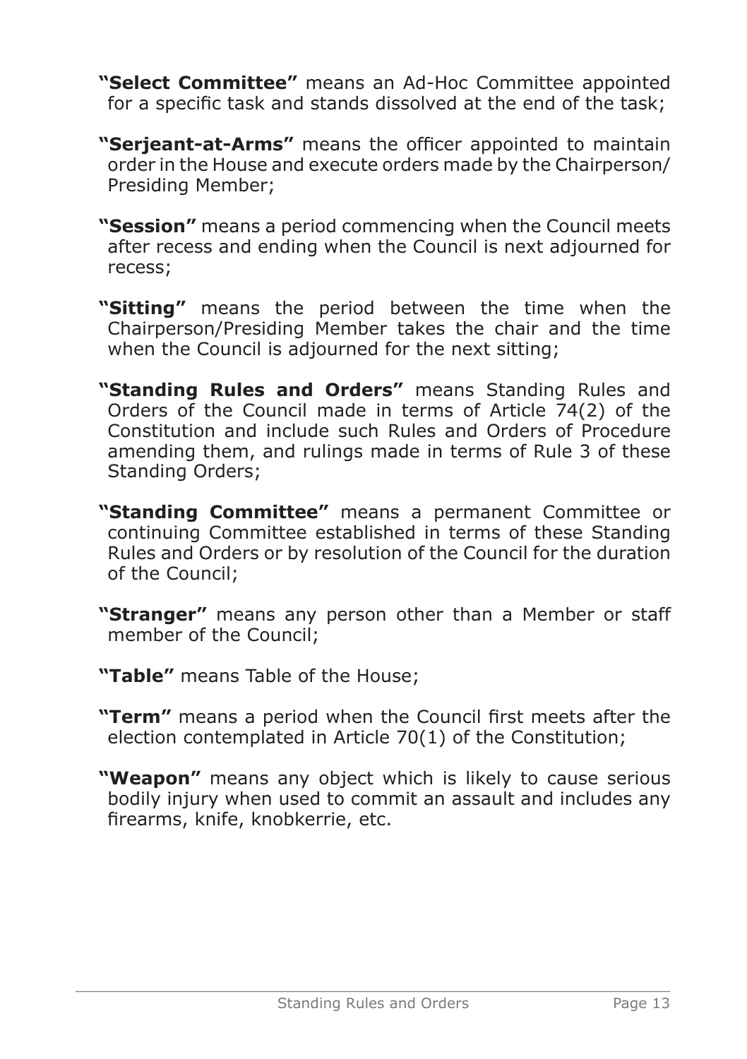**"Select Committee"** means an Ad-Hoc Committee appointed for a specific task and stands dissolved at the end of the task;

**"Serjeant-at-Arms"** means the officer appointed to maintain order in the House and execute orders made by the Chairperson/ Presiding Member;

**"Session"** means a period commencing when the Council meets after recess and ending when the Council is next adjourned for recess;

**"Sitting"** means the period between the time when the Chairperson/Presiding Member takes the chair and the time when the Council is adjourned for the next sitting;

**"Standing Rules and Orders"** means Standing Rules and Orders of the Council made in terms of Article 74(2) of the Constitution and include such Rules and Orders of Procedure amending them, and rulings made in terms of Rule 3 of these Standing Orders;

**"Standing Committee"** means a permanent Committee or continuing Committee established in terms of these Standing Rules and Orders or by resolution of the Council for the duration of the Council;

**"Stranger"** means any person other than a Member or staff member of the Council;

**"Table"** means Table of the House;

**"Term"** means a period when the Council first meets after the election contemplated in Article 70(1) of the Constitution;

**"Weapon"** means any object which is likely to cause serious bodily injury when used to commit an assault and includes any firearms, knife, knobkerrie, etc.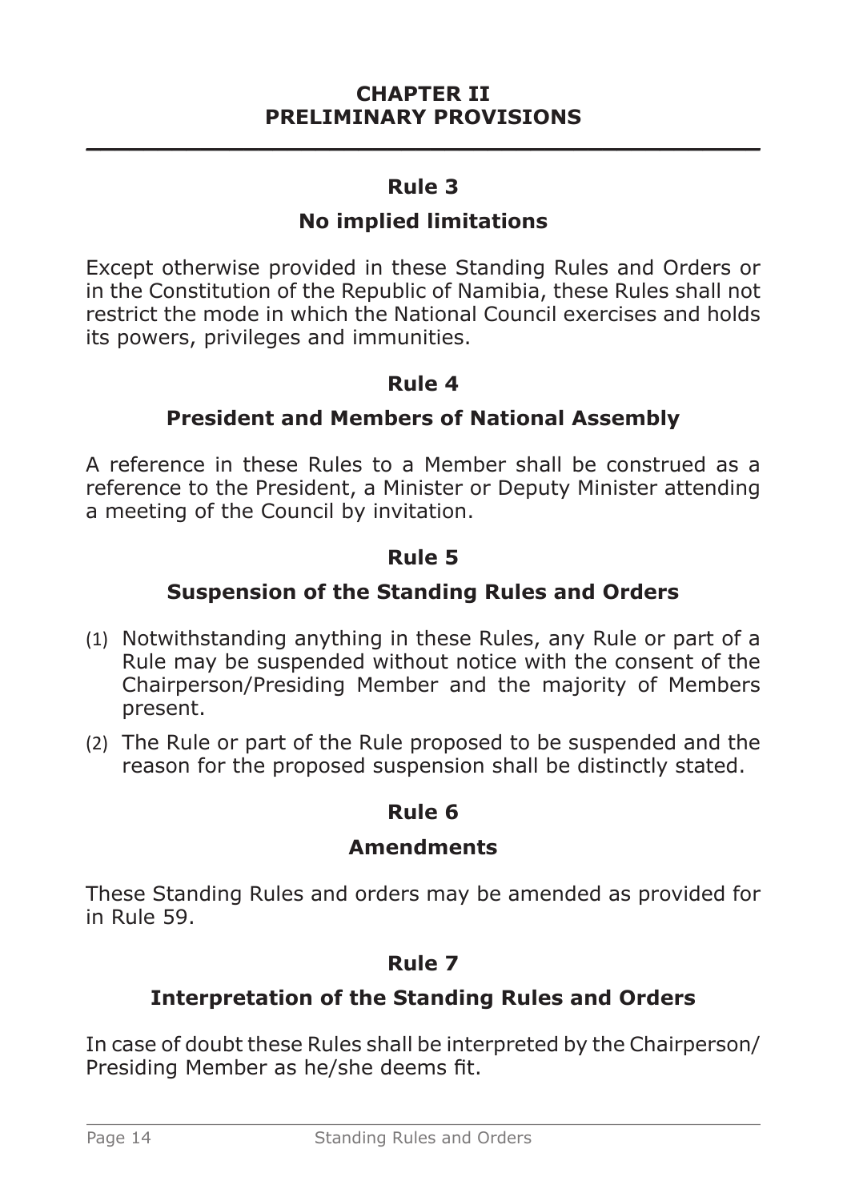# CHAPTER II
# PRELIMINARY PROVISIONS

## Rule 3

### No implied limitations

Except otherwise provided in these Standing Rules and Orders or in the Constitution of the Republic of Namibia, these Rules shall not restrict the mode in which the National Council exercises and holds its powers, privileges and immunities.

## Rule 4

### President and Members of National Assembly

A reference in these Rules to a Member shall be construed as a reference to the President, a Minister or Deputy Minister attending a meeting of the Council by invitation.

## Rule 5

### Suspension of the Standing Rules and Orders

(1) Notwithstanding anything in these Rules, any Rule or part of a Rule may be suspended without notice with the consent of the Chairperson/Presiding Member and the majority of Members present.

(2) The Rule or part of the Rule proposed to be suspended and the reason for the proposed suspension shall be distinctly stated.

## Rule 6

### Amendments

These Standing Rules and orders may be amended as provided for in Rule 59.

## Rule 7

### Interpretation of the Standing Rules and Orders

In case of doubt these Rules shall be interpreted by the Chairperson/ Presiding Member as he/she deems fit.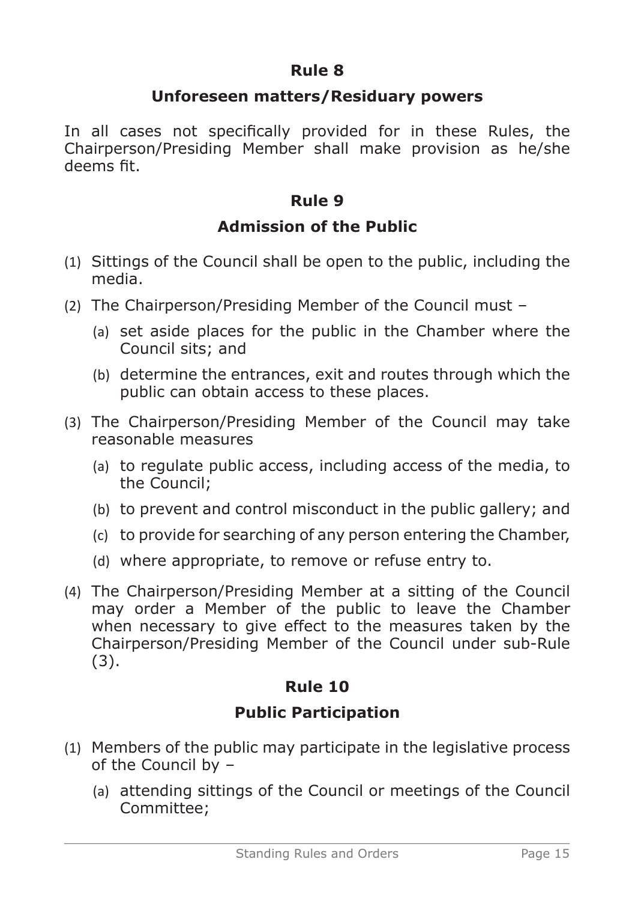## Rule 8

## Unforeseen matters/Residuary powers

In all cases not specifically provided for in these Rules, the Chairperson/Presiding Member shall make provision as he/she deems fit.

## Rule 9

## Admission of the Public

(1) Sittings of the Council shall be open to the public, including the media.

(2) The Chairperson/Presiding Member of the Council must –

  (a) set aside places for the public in the Chamber where the Council sits; and

  (b) determine the entrances, exit and routes through which the public can obtain access to these places.

(3) The Chairperson/Presiding Member of the Council may take reasonable measures

  (a) to regulate public access, including access of the media, to the Council;

  (b) to prevent and control misconduct in the public gallery; and

  (c) to provide for searching of any person entering the Chamber,

  (d) where appropriate, to remove or refuse entry to.

(4) The Chairperson/Presiding Member at a sitting of the Council may order a Member of the public to leave the Chamber when necessary to give effect to the measures taken by the Chairperson/Presiding Member of the Council under sub-Rule (3).

## Rule 10

## Public Participation

(1) Members of the public may participate in the legislative process of the Council by –

  (a) attending sittings of the Council or meetings of the Council Committee;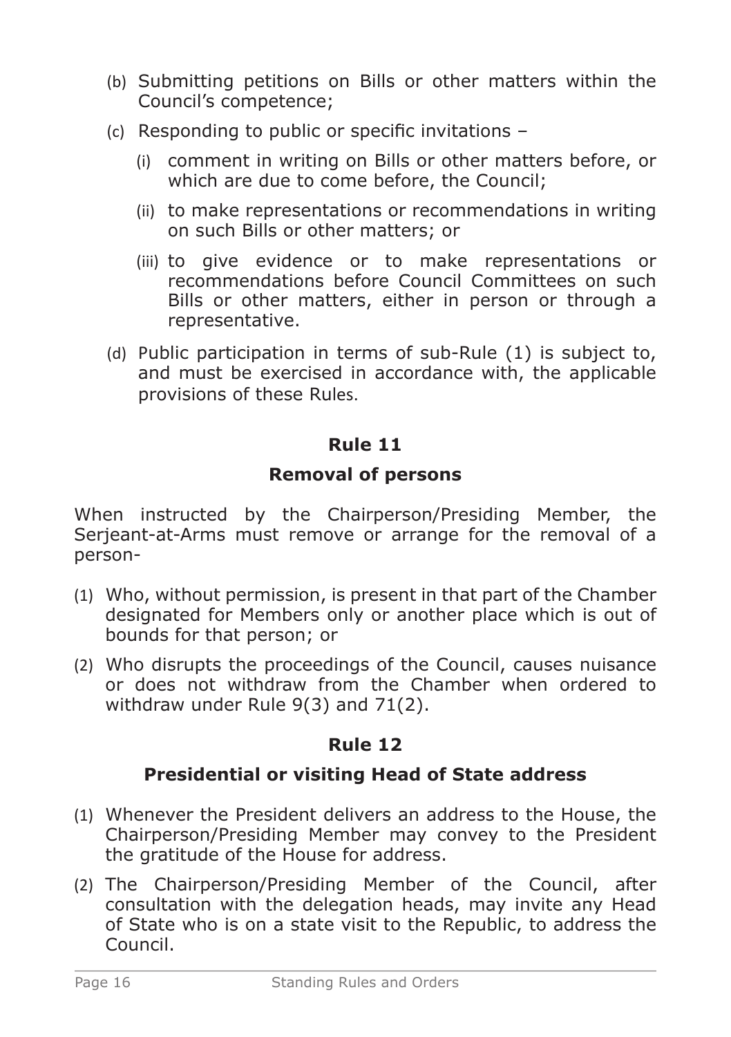(b) Submitting petitions on Bills or other matters within the Council's competence;

(c) Responding to public or specific invitations –

   (i) comment in writing on Bills or other matters before, or which are due to come before, the Council;

   (ii) to make representations or recommendations in writing on such Bills or other matters; or

   (iii) to give evidence or to make representations or recommendations before Council Committees on such Bills or other matters, either in person or through a representative.

(d) Public participation in terms of sub-Rule (1) is subject to, and must be exercised in accordance with, the applicable provisions of these Rules.

## Rule 11

### Removal of persons

When instructed by the Chairperson/Presiding Member, the Serjeant-at-Arms must remove or arrange for the removal of a person-

(1) Who, without permission, is present in that part of the Chamber designated for Members only or another place which is out of bounds for that person; or

(2) Who disrupts the proceedings of the Council, causes nuisance or does not withdraw from the Chamber when ordered to withdraw under Rule 9(3) and 71(2).

## Rule 12

### Presidential or visiting Head of State address

(1) Whenever the President delivers an address to the House, the Chairperson/Presiding Member may convey to the President the gratitude of the House for address.

(2) The Chairperson/Presiding Member of the Council, after consultation with the delegation heads, may invite any Head of State who is on a state visit to the Republic, to address the Council.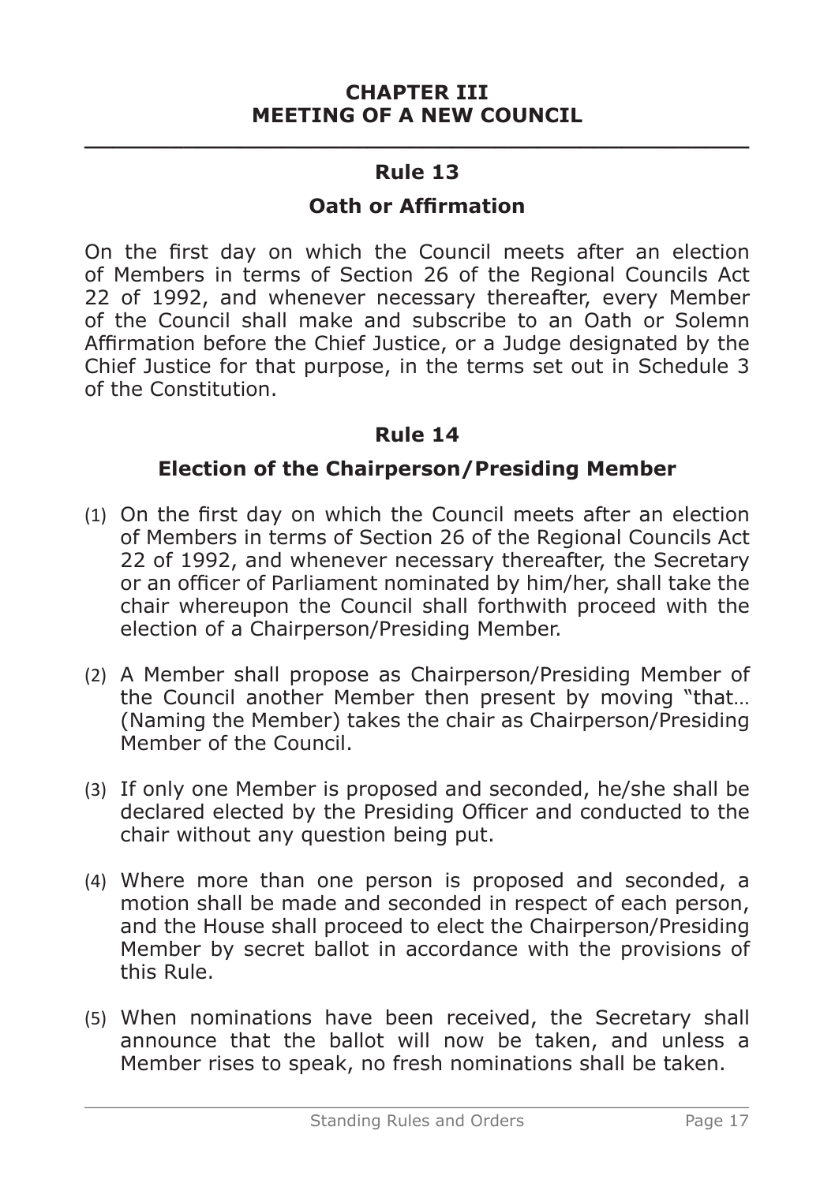# CHAPTER III
# MEETING OF A NEW COUNCIL

## Rule 13

### Oath or Affirmation

On the first day on which the Council meets after an election of Members in terms of Section 26 of the Regional Councils Act 22 of 1992, and whenever necessary thereafter, every Member of the Council shall make and subscribe to an Oath or Solemn Affirmation before the Chief Justice, or a Judge designated by the Chief Justice for that purpose, in the terms set out in Schedule 3 of the Constitution.

## Rule 14

### Election of the Chairperson/Presiding Member

(1) On the first day on which the Council meets after an election of Members in terms of Section 26 of the Regional Councils Act 22 of 1992, and whenever necessary thereafter, the Secretary or an officer of Parliament nominated by him/her, shall take the chair whereupon the Council shall forthwith proceed with the election of a Chairperson/Presiding Member.

(2) A Member shall propose as Chairperson/Presiding Member of the Council another Member then present by moving "that… (Naming the Member) takes the chair as Chairperson/Presiding Member of the Council.

(3) If only one Member is proposed and seconded, he/she shall be declared elected by the Presiding Officer and conducted to the chair without any question being put.

(4) Where more than one person is proposed and seconded, a motion shall be made and seconded in respect of each person, and the House shall proceed to elect the Chairperson/Presiding Member by secret ballot in accordance with the provisions of this Rule.

(5) When nominations have been received, the Secretary shall announce that the ballot will now be taken, and unless a Member rises to speak, no fresh nominations shall be taken.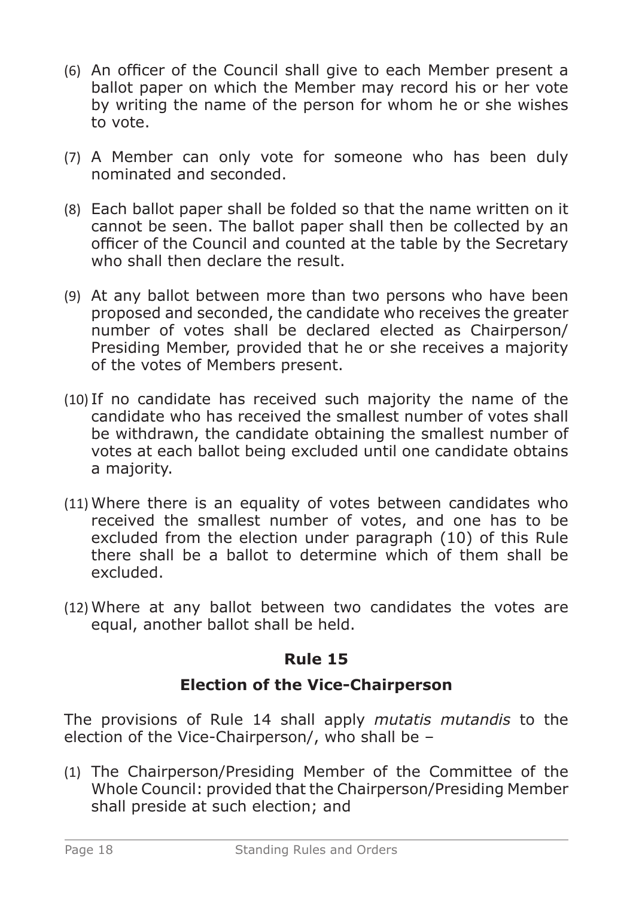(6) An officer of the Council shall give to each Member present a ballot paper on which the Member may record his or her vote by writing the name of the person for whom he or she wishes to vote.

(7) A Member can only vote for someone who has been duly nominated and seconded.

(8) Each ballot paper shall be folded so that the name written on it cannot be seen. The ballot paper shall then be collected by an officer of the Council and counted at the table by the Secretary who shall then declare the result.

(9) At any ballot between more than two persons who have been proposed and seconded, the candidate who receives the greater number of votes shall be declared elected as Chairperson/ Presiding Member, provided that he or she receives a majority of the votes of Members present.

(10) If no candidate has received such majority the name of the candidate who has received the smallest number of votes shall be withdrawn, the candidate obtaining the smallest number of votes at each ballot being excluded until one candidate obtains a majority.

(11) Where there is an equality of votes between candidates who received the smallest number of votes, and one has to be excluded from the election under paragraph (10) of this Rule there shall be a ballot to determine which of them shall be excluded.

(12) Where at any ballot between two candidates the votes are equal, another ballot shall be held.

## Rule 15

## Election of the Vice-Chairperson

The provisions of Rule 14 shall apply *mutatis mutandis* to the election of the Vice-Chairperson/, who shall be –

(1) The Chairperson/Presiding Member of the Committee of the Whole Council: provided that the Chairperson/Presiding Member shall preside at such election; and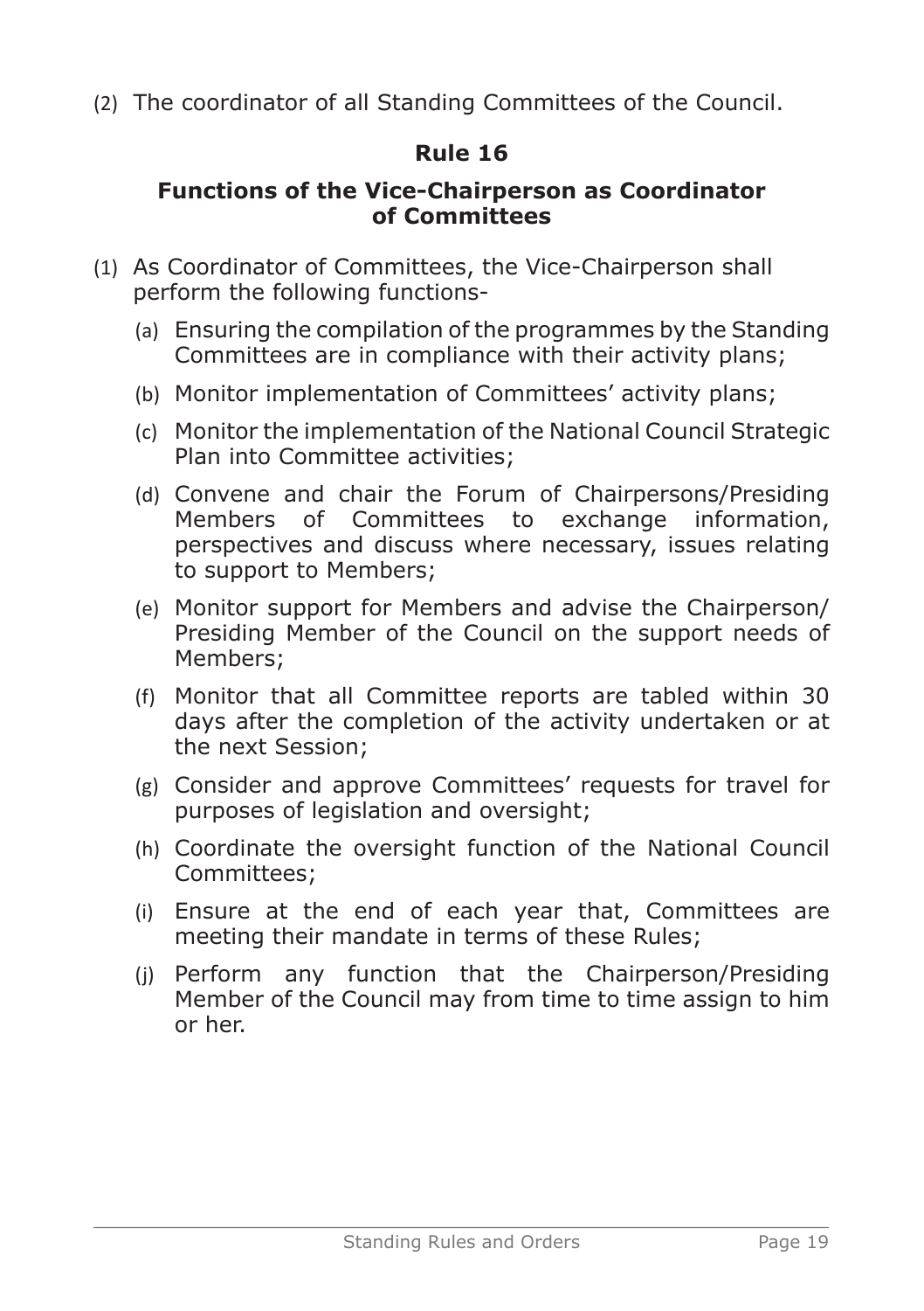(2) The coordinator of all Standing Committees of the Council.

## Rule 16

### Functions of the Vice-Chairperson as Coordinator of Committees

(1) As Coordinator of Committees, the Vice-Chairperson shall perform the following functions-

   (a) Ensuring the compilation of the programmes by the Standing Committees are in compliance with their activity plans;

   (b) Monitor implementation of Committees' activity plans;

   (c) Monitor the implementation of the National Council Strategic Plan into Committee activities;

   (d) Convene and chair the Forum of Chairpersons/Presiding Members of Committees to exchange information, perspectives and discuss where necessary, issues relating to support to Members;

   (e) Monitor support for Members and advise the Chairperson/ Presiding Member of the Council on the support needs of Members;

   (f) Monitor that all Committee reports are tabled within 30 days after the completion of the activity undertaken or at the next Session;

   (g) Consider and approve Committees' requests for travel for purposes of legislation and oversight;

   (h) Coordinate the oversight function of the National Council Committees;

   (i) Ensure at the end of each year that, Committees are meeting their mandate in terms of these Rules;

   (j) Perform any function that the Chairperson/Presiding Member of the Council may from time to time assign to him or her.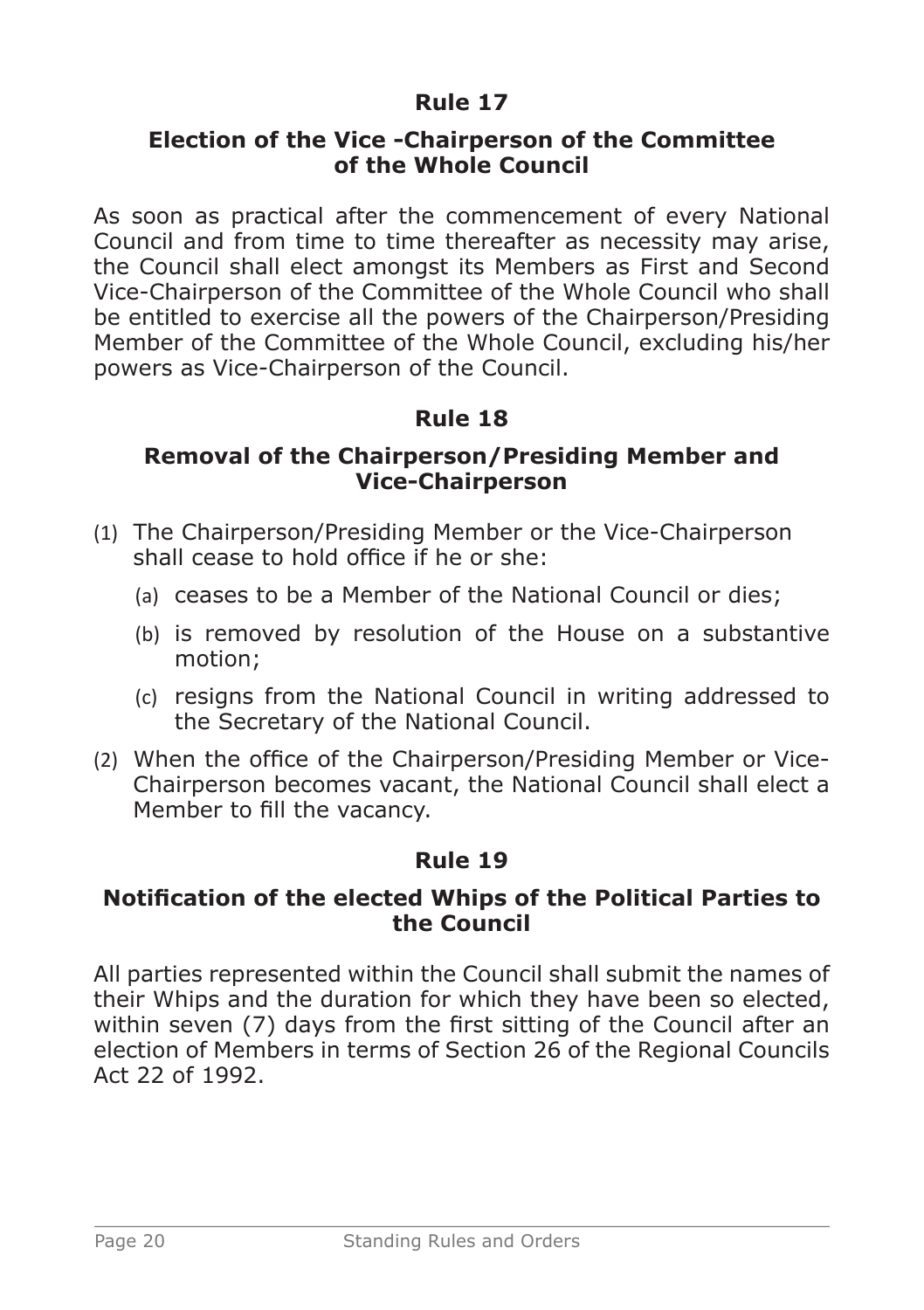## Rule 17

### Election of the Vice -Chairperson of the Committee of the Whole Council

As soon as practical after the commencement of every National Council and from time to time thereafter as necessity may arise, the Council shall elect amongst its Members as First and Second Vice-Chairperson of the Committee of the Whole Council who shall be entitled to exercise all the powers of the Chairperson/Presiding Member of the Committee of the Whole Council, excluding his/her powers as Vice-Chairperson of the Council.

## Rule 18

### Removal of the Chairperson/Presiding Member and Vice-Chairperson

(1) The Chairperson/Presiding Member or the Vice-Chairperson shall cease to hold office if he or she:

  (a) ceases to be a Member of the National Council or dies;

  (b) is removed by resolution of the House on a substantive motion;

  (c) resigns from the National Council in writing addressed to the Secretary of the National Council.

(2) When the office of the Chairperson/Presiding Member or Vice-Chairperson becomes vacant, the National Council shall elect a Member to fill the vacancy.

## Rule 19

### Notification of the elected Whips of the Political Parties to the Council

All parties represented within the Council shall submit the names of their Whips and the duration for which they have been so elected, within seven (7) days from the first sitting of the Council after an election of Members in terms of Section 26 of the Regional Councils Act 22 of 1992.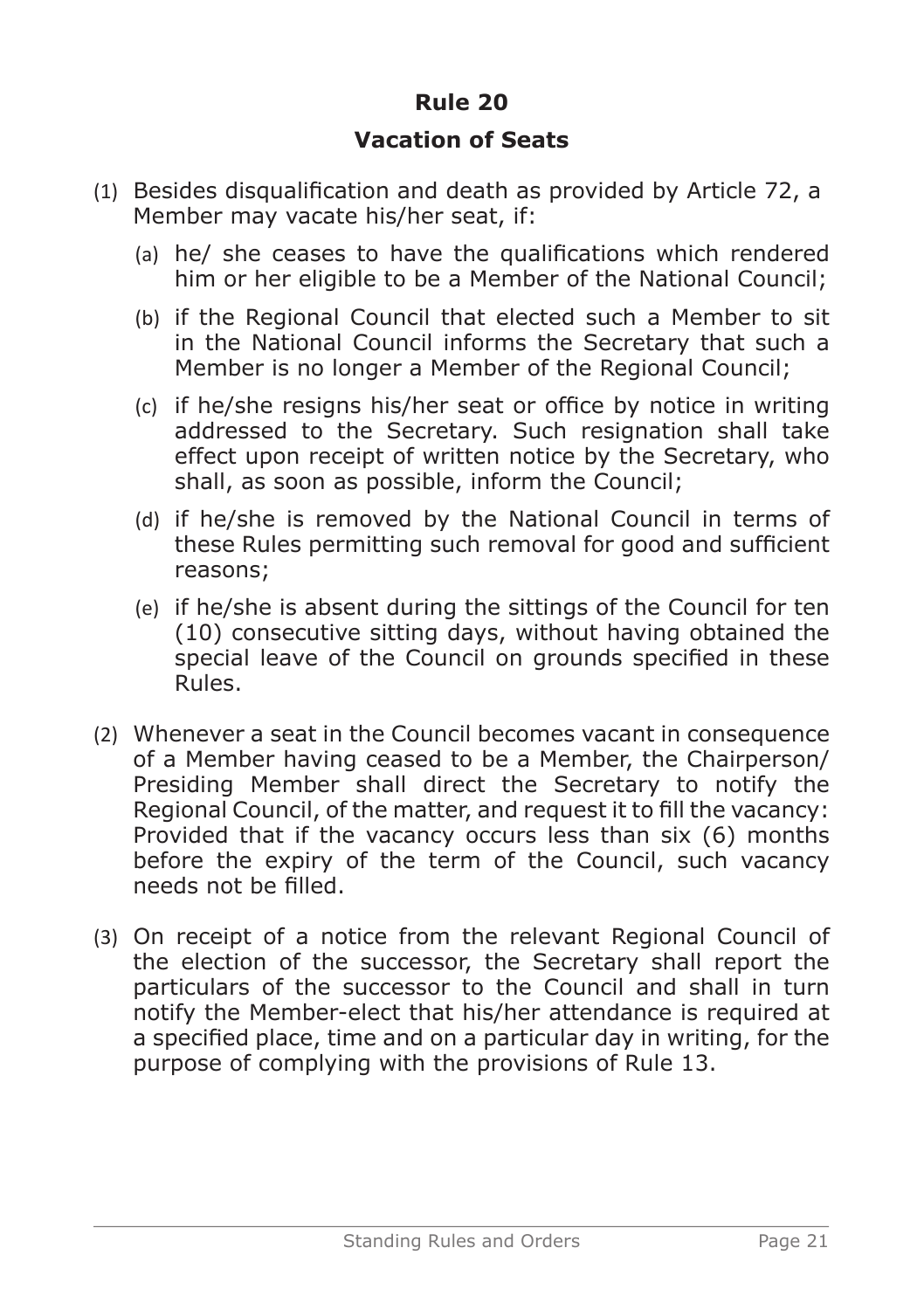## Rule 20

## Vacation of Seats

(1) Besides disqualification and death as provided by Article 72, a Member may vacate his/her seat, if:

   (a) he/ she ceases to have the qualifications which rendered him or her eligible to be a Member of the National Council;

   (b) if the Regional Council that elected such a Member to sit in the National Council informs the Secretary that such a Member is no longer a Member of the Regional Council;

   (c) if he/she resigns his/her seat or office by notice in writing addressed to the Secretary. Such resignation shall take effect upon receipt of written notice by the Secretary, who shall, as soon as possible, inform the Council;

   (d) if he/she is removed by the National Council in terms of these Rules permitting such removal for good and sufficient reasons;

   (e) if he/she is absent during the sittings of the Council for ten (10) consecutive sitting days, without having obtained the special leave of the Council on grounds specified in these Rules.

(2) Whenever a seat in the Council becomes vacant in consequence of a Member having ceased to be a Member, the Chairperson/ Presiding Member shall direct the Secretary to notify the Regional Council, of the matter, and request it to fill the vacancy: Provided that if the vacancy occurs less than six (6) months before the expiry of the term of the Council, such vacancy needs not be filled.

(3) On receipt of a notice from the relevant Regional Council of the election of the successor, the Secretary shall report the particulars of the successor to the Council and shall in turn notify the Member-elect that his/her attendance is required at a specified place, time and on a particular day in writing, for the purpose of complying with the provisions of Rule 13.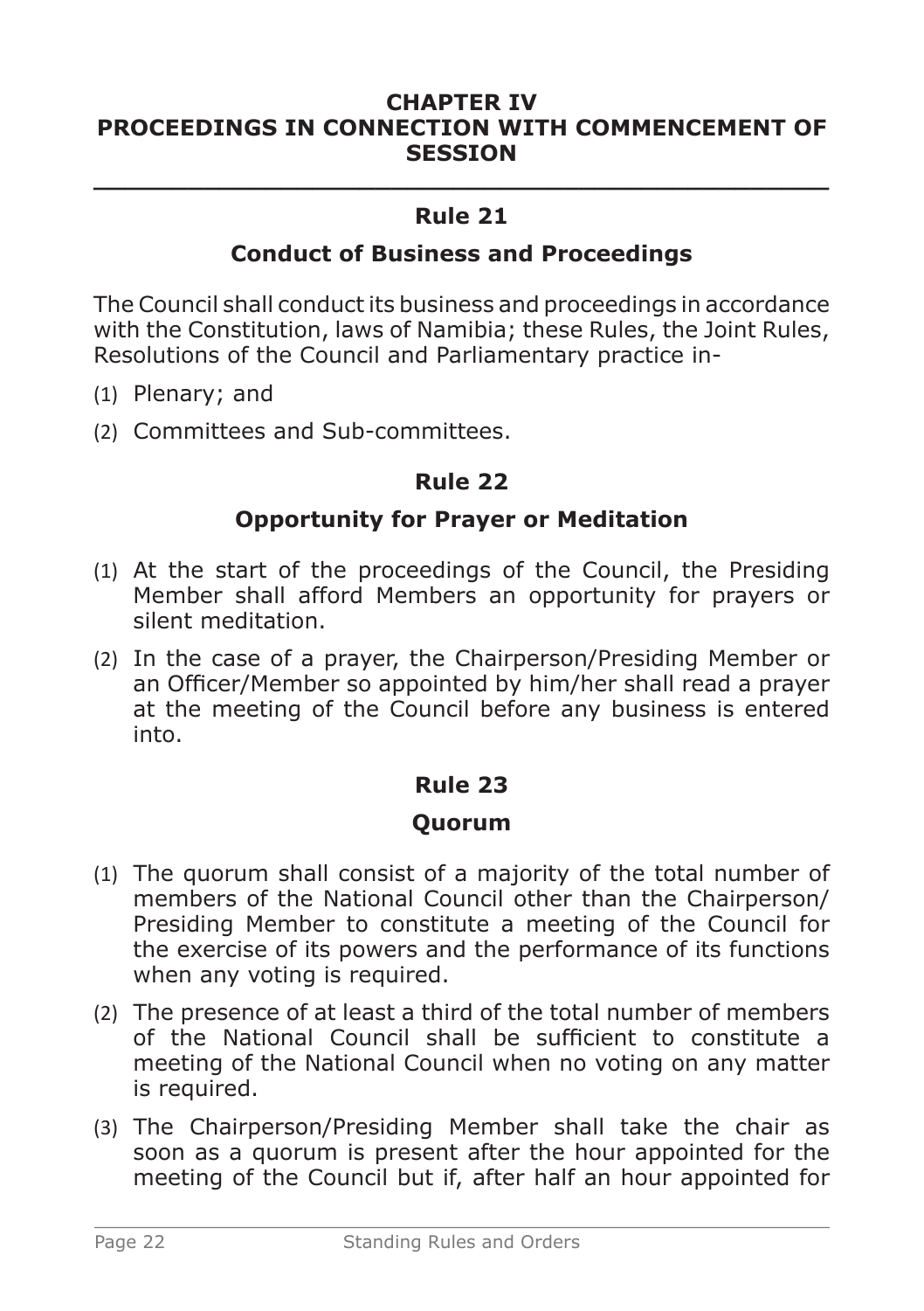## CHAPTER IV
## PROCEEDINGS IN CONNECTION WITH COMMENCEMENT OF SESSION

### Rule 21

### Conduct of Business and Proceedings

The Council shall conduct its business and proceedings in accordance with the Constitution, laws of Namibia; these Rules, the Joint Rules, Resolutions of the Council and Parliamentary practice in-

(1) Plenary; and

(2) Committees and Sub-committees.

### Rule 22

### Opportunity for Prayer or Meditation

(1) At the start of the proceedings of the Council, the Presiding Member shall afford Members an opportunity for prayers or silent meditation.

(2) In the case of a prayer, the Chairperson/Presiding Member or an Officer/Member so appointed by him/her shall read a prayer at the meeting of the Council before any business is entered into.

### Rule 23

### Quorum

(1) The quorum shall consist of a majority of the total number of members of the National Council other than the Chairperson/ Presiding Member to constitute a meeting of the Council for the exercise of its powers and the performance of its functions when any voting is required.

(2) The presence of at least a third of the total number of members of the National Council shall be sufficient to constitute a meeting of the National Council when no voting on any matter is required.

(3) The Chairperson/Presiding Member shall take the chair as soon as a quorum is present after the hour appointed for the meeting of the Council but if, after half an hour appointed for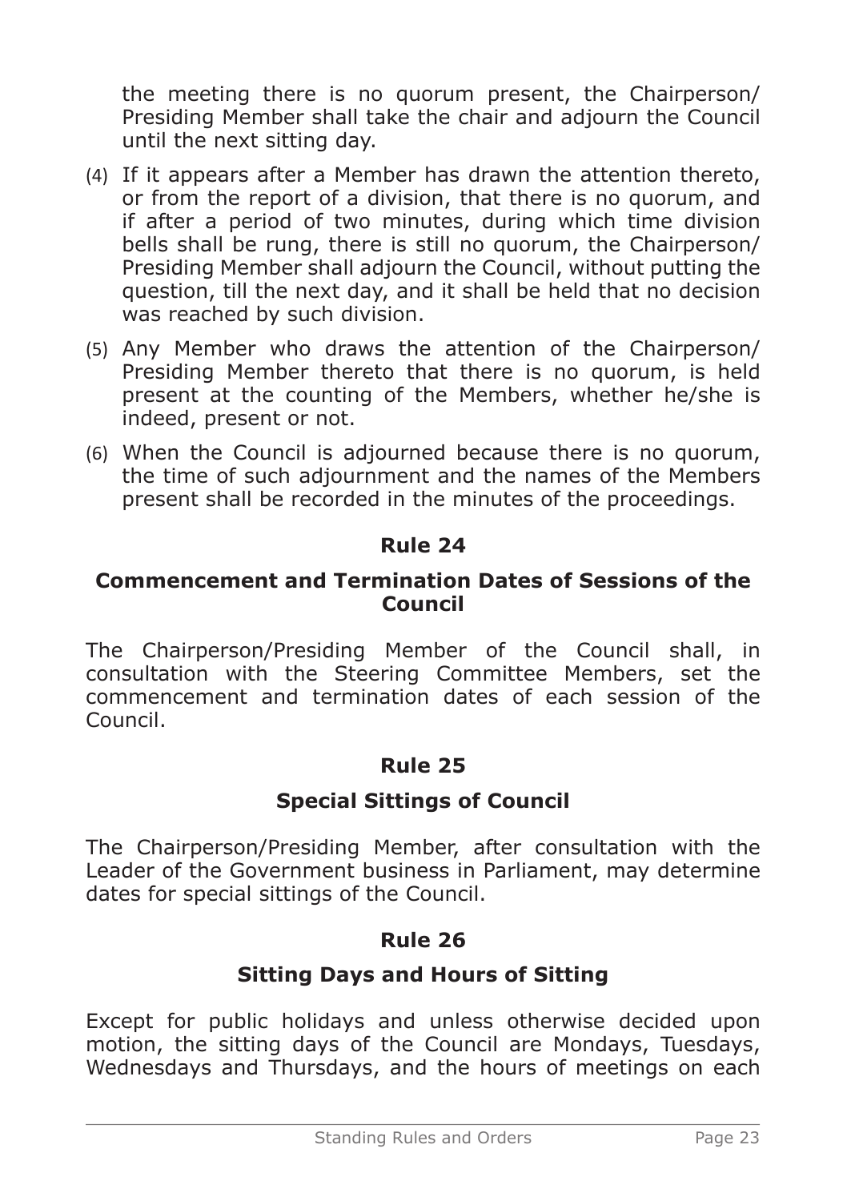the meeting there is no quorum present, the Chairperson/ Presiding Member shall take the chair and adjourn the Council until the next sitting day.

(4) If it appears after a Member has drawn the attention thereto, or from the report of a division, that there is no quorum, and if after a period of two minutes, during which time division bells shall be rung, there is still no quorum, the Chairperson/ Presiding Member shall adjourn the Council, without putting the question, till the next day, and it shall be held that no decision was reached by such division.

(5) Any Member who draws the attention of the Chairperson/ Presiding Member thereto that there is no quorum, is held present at the counting of the Members, whether he/she is indeed, present or not.

(6) When the Council is adjourned because there is no quorum, the time of such adjournment and the names of the Members present shall be recorded in the minutes of the proceedings.

## Rule 24

### Commencement and Termination Dates of Sessions of the Council

The Chairperson/Presiding Member of the Council shall, in consultation with the Steering Committee Members, set the commencement and termination dates of each session of the Council.

## Rule 25

### Special Sittings of Council

The Chairperson/Presiding Member, after consultation with the Leader of the Government business in Parliament, may determine dates for special sittings of the Council.

## Rule 26

### Sitting Days and Hours of Sitting

Except for public holidays and unless otherwise decided upon motion, the sitting days of the Council are Mondays, Tuesdays, Wednesdays and Thursdays, and the hours of meetings on each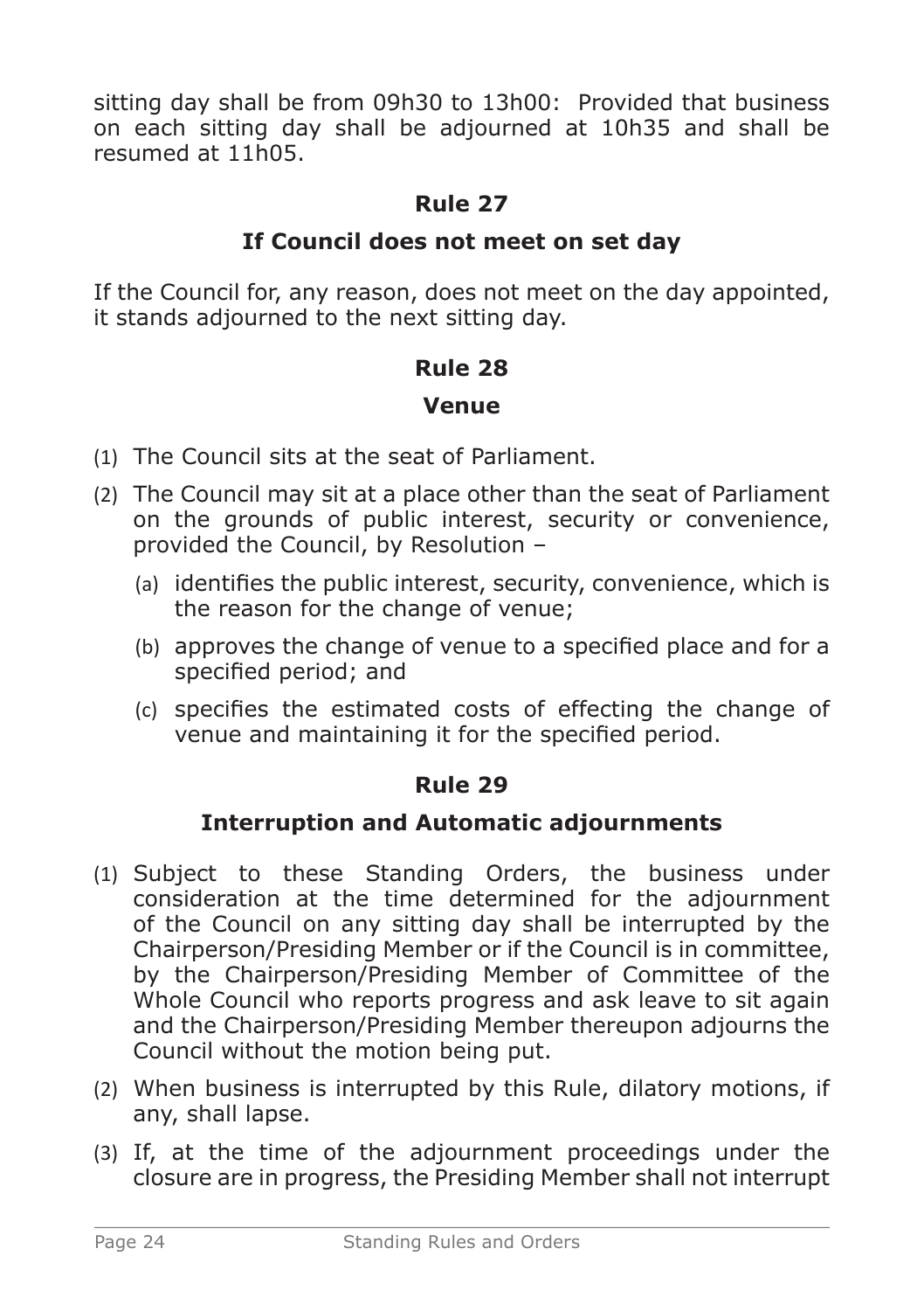sitting day shall be from 09h30 to 13h00: Provided that business on each sitting day shall be adjourned at 10h35 and shall be resumed at 11h05.

## Rule 27

### If Council does not meet on set day

If the Council for, any reason, does not meet on the day appointed, it stands adjourned to the next sitting day.

## Rule 28

### Venue

(1) The Council sits at the seat of Parliament.

(2) The Council may sit at a place other than the seat of Parliament on the grounds of public interest, security or convenience, provided the Council, by Resolution –

  (a) identifies the public interest, security, convenience, which is the reason for the change of venue;

  (b) approves the change of venue to a specified place and for a specified period; and

  (c) specifies the estimated costs of effecting the change of venue and maintaining it for the specified period.

## Rule 29

### Interruption and Automatic adjournments

(1) Subject to these Standing Orders, the business under consideration at the time determined for the adjournment of the Council on any sitting day shall be interrupted by the Chairperson/Presiding Member or if the Council is in committee, by the Chairperson/Presiding Member of Committee of the Whole Council who reports progress and ask leave to sit again and the Chairperson/Presiding Member thereupon adjourns the Council without the motion being put.

(2) When business is interrupted by this Rule, dilatory motions, if any, shall lapse.

(3) If, at the time of the adjournment proceedings under the closure are in progress, the Presiding Member shall not interrupt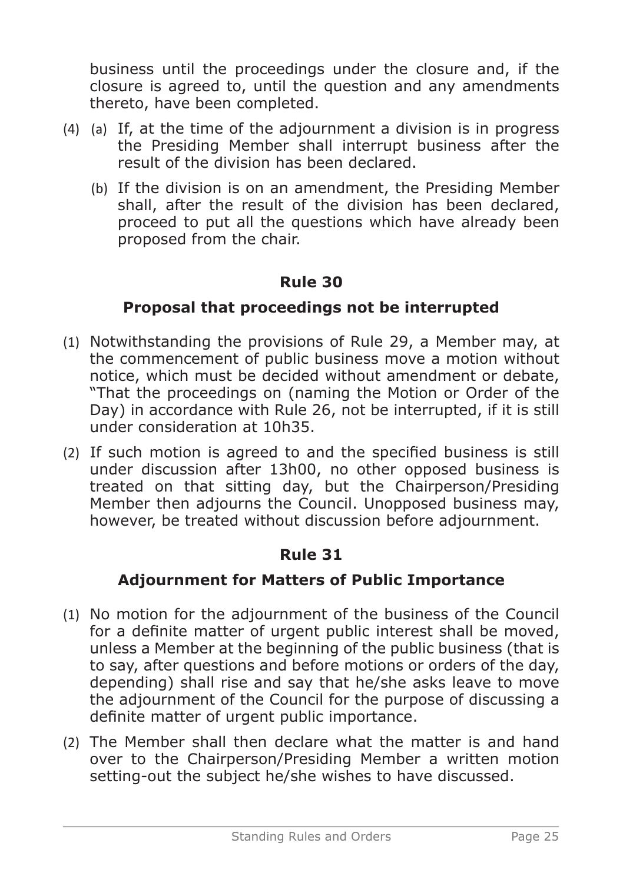business until the proceedings under the closure and, if the closure is agreed to, until the question and any amendments thereto, have been completed.

(4) (a) If, at the time of the adjournment a division is in progress the Presiding Member shall interrupt business after the result of the division has been declared.

(b) If the division is on an amendment, the Presiding Member shall, after the result of the division has been declared, proceed to put all the questions which have already been proposed from the chair.

## Rule 30

### Proposal that proceedings not be interrupted

(1) Notwithstanding the provisions of Rule 29, a Member may, at the commencement of public business move a motion without notice, which must be decided without amendment or debate, "That the proceedings on (naming the Motion or Order of the Day) in accordance with Rule 26, not be interrupted, if it is still under consideration at 10h35.

(2) If such motion is agreed to and the specified business is still under discussion after 13h00, no other opposed business is treated on that sitting day, but the Chairperson/Presiding Member then adjourns the Council. Unopposed business may, however, be treated without discussion before adjournment.

## Rule 31

### Adjournment for Matters of Public Importance

(1) No motion for the adjournment of the business of the Council for a definite matter of urgent public interest shall be moved, unless a Member at the beginning of the public business (that is to say, after questions and before motions or orders of the day, depending) shall rise and say that he/she asks leave to move the adjournment of the Council for the purpose of discussing a definite matter of urgent public importance.

(2) The Member shall then declare what the matter is and hand over to the Chairperson/Presiding Member a written motion setting-out the subject he/she wishes to have discussed.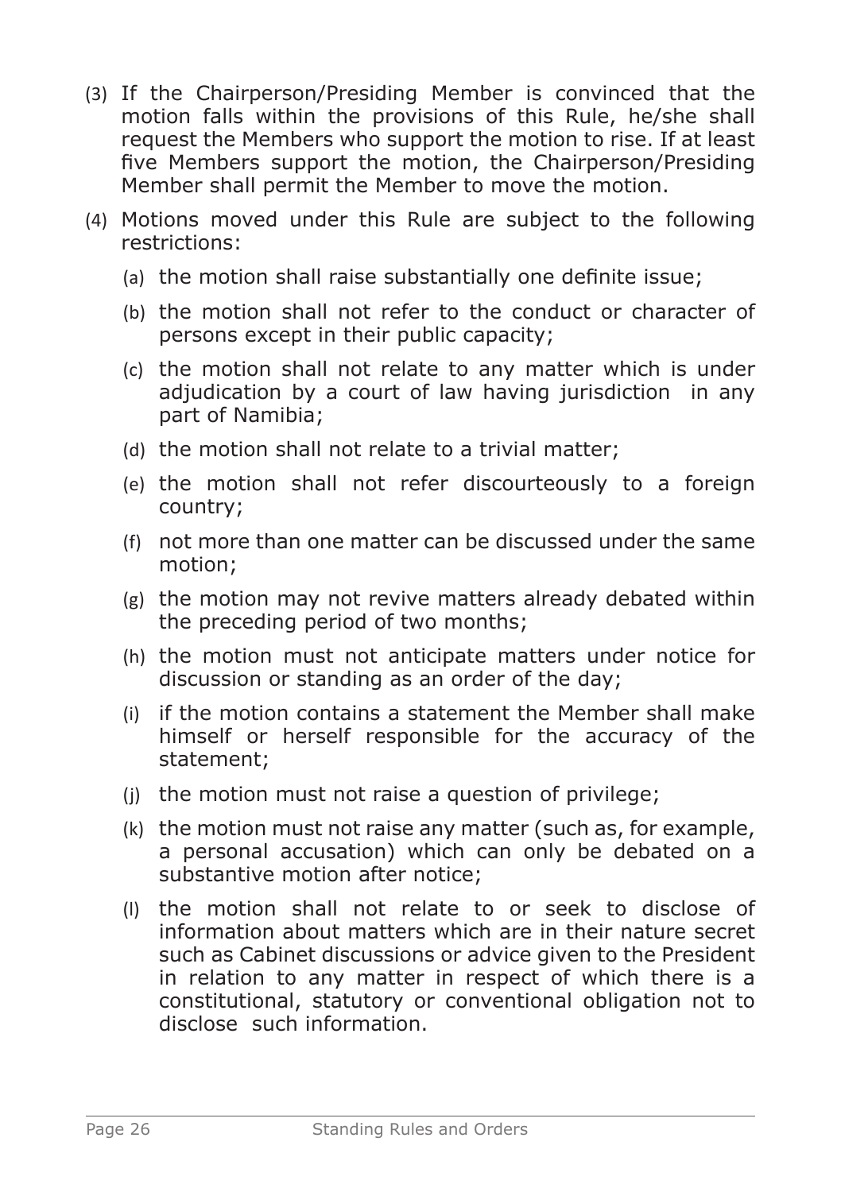(3) If the Chairperson/Presiding Member is convinced that the motion falls within the provisions of this Rule, he/she shall request the Members who support the motion to rise. If at least five Members support the motion, the Chairperson/Presiding Member shall permit the Member to move the motion.

(4) Motions moved under this Rule are subject to the following restrictions:

   (a) the motion shall raise substantially one definite issue;

   (b) the motion shall not refer to the conduct or character of persons except in their public capacity;

   (c) the motion shall not relate to any matter which is under adjudication by a court of law having jurisdiction in any part of Namibia;

   (d) the motion shall not relate to a trivial matter;

   (e) the motion shall not refer discourteously to a foreign country;

   (f) not more than one matter can be discussed under the same motion;

   (g) the motion may not revive matters already debated within the preceding period of two months;

   (h) the motion must not anticipate matters under notice for discussion or standing as an order of the day;

   (i) if the motion contains a statement the Member shall make himself or herself responsible for the accuracy of the statement;

   (j) the motion must not raise a question of privilege;

   (k) the motion must not raise any matter (such as, for example, a personal accusation) which can only be debated on a substantive motion after notice;

   (l) the motion shall not relate to or seek to disclose of information about matters which are in their nature secret such as Cabinet discussions or advice given to the President in relation to any matter in respect of which there is a constitutional, statutory or conventional obligation not to disclose such information.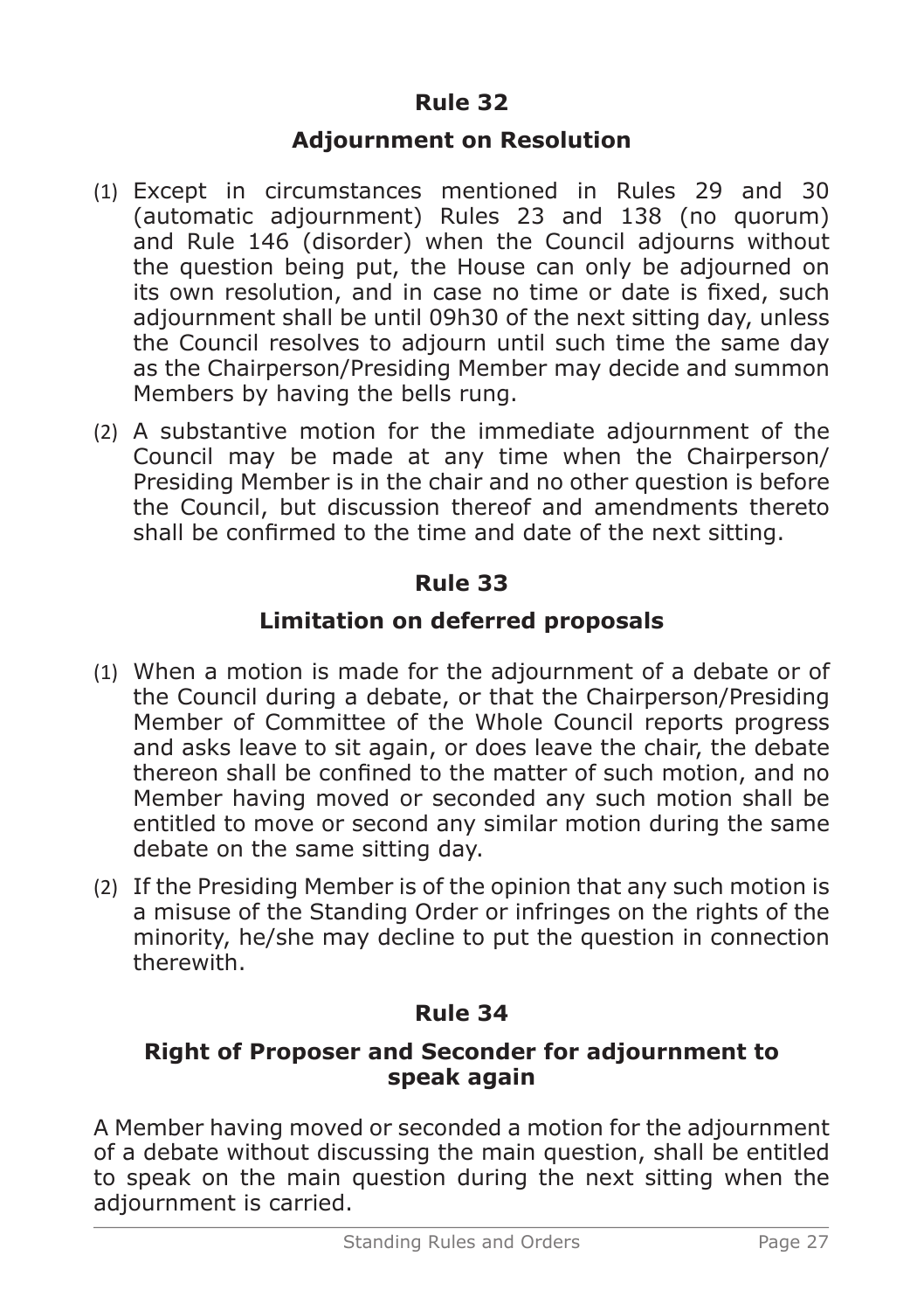## Rule 32

### Adjournment on Resolution

(1) Except in circumstances mentioned in Rules 29 and 30 (automatic adjournment) Rules 23 and 138 (no quorum) and Rule 146 (disorder) when the Council adjourns without the question being put, the House can only be adjourned on its own resolution, and in case no time or date is fixed, such adjournment shall be until 09h30 of the next sitting day, unless the Council resolves to adjourn until such time the same day as the Chairperson/Presiding Member may decide and summon Members by having the bells rung.

(2) A substantive motion for the immediate adjournment of the Council may be made at any time when the Chairperson/ Presiding Member is in the chair and no other question is before the Council, but discussion thereof and amendments thereto shall be confirmed to the time and date of the next sitting.

## Rule 33

### Limitation on deferred proposals

(1) When a motion is made for the adjournment of a debate or of the Council during a debate, or that the Chairperson/Presiding Member of Committee of the Whole Council reports progress and asks leave to sit again, or does leave the chair, the debate thereon shall be confined to the matter of such motion, and no Member having moved or seconded any such motion shall be entitled to move or second any similar motion during the same debate on the same sitting day.

(2) If the Presiding Member is of the opinion that any such motion is a misuse of the Standing Order or infringes on the rights of the minority, he/she may decline to put the question in connection therewith.

## Rule 34

### Right of Proposer and Seconder for adjournment to speak again

A Member having moved or seconded a motion for the adjournment of a debate without discussing the main question, shall be entitled to speak on the main question during the next sitting when the adjournment is carried.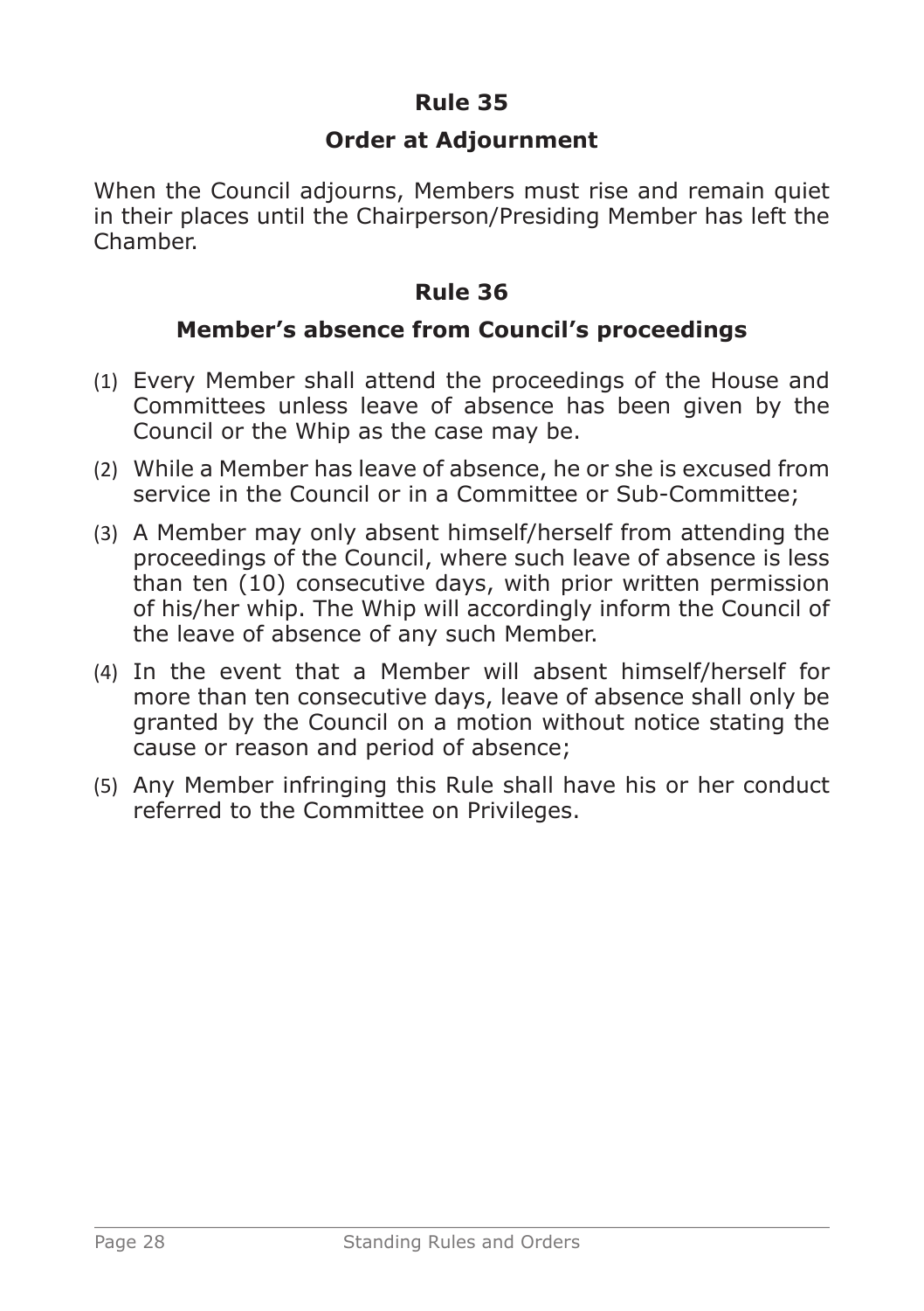## Rule 35

### Order at Adjournment

When the Council adjourns, Members must rise and remain quiet in their places until the Chairperson/Presiding Member has left the Chamber.

## Rule 36

### Member's absence from Council's proceedings

(1) Every Member shall attend the proceedings of the House and Committees unless leave of absence has been given by the Council or the Whip as the case may be.

(2) While a Member has leave of absence, he or she is excused from service in the Council or in a Committee or Sub-Committee;

(3) A Member may only absent himself/herself from attending the proceedings of the Council, where such leave of absence is less than ten (10) consecutive days, with prior written permission of his/her whip. The Whip will accordingly inform the Council of the leave of absence of any such Member.

(4) In the event that a Member will absent himself/herself for more than ten consecutive days, leave of absence shall only be granted by the Council on a motion without notice stating the cause or reason and period of absence;

(5) Any Member infringing this Rule shall have his or her conduct referred to the Committee on Privileges.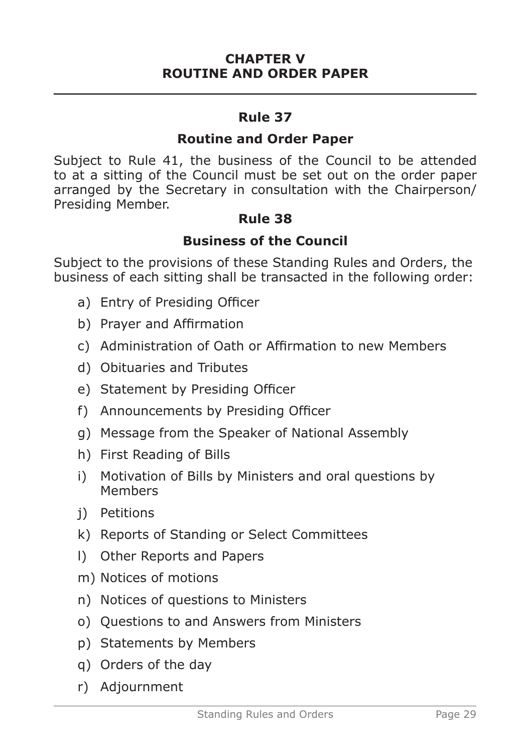# CHAPTER V
# ROUTINE AND ORDER PAPER

---

## Rule 37

### Routine and Order Paper

Subject to Rule 41, the business of the Council to be attended to at a sitting of the Council must be set out on the order paper arranged by the Secretary in consultation with the Chairperson/ Presiding Member.

## Rule 38

### Business of the Council

Subject to the provisions of these Standing Rules and Orders, the business of each sitting shall be transacted in the following order:

a) Entry of Presiding Officer

b) Prayer and Affirmation

c) Administration of Oath or Affirmation to new Members

d) Obituaries and Tributes

e) Statement by Presiding Officer

f) Announcements by Presiding Officer

g) Message from the Speaker of National Assembly

h) First Reading of Bills

i) Motivation of Bills by Ministers and oral questions by Members

j) Petitions

k) Reports of Standing or Select Committees

l) Other Reports and Papers

m) Notices of motions

n) Notices of questions to Ministers

o) Questions to and Answers from Ministers

p) Statements by Members

q) Orders of the day

r) Adjournment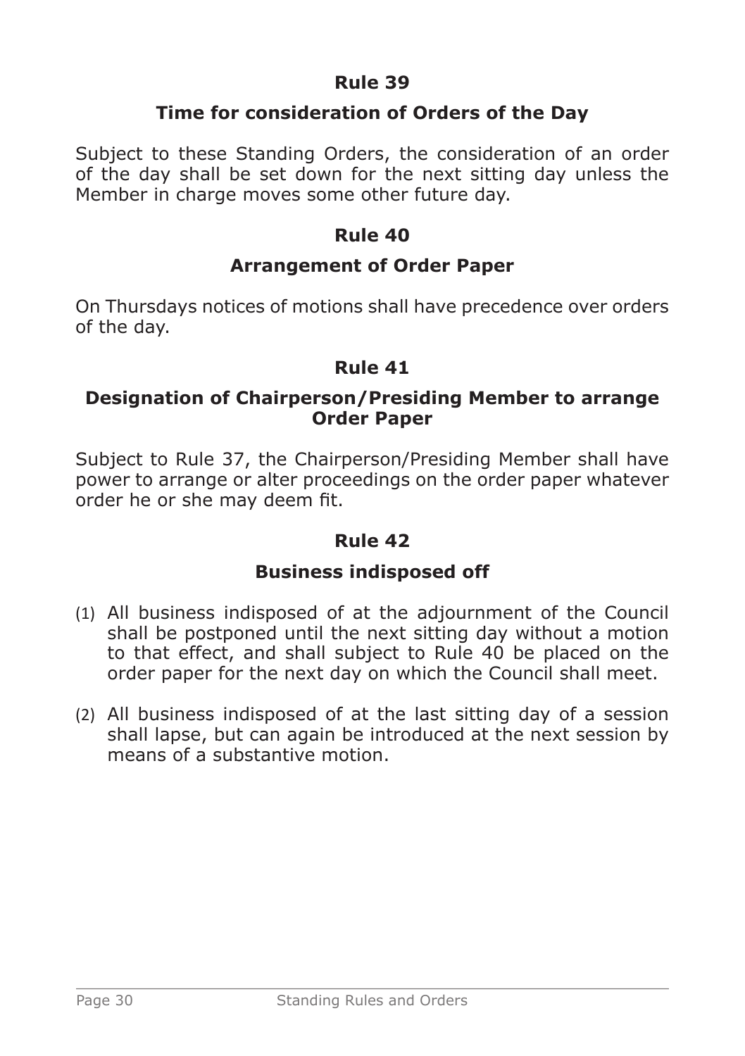## Rule 39

### Time for consideration of Orders of the Day

Subject to these Standing Orders, the consideration of an order of the day shall be set down for the next sitting day unless the Member in charge moves some other future day.

## Rule 40

### Arrangement of Order Paper

On Thursdays notices of motions shall have precedence over orders of the day.

## Rule 41

### Designation of Chairperson/Presiding Member to arrange Order Paper

Subject to Rule 37, the Chairperson/Presiding Member shall have power to arrange or alter proceedings on the order paper whatever order he or she may deem fit.

## Rule 42

### Business indisposed off

(1) All business indisposed of at the adjournment of the Council shall be postponed until the next sitting day without a motion to that effect, and shall subject to Rule 40 be placed on the order paper for the next day on which the Council shall meet.

(2) All business indisposed of at the last sitting day of a session shall lapse, but can again be introduced at the next session by means of a substantive motion.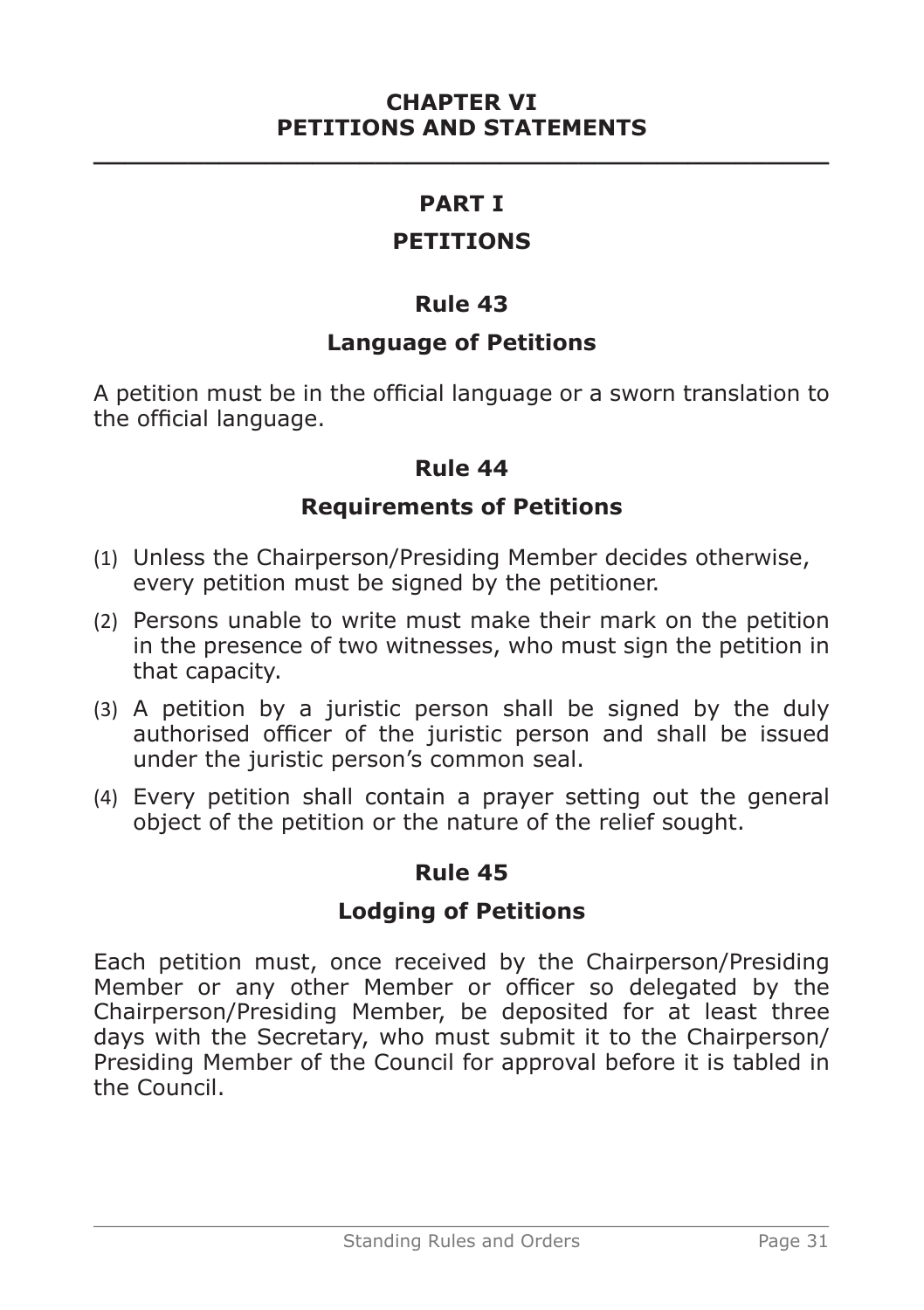# CHAPTER VI
# PETITIONS AND STATEMENTS

## PART I
## PETITIONS

### Rule 43
### Language of Petitions

A petition must be in the official language or a sworn translation to the official language.

### Rule 44
### Requirements of Petitions

(1) Unless the Chairperson/Presiding Member decides otherwise, every petition must be signed by the petitioner.

(2) Persons unable to write must make their mark on the petition in the presence of two witnesses, who must sign the petition in that capacity.

(3) A petition by a juristic person shall be signed by the duly authorised officer of the juristic person and shall be issued under the juristic person's common seal.

(4) Every petition shall contain a prayer setting out the general object of the petition or the nature of the relief sought.

### Rule 45
### Lodging of Petitions

Each petition must, once received by the Chairperson/Presiding Member or any other Member or officer so delegated by the Chairperson/Presiding Member, be deposited for at least three days with the Secretary, who must submit it to the Chairperson/Presiding Member of the Council for approval before it is tabled in the Council.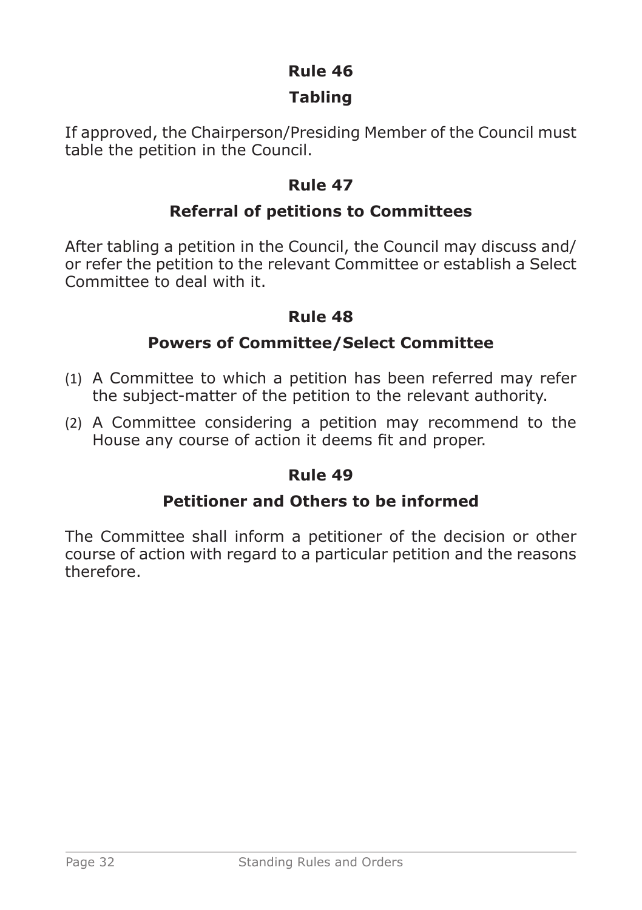## Rule 46

### Tabling

If approved, the Chairperson/Presiding Member of the Council must table the petition in the Council.

## Rule 47

### Referral of petitions to Committees

After tabling a petition in the Council, the Council may discuss and/ or refer the petition to the relevant Committee or establish a Select Committee to deal with it.

## Rule 48

### Powers of Committee/Select Committee

(1) A Committee to which a petition has been referred may refer the subject-matter of the petition to the relevant authority.

(2) A Committee considering a petition may recommend to the House any course of action it deems fit and proper.

## Rule 49

### Petitioner and Others to be informed

The Committee shall inform a petitioner of the decision or other course of action with regard to a particular petition and the reasons therefore.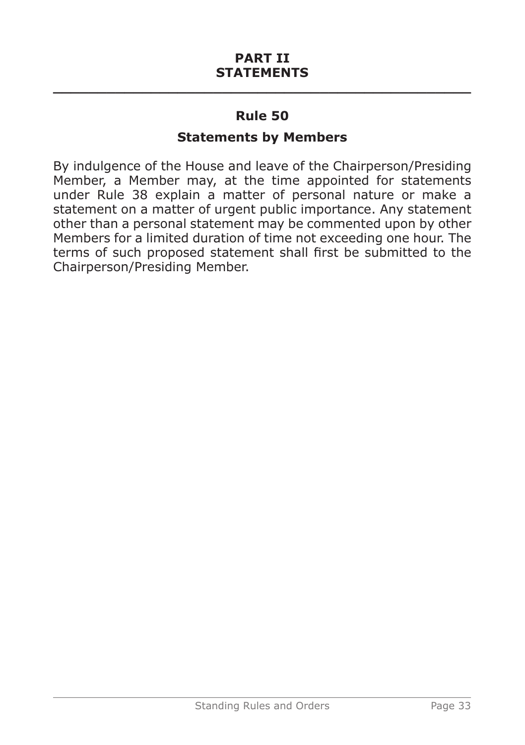## PART II
## STATEMENTS

---

### Rule 50

### Statements by Members

By indulgence of the House and leave of the Chairperson/Presiding Member, a Member may, at the time appointed for statements under Rule 38 explain a matter of personal nature or make a statement on a matter of urgent public importance. Any statement other than a personal statement may be commented upon by other Members for a limited duration of time not exceeding one hour. The terms of such proposed statement shall first be submitted to the Chairperson/Presiding Member.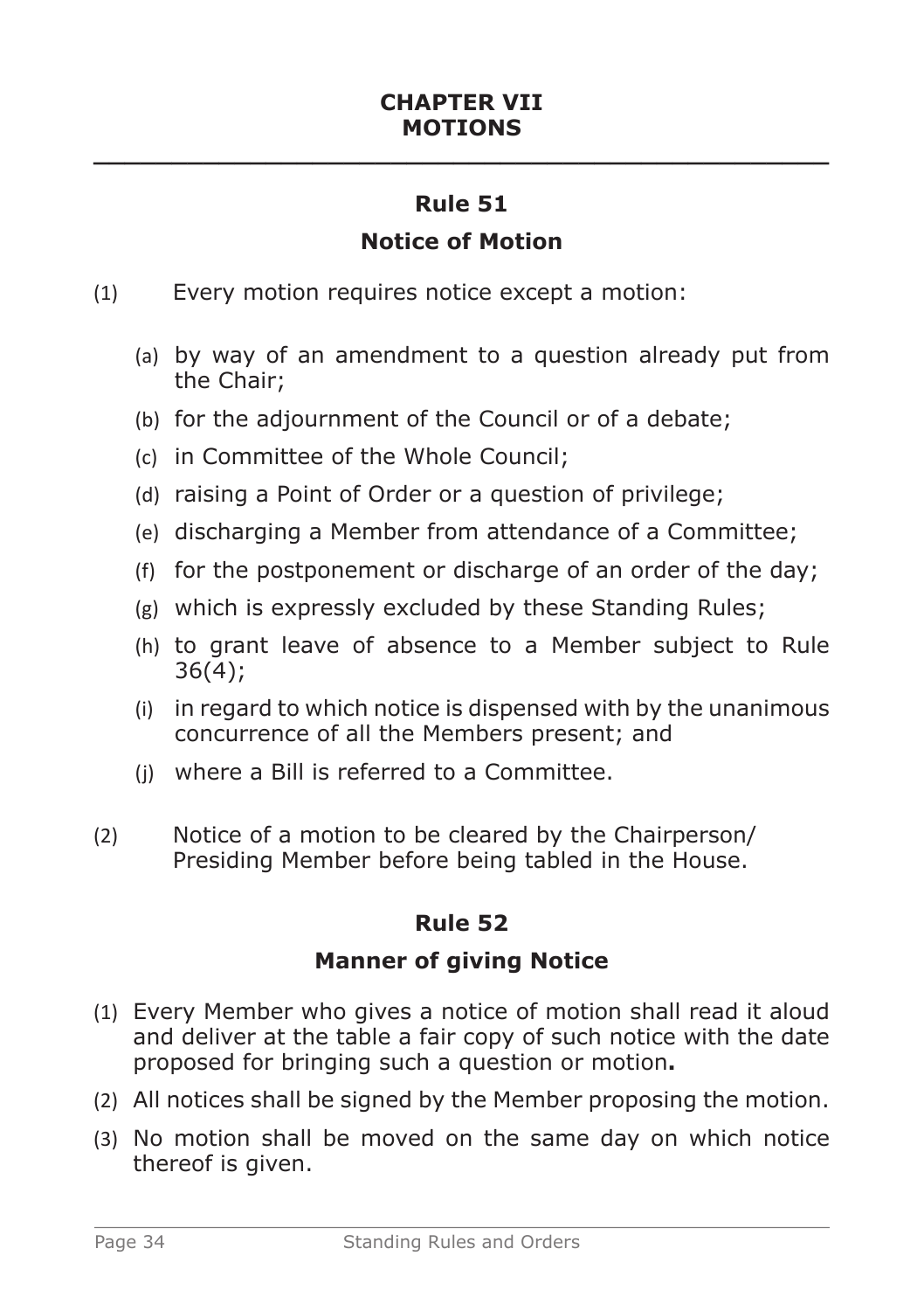# CHAPTER VII
# MOTIONS

## Rule 51

### Notice of Motion

(1) Every motion requires notice except a motion:

- (a) by way of an amendment to a question already put from the Chair;
- (b) for the adjournment of the Council or of a debate;
- (c) in Committee of the Whole Council;
- (d) raising a Point of Order or a question of privilege;
- (e) discharging a Member from attendance of a Committee;
- (f) for the postponement or discharge of an order of the day;
- (g) which is expressly excluded by these Standing Rules;
- (h) to grant leave of absence to a Member subject to Rule 36(4);
- (i) in regard to which notice is dispensed with by the unanimous concurrence of all the Members present; and
- (j) where a Bill is referred to a Committee.

(2) Notice of a motion to be cleared by the Chairperson/ Presiding Member before being tabled in the House.

## Rule 52

### Manner of giving Notice

(1) Every Member who gives a notice of motion shall read it aloud and deliver at the table a fair copy of such notice with the date proposed for bringing such a question or motion**.**

(2) All notices shall be signed by the Member proposing the motion.

(3) No motion shall be moved on the same day on which notice thereof is given.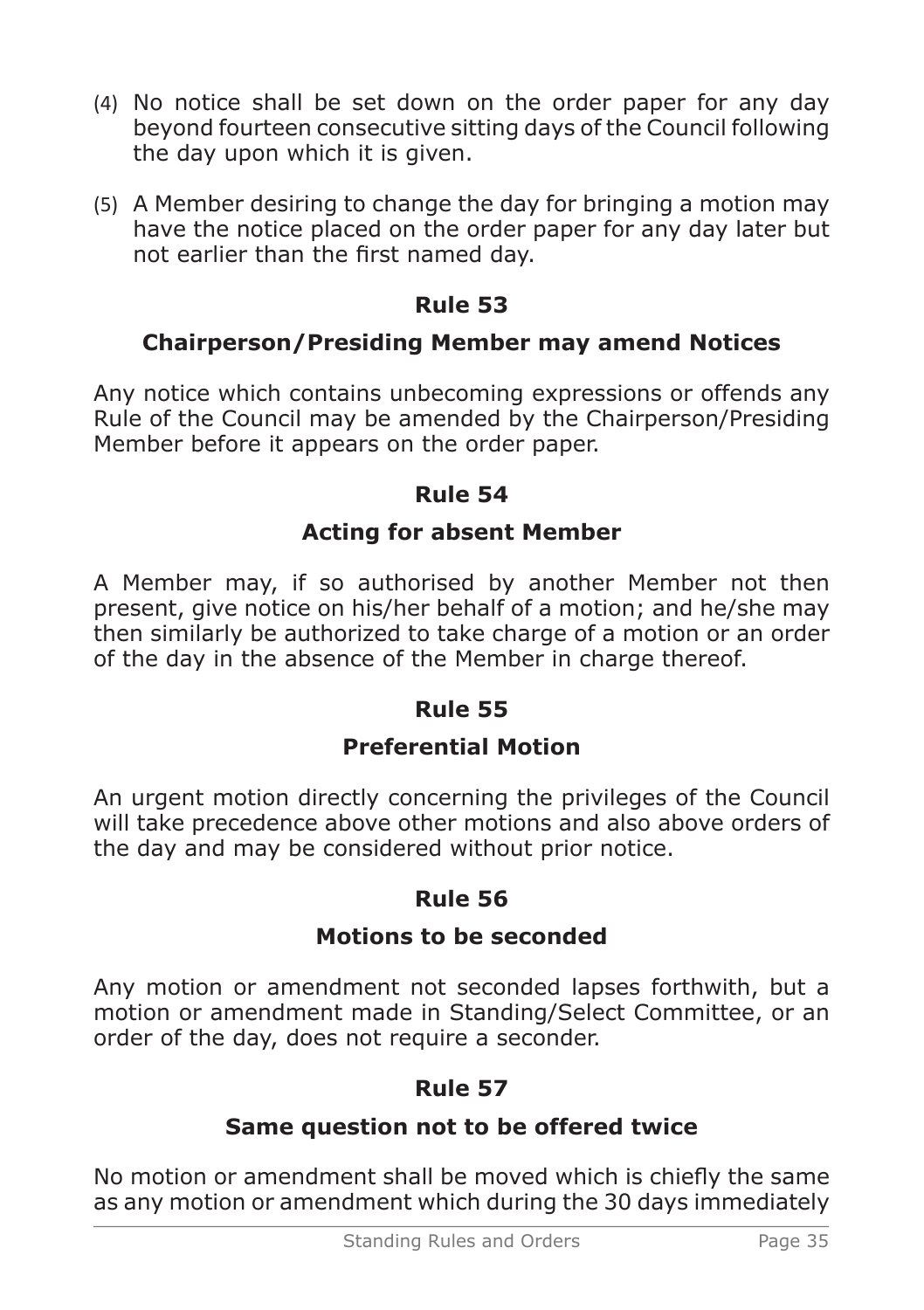(4) No notice shall be set down on the order paper for any day beyond fourteen consecutive sitting days of the Council following the day upon which it is given.

(5) A Member desiring to change the day for bringing a motion may have the notice placed on the order paper for any day later but not earlier than the first named day.

## Rule 53

### Chairperson/Presiding Member may amend Notices

Any notice which contains unbecoming expressions or offends any Rule of the Council may be amended by the Chairperson/Presiding Member before it appears on the order paper.

## Rule 54

### Acting for absent Member

A Member may, if so authorised by another Member not then present, give notice on his/her behalf of a motion; and he/she may then similarly be authorized to take charge of a motion or an order of the day in the absence of the Member in charge thereof.

## Rule 55

### Preferential Motion

An urgent motion directly concerning the privileges of the Council will take precedence above other motions and also above orders of the day and may be considered without prior notice.

## Rule 56

### Motions to be seconded

Any motion or amendment not seconded lapses forthwith, but a motion or amendment made in Standing/Select Committee, or an order of the day, does not require a seconder.

## Rule 57

### Same question not to be offered twice

No motion or amendment shall be moved which is chiefly the same as any motion or amendment which during the 30 days immediately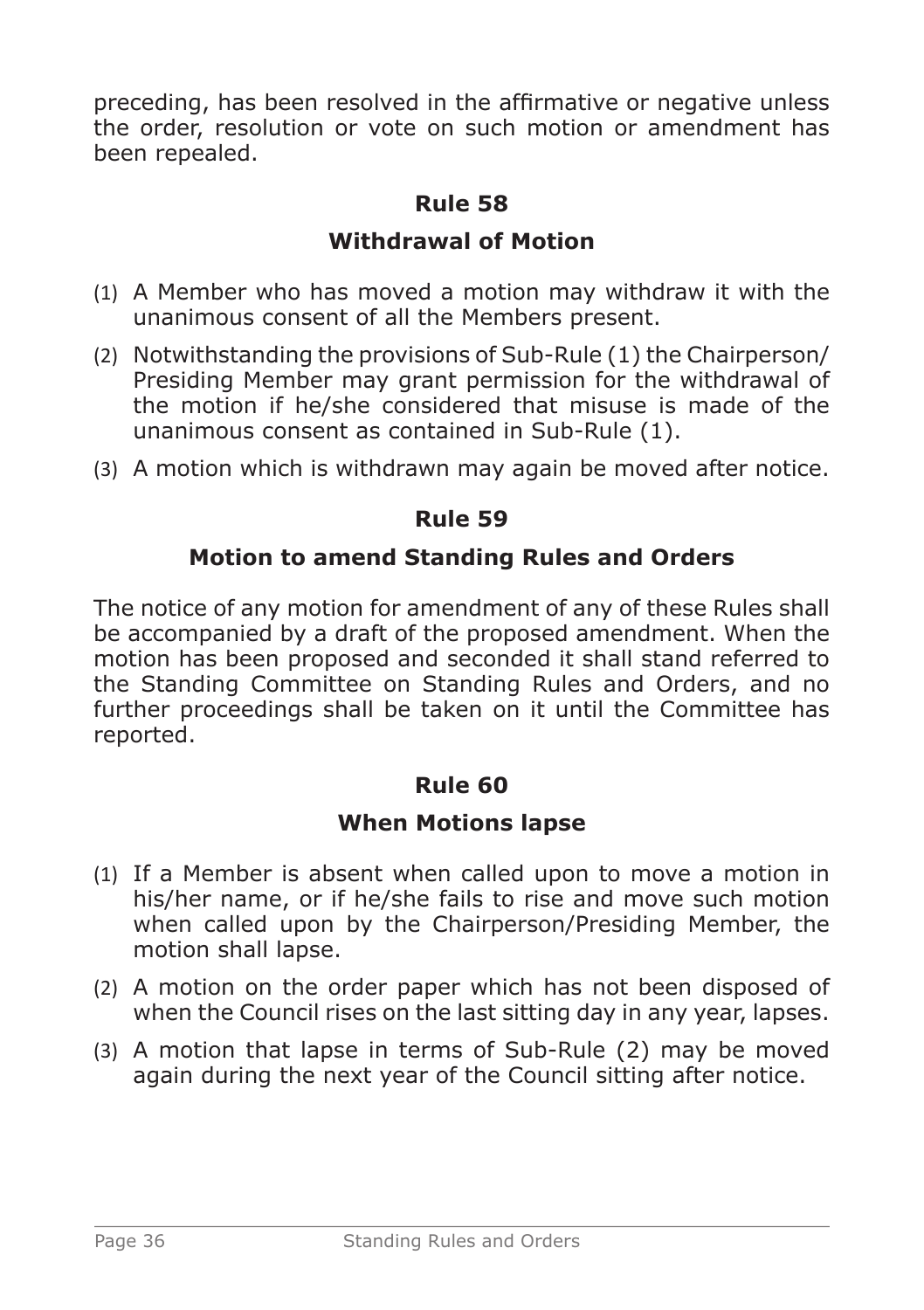preceding, has been resolved in the affirmative or negative unless the order, resolution or vote on such motion or amendment has been repealed.

## Rule 58

### Withdrawal of Motion

(1) A Member who has moved a motion may withdraw it with the unanimous consent of all the Members present.

(2) Notwithstanding the provisions of Sub-Rule (1) the Chairperson/ Presiding Member may grant permission for the withdrawal of the motion if he/she considered that misuse is made of the unanimous consent as contained in Sub-Rule (1).

(3) A motion which is withdrawn may again be moved after notice.

## Rule 59

### Motion to amend Standing Rules and Orders

The notice of any motion for amendment of any of these Rules shall be accompanied by a draft of the proposed amendment. When the motion has been proposed and seconded it shall stand referred to the Standing Committee on Standing Rules and Orders, and no further proceedings shall be taken on it until the Committee has reported.

## Rule 60

### When Motions lapse

(1) If a Member is absent when called upon to move a motion in his/her name, or if he/she fails to rise and move such motion when called upon by the Chairperson/Presiding Member, the motion shall lapse.

(2) A motion on the order paper which has not been disposed of when the Council rises on the last sitting day in any year, lapses.

(3) A motion that lapse in terms of Sub-Rule (2) may be moved again during the next year of the Council sitting after notice.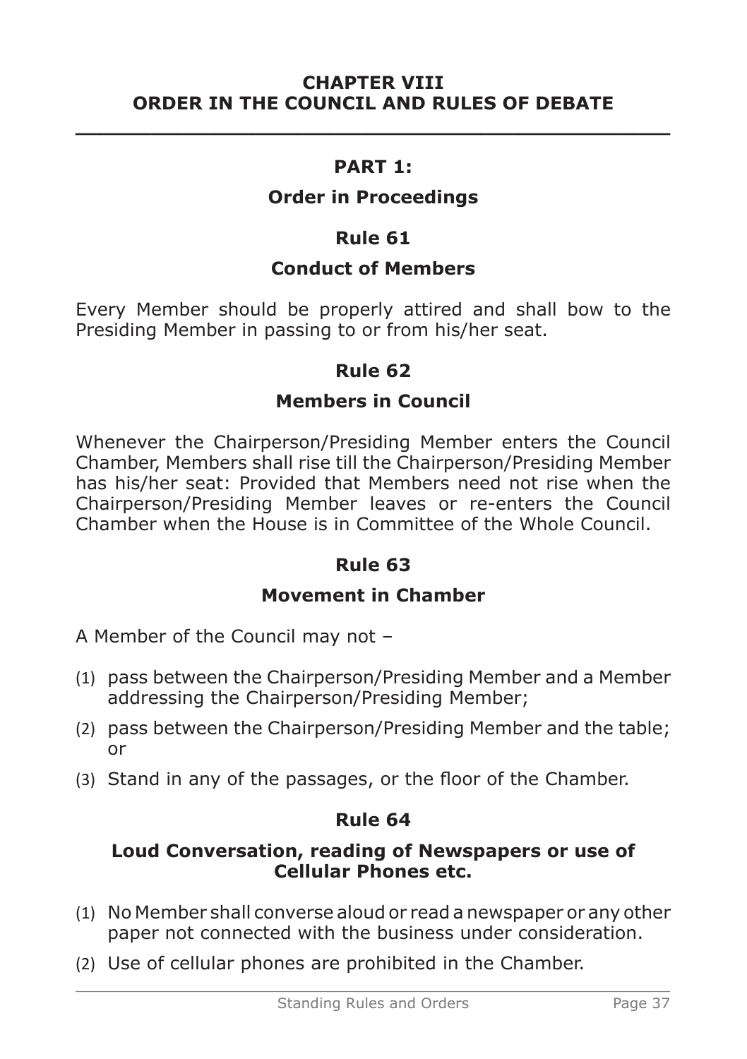# CHAPTER VIII
# ORDER IN THE COUNCIL AND RULES OF DEBATE

## PART 1:

## Order in Proceedings

### Rule 61

### Conduct of Members

Every Member should be properly attired and shall bow to the Presiding Member in passing to or from his/her seat.

### Rule 62

### Members in Council

Whenever the Chairperson/Presiding Member enters the Council Chamber, Members shall rise till the Chairperson/Presiding Member has his/her seat: Provided that Members need not rise when the Chairperson/Presiding Member leaves or re-enters the Council Chamber when the House is in Committee of the Whole Council.

### Rule 63

### Movement in Chamber

A Member of the Council may not –

(1) pass between the Chairperson/Presiding Member and a Member addressing the Chairperson/Presiding Member;

(2) pass between the Chairperson/Presiding Member and the table; or

(3) Stand in any of the passages, or the floor of the Chamber.

### Rule 64

### Loud Conversation, reading of Newspapers or use of Cellular Phones etc.

(1) No Member shall converse aloud or read a newspaper or any other paper not connected with the business under consideration.

(2) Use of cellular phones are prohibited in the Chamber.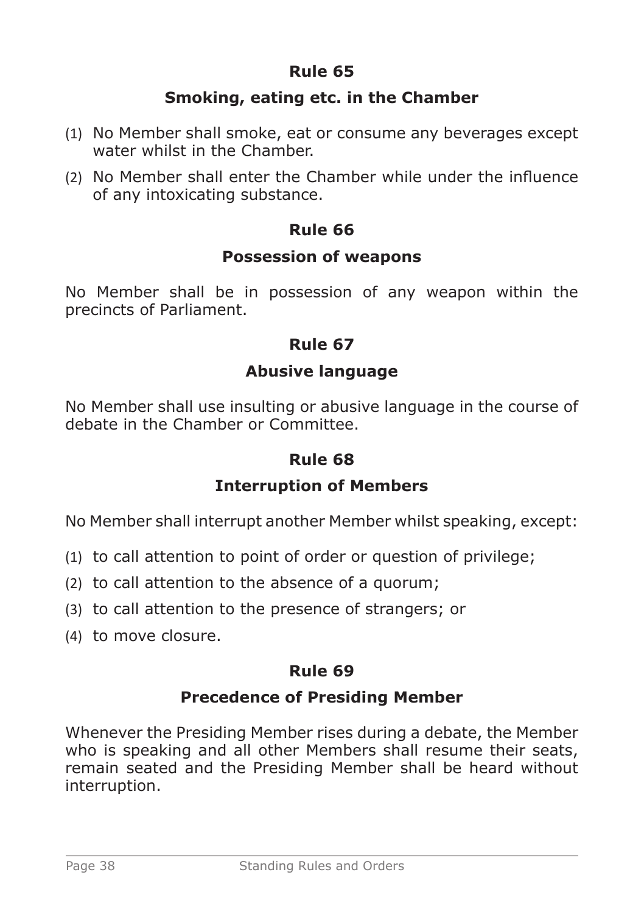## Rule 65

### Smoking, eating etc. in the Chamber

(1) No Member shall smoke, eat or consume any beverages except water whilst in the Chamber.

(2) No Member shall enter the Chamber while under the influence of any intoxicating substance.

## Rule 66

### Possession of weapons

No Member shall be in possession of any weapon within the precincts of Parliament.

## Rule 67

### Abusive language

No Member shall use insulting or abusive language in the course of debate in the Chamber or Committee.

## Rule 68

### Interruption of Members

No Member shall interrupt another Member whilst speaking, except:

(1) to call attention to point of order or question of privilege;

(2) to call attention to the absence of a quorum;

(3) to call attention to the presence of strangers; or

(4) to move closure.

## Rule 69

### Precedence of Presiding Member

Whenever the Presiding Member rises during a debate, the Member who is speaking and all other Members shall resume their seats, remain seated and the Presiding Member shall be heard without interruption.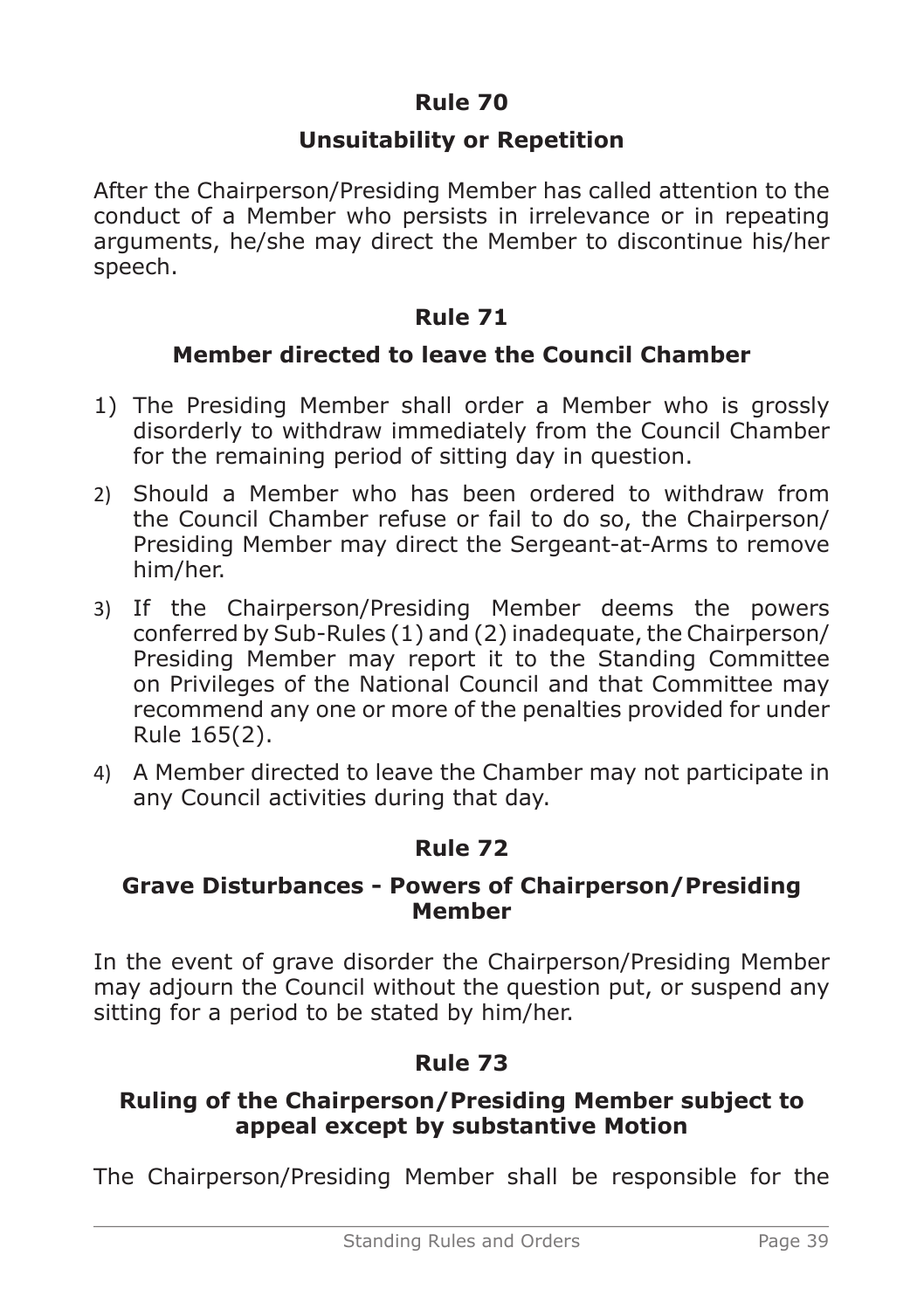## Rule 70

## Unsuitability or Repetition

After the Chairperson/Presiding Member has called attention to the conduct of a Member who persists in irrelevance or in repeating arguments, he/she may direct the Member to discontinue his/her speech.

## Rule 71

## Member directed to leave the Council Chamber

1) The Presiding Member shall order a Member who is grossly disorderly to withdraw immediately from the Council Chamber for the remaining period of sitting day in question.
2) Should a Member who has been ordered to withdraw from the Council Chamber refuse or fail to do so, the Chairperson/ Presiding Member may direct the Sergeant-at-Arms to remove him/her.
3) If the Chairperson/Presiding Member deems the powers conferred by Sub-Rules (1) and (2) inadequate, the Chairperson/ Presiding Member may report it to the Standing Committee on Privileges of the National Council and that Committee may recommend any one or more of the penalties provided for under Rule 165(2).
4) A Member directed to leave the Chamber may not participate in any Council activities during that day.

## Rule 72

## Grave Disturbances - Powers of Chairperson/Presiding Member

In the event of grave disorder the Chairperson/Presiding Member may adjourn the Council without the question put, or suspend any sitting for a period to be stated by him/her.

## Rule 73

## Ruling of the Chairperson/Presiding Member subject to appeal except by substantive Motion

The Chairperson/Presiding Member shall be responsible for the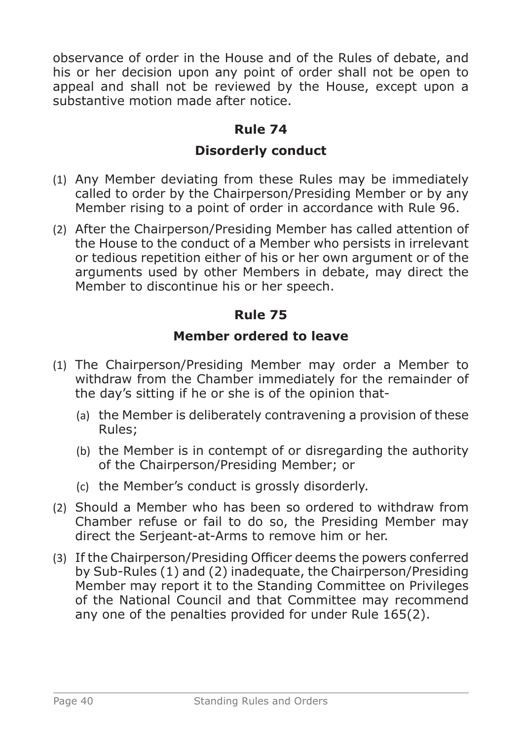observance of order in the House and of the Rules of debate, and his or her decision upon any point of order shall not be open to appeal and shall not be reviewed by the House, except upon a substantive motion made after notice.

## Rule 74

### Disorderly conduct

(1) Any Member deviating from these Rules may be immediately called to order by the Chairperson/Presiding Member or by any Member rising to a point of order in accordance with Rule 96.

(2) After the Chairperson/Presiding Member has called attention of the House to the conduct of a Member who persists in irrelevant or tedious repetition either of his or her own argument or of the arguments used by other Members in debate, may direct the Member to discontinue his or her speech.

## Rule 75

### Member ordered to leave

(1) The Chairperson/Presiding Member may order a Member to withdraw from the Chamber immediately for the remainder of the day's sitting if he or she is of the opinion that-

  (a) the Member is deliberately contravening a provision of these Rules;

  (b) the Member is in contempt of or disregarding the authority of the Chairperson/Presiding Member; or

  (c) the Member's conduct is grossly disorderly.

(2) Should a Member who has been so ordered to withdraw from Chamber refuse or fail to do so, the Presiding Member may direct the Serjeant-at-Arms to remove him or her.

(3) If the Chairperson/Presiding Officer deems the powers conferred by Sub-Rules (1) and (2) inadequate, the Chairperson/Presiding Member may report it to the Standing Committee on Privileges of the National Council and that Committee may recommend any one of the penalties provided for under Rule 165(2).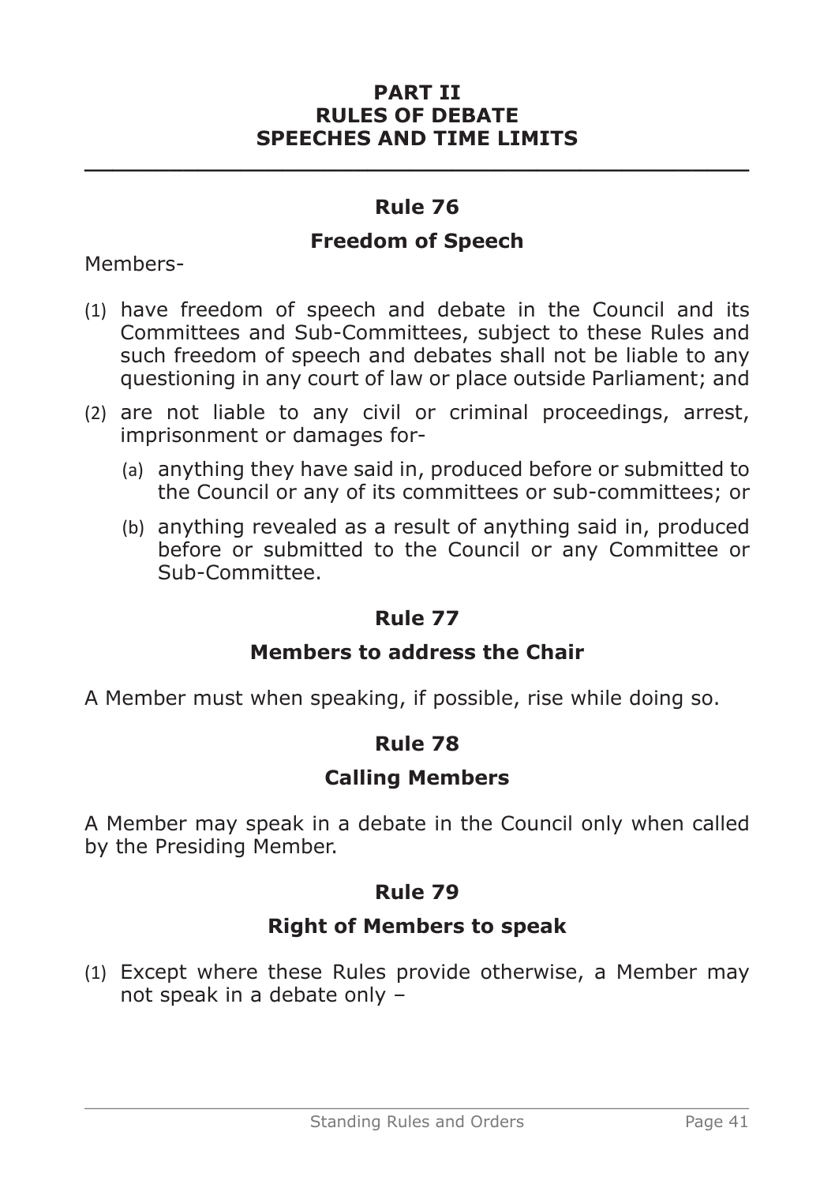# PART II
# RULES OF DEBATE
# SPEECHES AND TIME LIMITS

---

## Rule 76

### Freedom of Speech

Members-

(1) have freedom of speech and debate in the Council and its Committees and Sub-Committees, subject to these Rules and such freedom of speech and debates shall not be liable to any questioning in any court of law or place outside Parliament; and

(2) are not liable to any civil or criminal proceedings, arrest, imprisonment or damages for-

   (a) anything they have said in, produced before or submitted to the Council or any of its committees or sub-committees; or

   (b) anything revealed as a result of anything said in, produced before or submitted to the Council or any Committee or Sub-Committee.

## Rule 77

### Members to address the Chair

A Member must when speaking, if possible, rise while doing so.

## Rule 78

### Calling Members

A Member may speak in a debate in the Council only when called by the Presiding Member.

## Rule 79

### Right of Members to speak

(1) Except where these Rules provide otherwise, a Member may not speak in a debate only –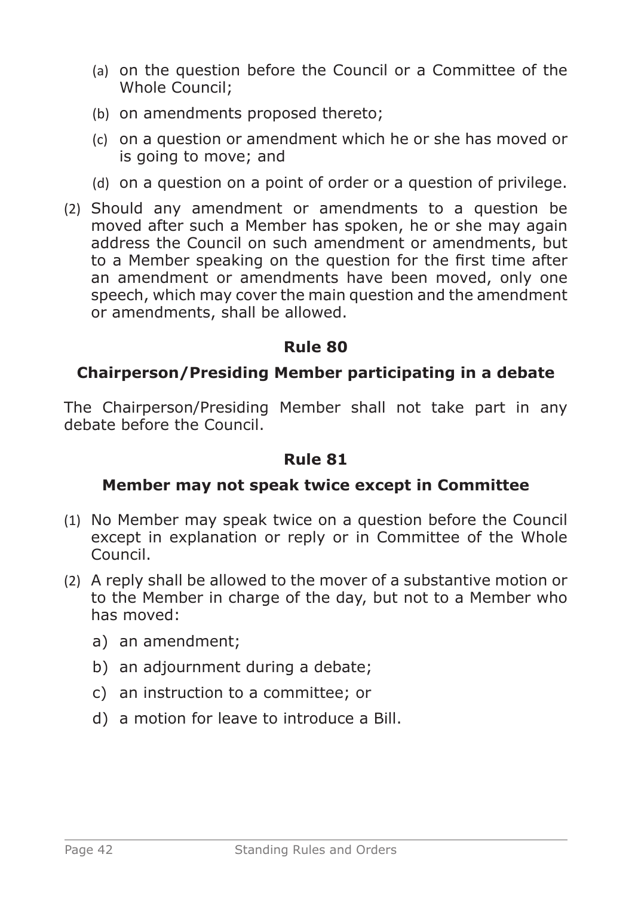(a) on the question before the Council or a Committee of the Whole Council;

(b) on amendments proposed thereto;

(c) on a question or amendment which he or she has moved or is going to move; and

(d) on a question on a point of order or a question of privilege.

(2) Should any amendment or amendments to a question be moved after such a Member has spoken, he or she may again address the Council on such amendment or amendments, but to a Member speaking on the question for the first time after an amendment or amendments have been moved, only one speech, which may cover the main question and the amendment or amendments, shall be allowed.

## Rule 80

### Chairperson/Presiding Member participating in a debate

The Chairperson/Presiding Member shall not take part in any debate before the Council.

## Rule 81

### Member may not speak twice except in Committee

(1) No Member may speak twice on a question before the Council except in explanation or reply or in Committee of the Whole Council.

(2) A reply shall be allowed to the mover of a substantive motion or to the Member in charge of the day, but not to a Member who has moved:

a) an amendment;

b) an adjournment during a debate;

c) an instruction to a committee; or

d) a motion for leave to introduce a Bill.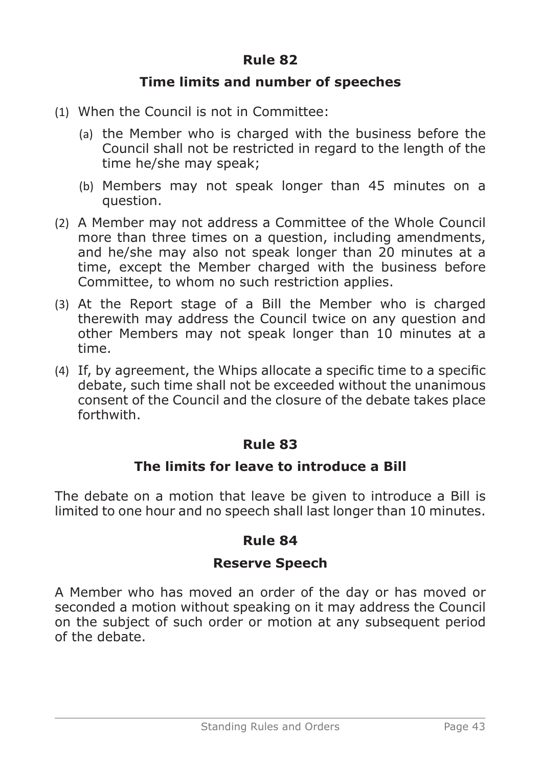## Rule 82

### Time limits and number of speeches

(1) When the Council is not in Committee:

   (a) the Member who is charged with the business before the Council shall not be restricted in regard to the length of the time he/she may speak;

   (b) Members may not speak longer than 45 minutes on a question.

(2) A Member may not address a Committee of the Whole Council more than three times on a question, including amendments, and he/she may also not speak longer than 20 minutes at a time, except the Member charged with the business before Committee, to whom no such restriction applies.

(3) At the Report stage of a Bill the Member who is charged therewith may address the Council twice on any question and other Members may not speak longer than 10 minutes at a time.

(4) If, by agreement, the Whips allocate a specific time to a specific debate, such time shall not be exceeded without the unanimous consent of the Council and the closure of the debate takes place forthwith.

## Rule 83

### The limits for leave to introduce a Bill

The debate on a motion that leave be given to introduce a Bill is limited to one hour and no speech shall last longer than 10 minutes.

## Rule 84

### Reserve Speech

A Member who has moved an order of the day or has moved or seconded a motion without speaking on it may address the Council on the subject of such order or motion at any subsequent period of the debate.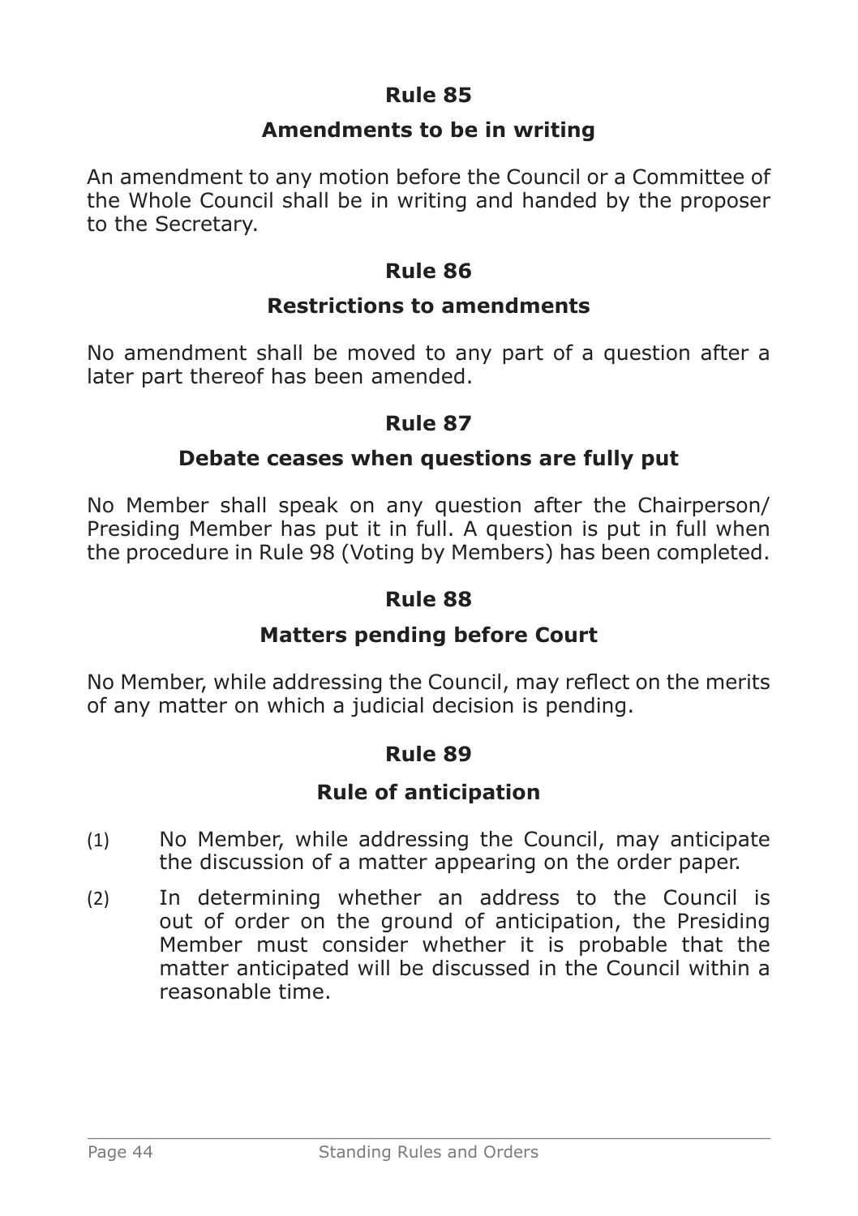## Rule 85

### Amendments to be in writing

An amendment to any motion before the Council or a Committee of the Whole Council shall be in writing and handed by the proposer to the Secretary.

## Rule 86

### Restrictions to amendments

No amendment shall be moved to any part of a question after a later part thereof has been amended.

## Rule 87

### Debate ceases when questions are fully put

No Member shall speak on any question after the Chairperson/ Presiding Member has put it in full. A question is put in full when the procedure in Rule 98 (Voting by Members) has been completed.

## Rule 88

### Matters pending before Court

No Member, while addressing the Council, may reflect on the merits of any matter on which a judicial decision is pending.

## Rule 89

### Rule of anticipation

(1) No Member, while addressing the Council, may anticipate the discussion of a matter appearing on the order paper.

(2) In determining whether an address to the Council is out of order on the ground of anticipation, the Presiding Member must consider whether it is probable that the matter anticipated will be discussed in the Council within a reasonable time.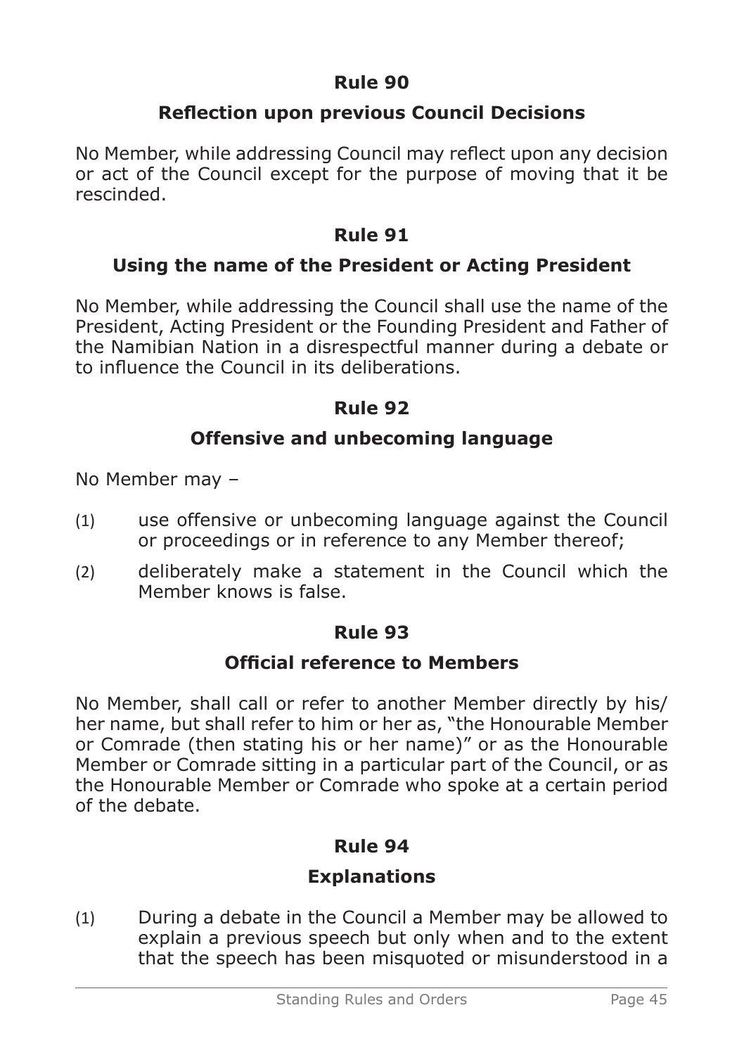## Rule 90

### Reflection upon previous Council Decisions

No Member, while addressing Council may reflect upon any decision or act of the Council except for the purpose of moving that it be rescinded.

## Rule 91

### Using the name of the President or Acting President

No Member, while addressing the Council shall use the name of the President, Acting President or the Founding President and Father of the Namibian Nation in a disrespectful manner during a debate or to influence the Council in its deliberations.

## Rule 92

### Offensive and unbecoming language

No Member may –

(1) use offensive or unbecoming language against the Council or proceedings or in reference to any Member thereof;

(2) deliberately make a statement in the Council which the Member knows is false.

## Rule 93

### Official reference to Members

No Member, shall call or refer to another Member directly by his/her name, but shall refer to him or her as, "the Honourable Member or Comrade (then stating his or her name)" or as the Honourable Member or Comrade sitting in a particular part of the Council, or as the Honourable Member or Comrade who spoke at a certain period of the debate.

## Rule 94

### Explanations

(1) During a debate in the Council a Member may be allowed to explain a previous speech but only when and to the extent that the speech has been misquoted or misunderstood in a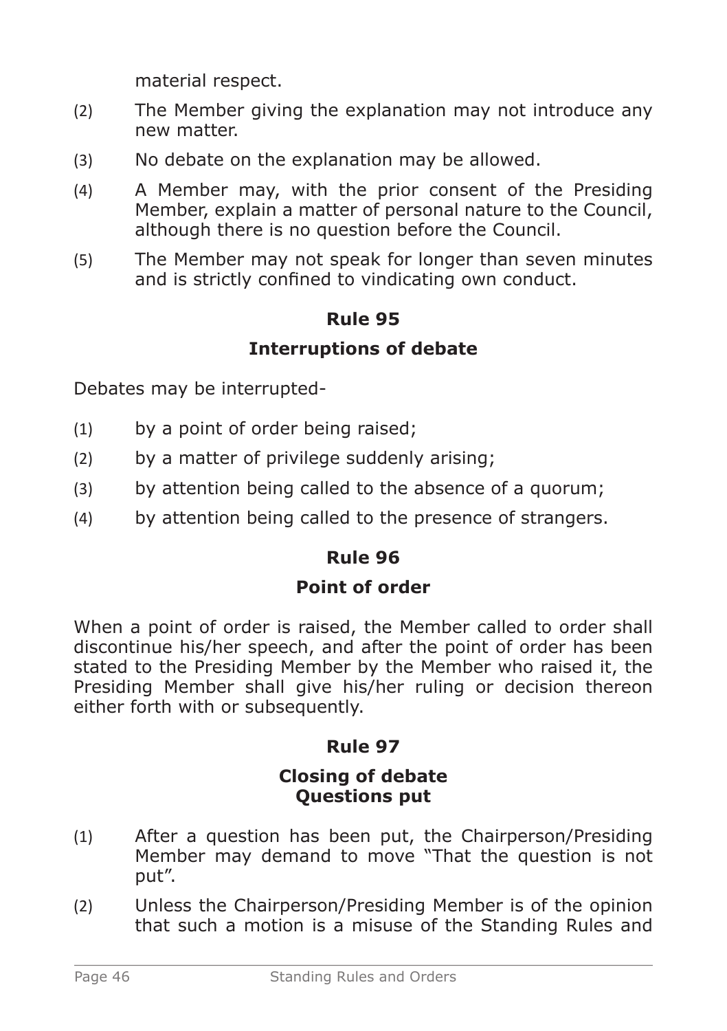material respect.

(2) The Member giving the explanation may not introduce any new matter.

(3) No debate on the explanation may be allowed.

(4) A Member may, with the prior consent of the Presiding Member, explain a matter of personal nature to the Council, although there is no question before the Council.

(5) The Member may not speak for longer than seven minutes and is strictly confined to vindicating own conduct.

## Rule 95

## Interruptions of debate

Debates may be interrupted-

(1) by a point of order being raised;

(2) by a matter of privilege suddenly arising;

(3) by attention being called to the absence of a quorum;

(4) by attention being called to the presence of strangers.

## Rule 96

## Point of order

When a point of order is raised, the Member called to order shall discontinue his/her speech, and after the point of order has been stated to the Presiding Member by the Member who raised it, the Presiding Member shall give his/her ruling or decision thereon either forth with or subsequently.

## Rule 97

## Closing of debate
## Questions put

(1) After a question has been put, the Chairperson/Presiding Member may demand to move "That the question is not put".

(2) Unless the Chairperson/Presiding Member is of the opinion that such a motion is a misuse of the Standing Rules and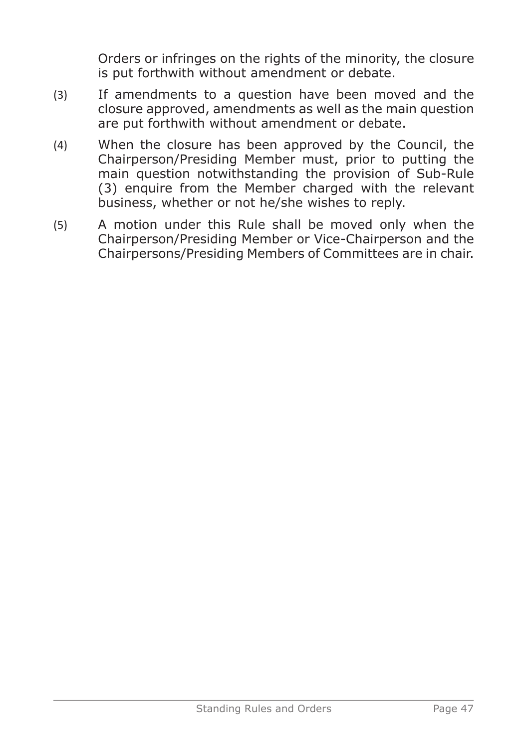Orders or infringes on the rights of the minority, the closure is put forthwith without amendment or debate.

(3) If amendments to a question have been moved and the closure approved, amendments as well as the main question are put forthwith without amendment or debate.

(4) When the closure has been approved by the Council, the Chairperson/Presiding Member must, prior to putting the main question notwithstanding the provision of Sub-Rule (3) enquire from the Member charged with the relevant business, whether or not he/she wishes to reply.

(5) A motion under this Rule shall be moved only when the Chairperson/Presiding Member or Vice-Chairperson and the Chairpersons/Presiding Members of Committees are in chair.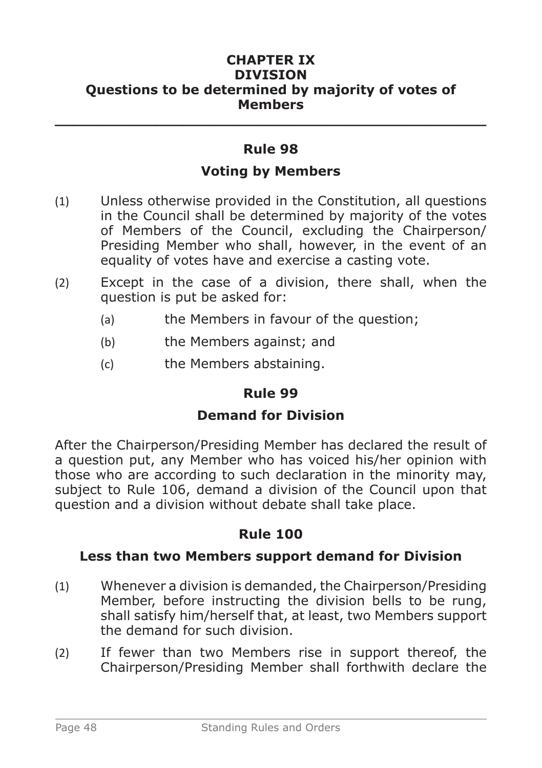# CHAPTER IX
# DIVISION
## Questions to be determined by majority of votes of Members

---

### Rule 98

### Voting by Members

(1) Unless otherwise provided in the Constitution, all questions in the Council shall be determined by majority of the votes of Members of the Council, excluding the Chairperson/ Presiding Member who shall, however, in the event of an equality of votes have and exercise a casting vote.

(2) Except in the case of a division, there shall, when the question is put be asked for:

- (a) the Members in favour of the question;
- (b) the Members against; and
- (c) the Members abstaining.

### Rule 99

### Demand for Division

After the Chairperson/Presiding Member has declared the result of a question put, any Member who has voiced his/her opinion with those who are according to such declaration in the minority may, subject to Rule 106, demand a division of the Council upon that question and a division without debate shall take place.

### Rule 100

### Less than two Members support demand for Division

(1) Whenever a division is demanded, the Chairperson/Presiding Member, before instructing the division bells to be rung, shall satisfy him/herself that, at least, two Members support the demand for such division.

(2) If fewer than two Members rise in support thereof, the Chairperson/Presiding Member shall forthwith declare the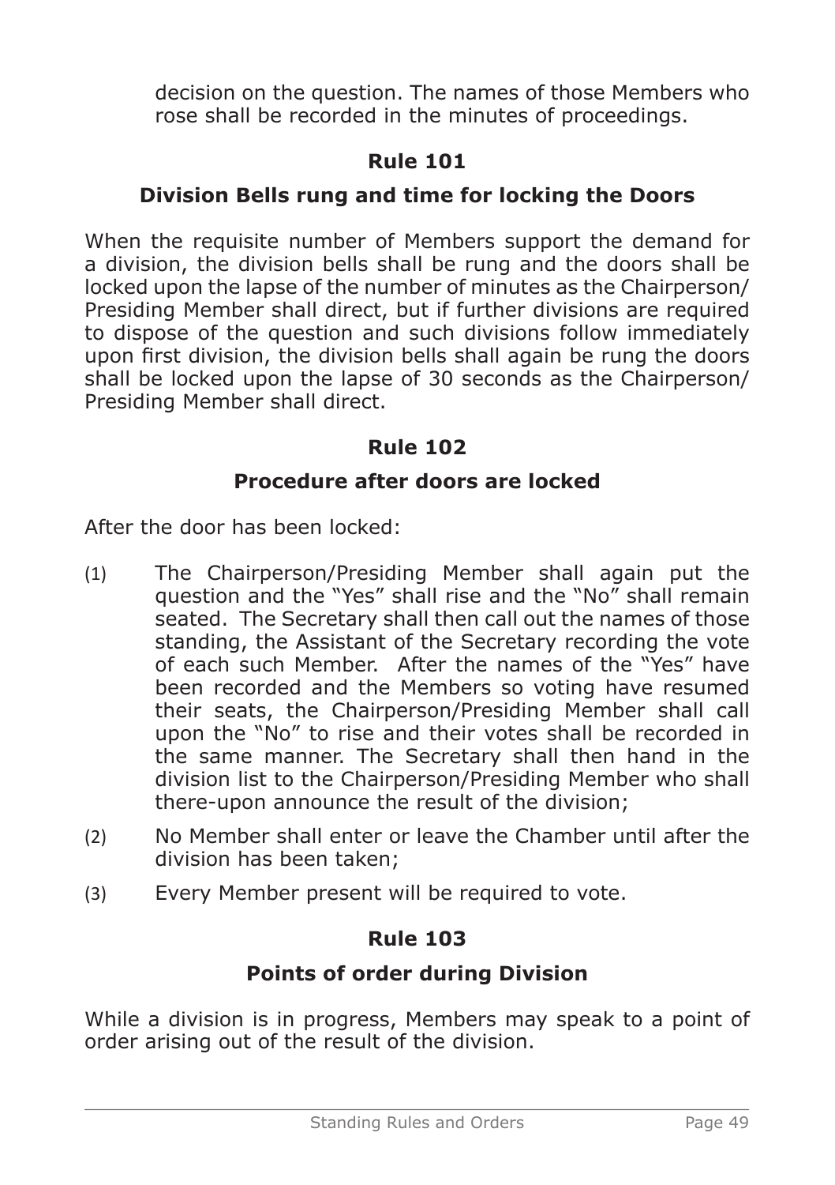decision on the question. The names of those Members who rose shall be recorded in the minutes of proceedings.

## Rule 101

### Division Bells rung and time for locking the Doors

When the requisite number of Members support the demand for a division, the division bells shall be rung and the doors shall be locked upon the lapse of the number of minutes as the Chairperson/ Presiding Member shall direct, but if further divisions are required to dispose of the question and such divisions follow immediately upon first division, the division bells shall again be rung the doors shall be locked upon the lapse of 30 seconds as the Chairperson/ Presiding Member shall direct.

## Rule 102

### Procedure after doors are locked

After the door has been locked:

(1) The Chairperson/Presiding Member shall again put the question and the "Yes" shall rise and the "No" shall remain seated. The Secretary shall then call out the names of those standing, the Assistant of the Secretary recording the vote of each such Member. After the names of the "Yes" have been recorded and the Members so voting have resumed their seats, the Chairperson/Presiding Member shall call upon the "No" to rise and their votes shall be recorded in the same manner. The Secretary shall then hand in the division list to the Chairperson/Presiding Member who shall there-upon announce the result of the division;

(2) No Member shall enter or leave the Chamber until after the division has been taken;

(3) Every Member present will be required to vote.

## Rule 103

### Points of order during Division

While a division is in progress, Members may speak to a point of order arising out of the result of the division.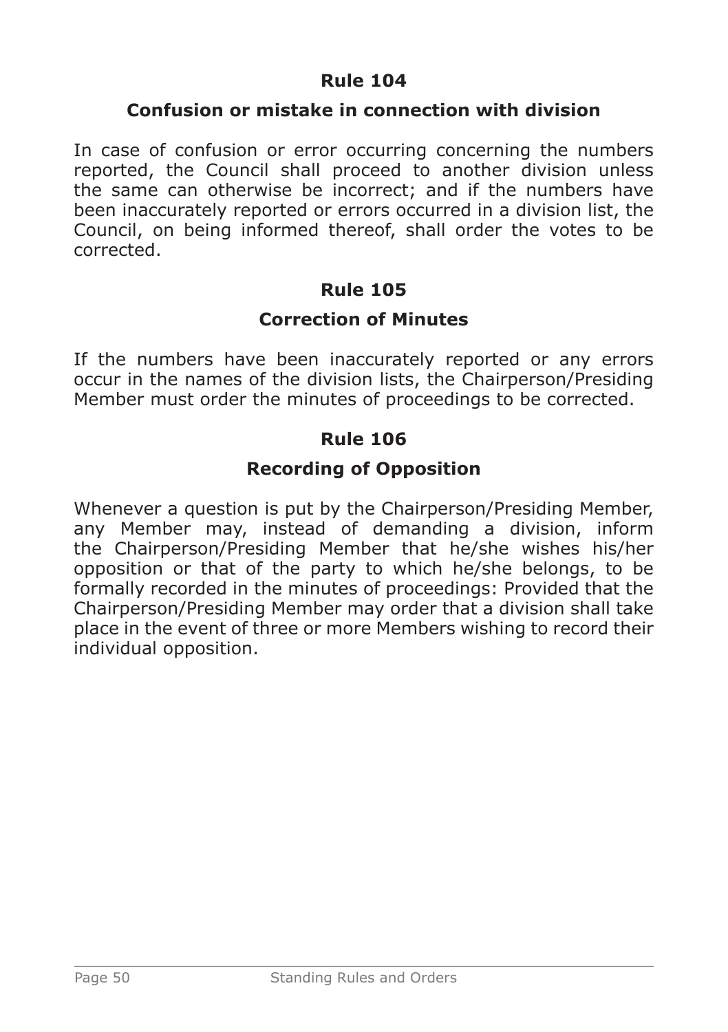## Rule 104

### Confusion or mistake in connection with division

In case of confusion or error occurring concerning the numbers reported, the Council shall proceed to another division unless the same can otherwise be incorrect; and if the numbers have been inaccurately reported or errors occurred in a division list, the Council, on being informed thereof, shall order the votes to be corrected.

## Rule 105

### Correction of Minutes

If the numbers have been inaccurately reported or any errors occur in the names of the division lists, the Chairperson/Presiding Member must order the minutes of proceedings to be corrected.

## Rule 106

### Recording of Opposition

Whenever a question is put by the Chairperson/Presiding Member, any Member may, instead of demanding a division, inform the Chairperson/Presiding Member that he/she wishes his/her opposition or that of the party to which he/she belongs, to be formally recorded in the minutes of proceedings: Provided that the Chairperson/Presiding Member may order that a division shall take place in the event of three or more Members wishing to record their individual opposition.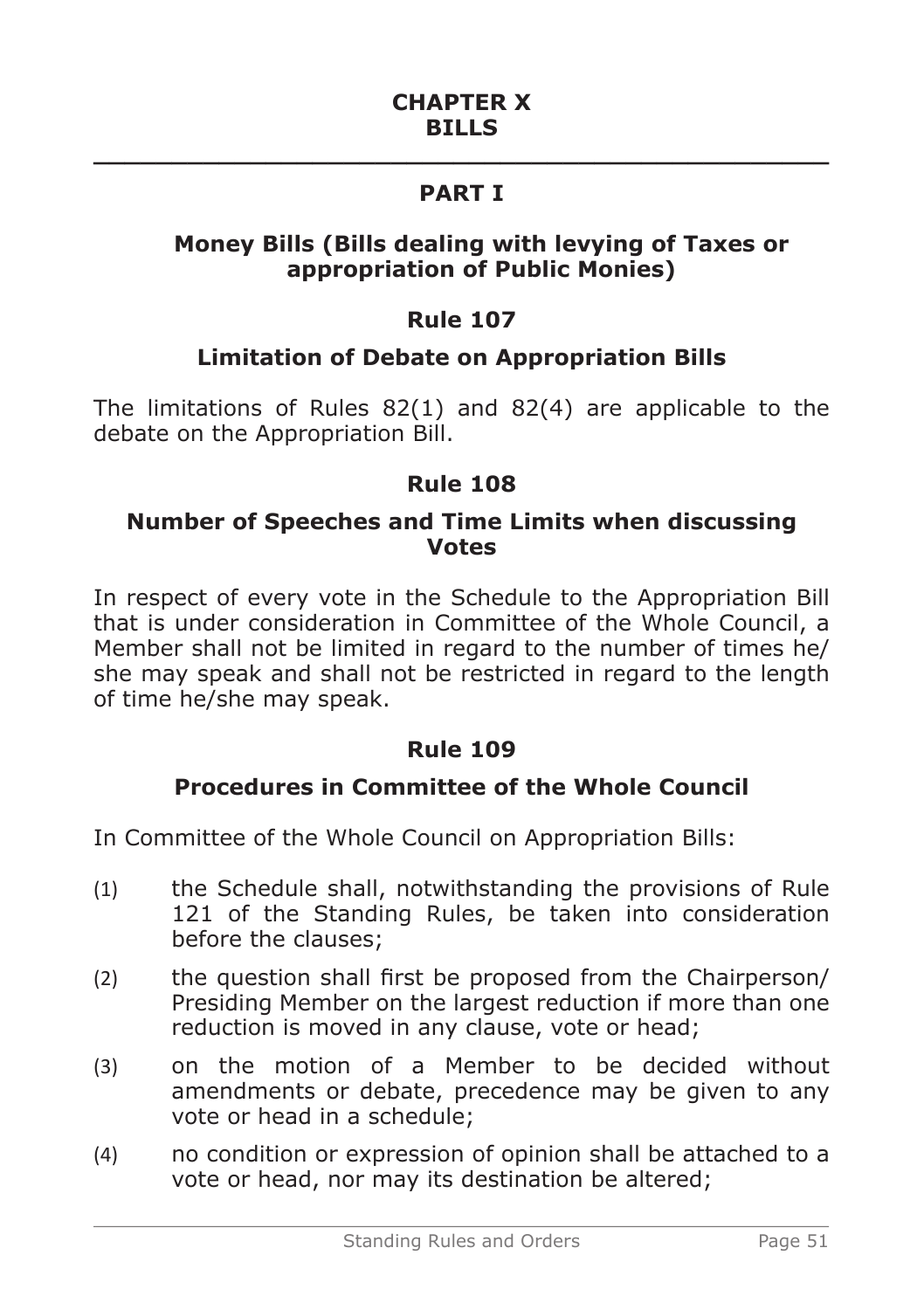# CHAPTER X
# BILLS

## PART I

### Money Bills (Bills dealing with levying of Taxes or appropriation of Public Monies)

### Rule 107

### Limitation of Debate on Appropriation Bills

The limitations of Rules 82(1) and 82(4) are applicable to the debate on the Appropriation Bill.

### Rule 108

### Number of Speeches and Time Limits when discussing Votes

In respect of every vote in the Schedule to the Appropriation Bill that is under consideration in Committee of the Whole Council, a Member shall not be limited in regard to the number of times he/ she may speak and shall not be restricted in regard to the length of time he/she may speak.

### Rule 109

### Procedures in Committee of the Whole Council

In Committee of the Whole Council on Appropriation Bills:

(1) the Schedule shall, notwithstanding the provisions of Rule 121 of the Standing Rules, be taken into consideration before the clauses;

(2) the question shall first be proposed from the Chairperson/ Presiding Member on the largest reduction if more than one reduction is moved in any clause, vote or head;

(3) on the motion of a Member to be decided without amendments or debate, precedence may be given to any vote or head in a schedule;

(4) no condition or expression of opinion shall be attached to a vote or head, nor may its destination be altered;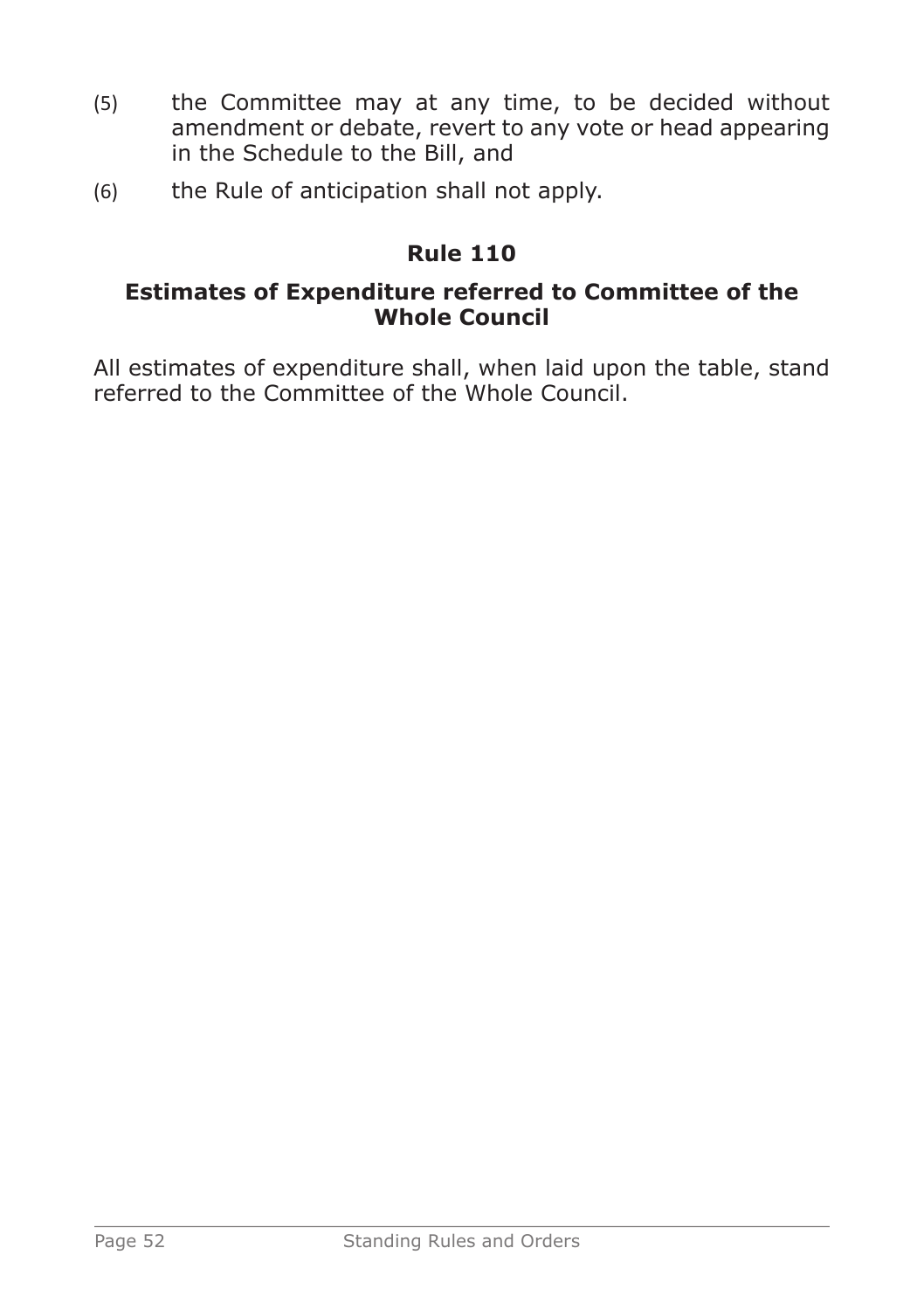(5) the Committee may at any time, to be decided without amendment or debate, revert to any vote or head appearing in the Schedule to the Bill, and

(6) the Rule of anticipation shall not apply.

## Rule 110

### Estimates of Expenditure referred to Committee of the Whole Council

All estimates of expenditure shall, when laid upon the table, stand referred to the Committee of the Whole Council.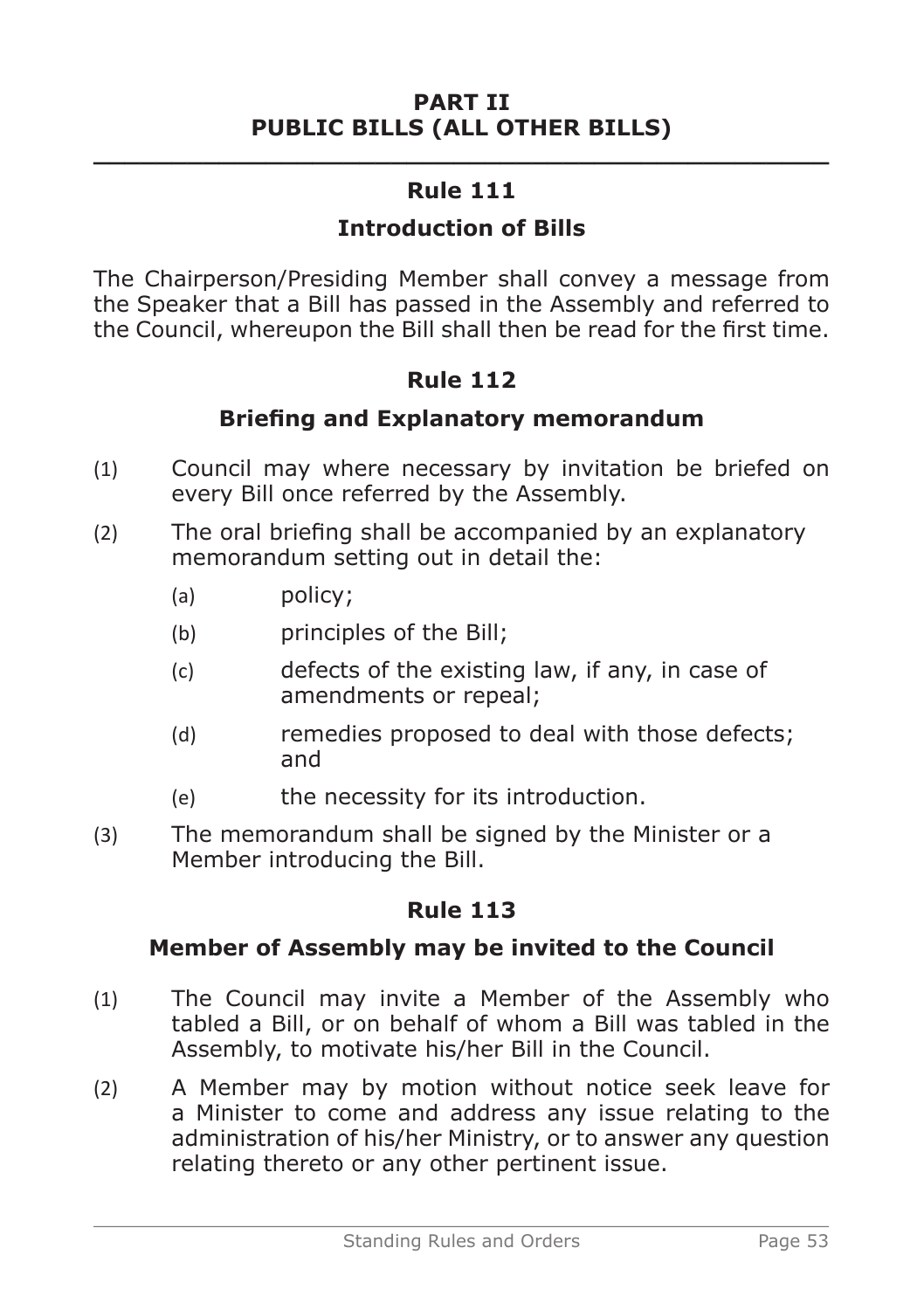## PART II
## PUBLIC BILLS (ALL OTHER BILLS)

### Rule 111

### Introduction of Bills

The Chairperson/Presiding Member shall convey a message from the Speaker that a Bill has passed in the Assembly and referred to the Council, whereupon the Bill shall then be read for the first time.

### Rule 112

### Briefing and Explanatory memorandum

(1) Council may where necessary by invitation be briefed on every Bill once referred by the Assembly.

(2) The oral briefing shall be accompanied by an explanatory memorandum setting out in detail the:

- (a) policy;
- (b) principles of the Bill;
- (c) defects of the existing law, if any, in case of amendments or repeal;
- (d) remedies proposed to deal with those defects; and
- (e) the necessity for its introduction.

(3) The memorandum shall be signed by the Minister or a Member introducing the Bill.

### Rule 113

### Member of Assembly may be invited to the Council

(1) The Council may invite a Member of the Assembly who tabled a Bill, or on behalf of whom a Bill was tabled in the Assembly, to motivate his/her Bill in the Council.

(2) A Member may by motion without notice seek leave for a Minister to come and address any issue relating to the administration of his/her Ministry, or to answer any question relating thereto or any other pertinent issue.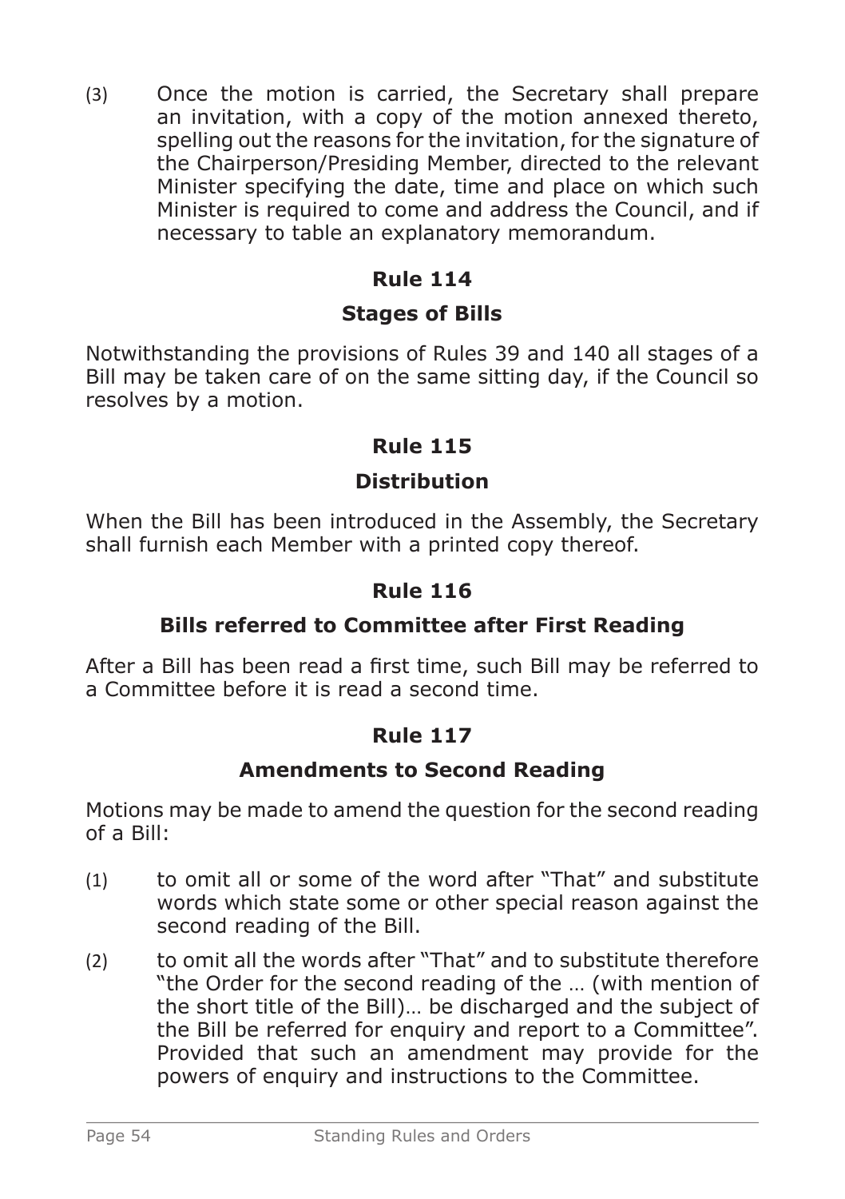(3) Once the motion is carried, the Secretary shall prepare an invitation, with a copy of the motion annexed thereto, spelling out the reasons for the invitation, for the signature of the Chairperson/Presiding Member, directed to the relevant Minister specifying the date, time and place on which such Minister is required to come and address the Council, and if necessary to table an explanatory memorandum.

## Rule 114

### Stages of Bills

Notwithstanding the provisions of Rules 39 and 140 all stages of a Bill may be taken care of on the same sitting day, if the Council so resolves by a motion.

## Rule 115

### Distribution

When the Bill has been introduced in the Assembly, the Secretary shall furnish each Member with a printed copy thereof.

## Rule 116

### Bills referred to Committee after First Reading

After a Bill has been read a first time, such Bill may be referred to a Committee before it is read a second time.

## Rule 117

### Amendments to Second Reading

Motions may be made to amend the question for the second reading of a Bill:

(1) to omit all or some of the word after "That" and substitute words which state some or other special reason against the second reading of the Bill.

(2) to omit all the words after "That" and to substitute therefore "the Order for the second reading of the … (with mention of the short title of the Bill)… be discharged and the subject of the Bill be referred for enquiry and report to a Committee". Provided that such an amendment may provide for the powers of enquiry and instructions to the Committee.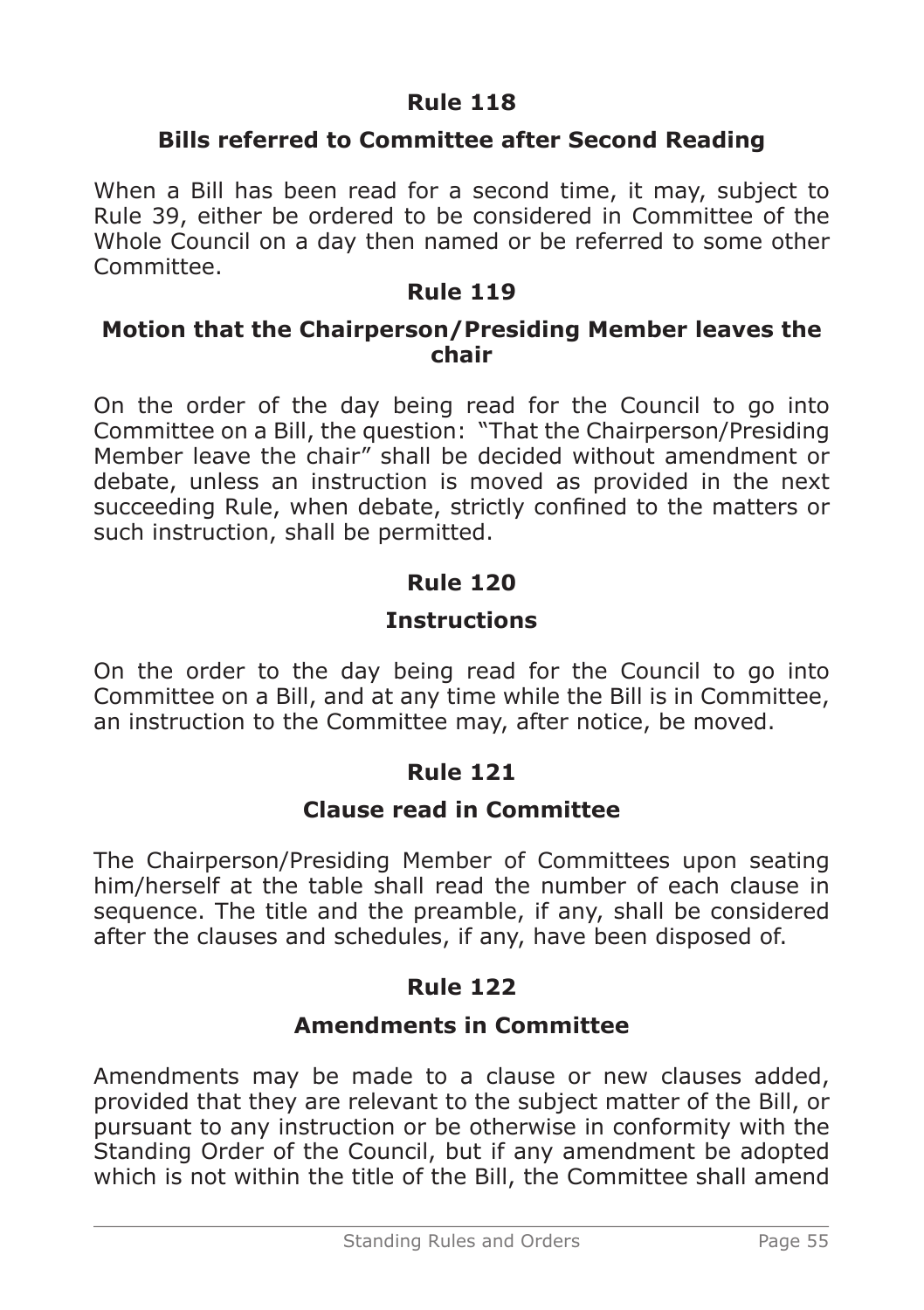## Rule 118

### Bills referred to Committee after Second Reading

When a Bill has been read for a second time, it may, subject to Rule 39, either be ordered to be considered in Committee of the Whole Council on a day then named or be referred to some other Committee.

## Rule 119

### Motion that the Chairperson/Presiding Member leaves the chair

On the order of the day being read for the Council to go into Committee on a Bill, the question: "That the Chairperson/Presiding Member leave the chair" shall be decided without amendment or debate, unless an instruction is moved as provided in the next succeeding Rule, when debate, strictly confined to the matters or such instruction, shall be permitted.

## Rule 120

### Instructions

On the order to the day being read for the Council to go into Committee on a Bill, and at any time while the Bill is in Committee, an instruction to the Committee may, after notice, be moved.

## Rule 121

### Clause read in Committee

The Chairperson/Presiding Member of Committees upon seating him/herself at the table shall read the number of each clause in sequence. The title and the preamble, if any, shall be considered after the clauses and schedules, if any, have been disposed of.

## Rule 122

### Amendments in Committee

Amendments may be made to a clause or new clauses added, provided that they are relevant to the subject matter of the Bill, or pursuant to any instruction or be otherwise in conformity with the Standing Order of the Council, but if any amendment be adopted which is not within the title of the Bill, the Committee shall amend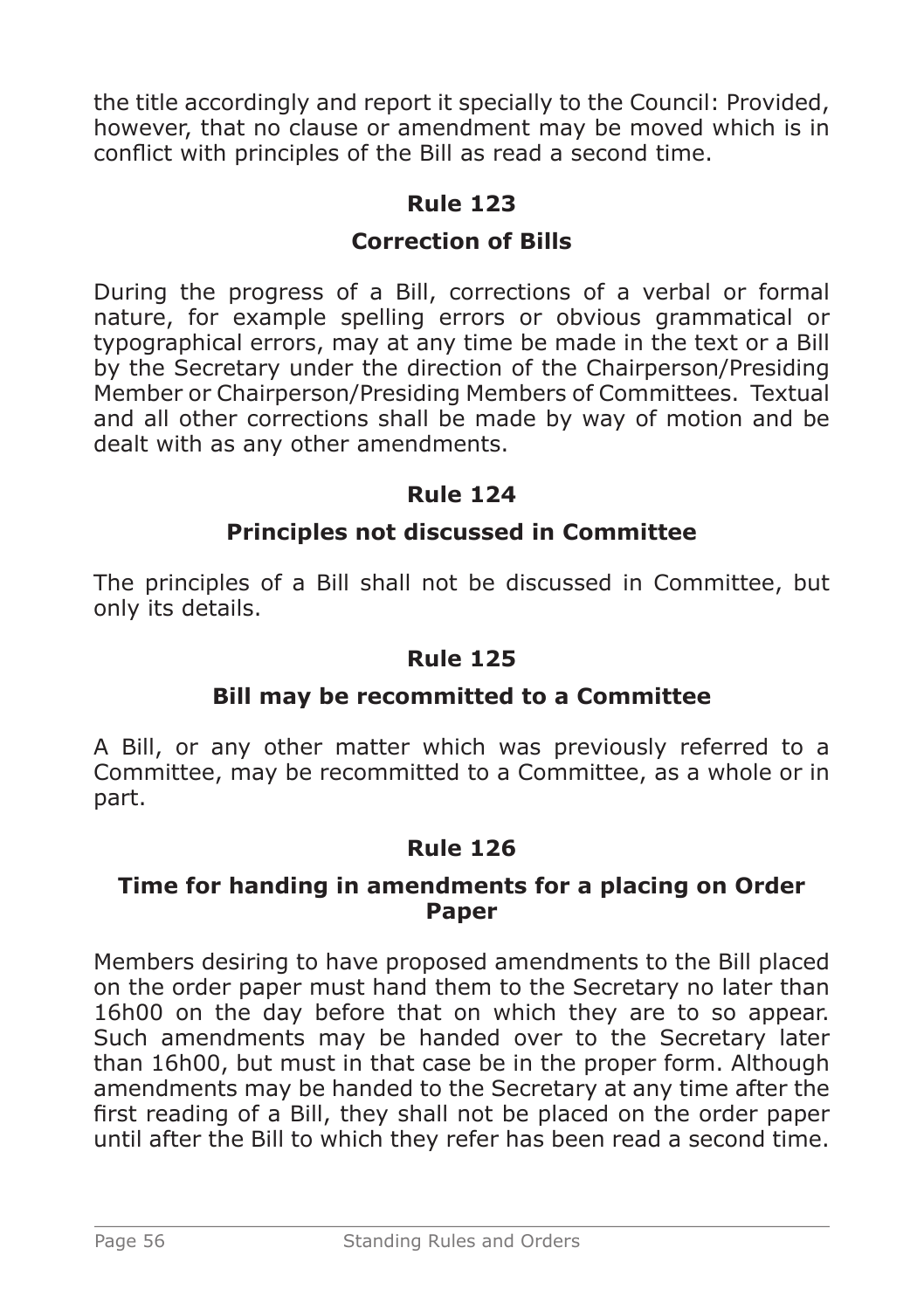the title accordingly and report it specially to the Council: Provided, however, that no clause or amendment may be moved which is in conflict with principles of the Bill as read a second time.

## Rule 123

### Correction of Bills

During the progress of a Bill, corrections of a verbal or formal nature, for example spelling errors or obvious grammatical or typographical errors, may at any time be made in the text or a Bill by the Secretary under the direction of the Chairperson/Presiding Member or Chairperson/Presiding Members of Committees. Textual and all other corrections shall be made by way of motion and be dealt with as any other amendments.

## Rule 124

### Principles not discussed in Committee

The principles of a Bill shall not be discussed in Committee, but only its details.

## Rule 125

### Bill may be recommitted to a Committee

A Bill, or any other matter which was previously referred to a Committee, may be recommitted to a Committee, as a whole or in part.

## Rule 126

### Time for handing in amendments for a placing on Order Paper

Members desiring to have proposed amendments to the Bill placed on the order paper must hand them to the Secretary no later than 16h00 on the day before that on which they are to so appear. Such amendments may be handed over to the Secretary later than 16h00, but must in that case be in the proper form. Although amendments may be handed to the Secretary at any time after the first reading of a Bill, they shall not be placed on the order paper until after the Bill to which they refer has been read a second time.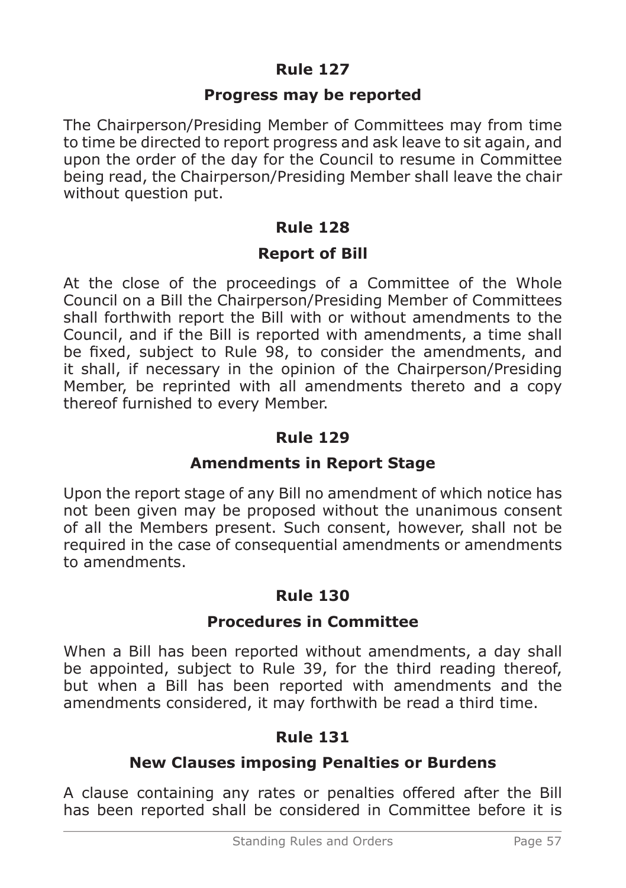## Rule 127

### Progress may be reported

The Chairperson/Presiding Member of Committees may from time to time be directed to report progress and ask leave to sit again, and upon the order of the day for the Council to resume in Committee being read, the Chairperson/Presiding Member shall leave the chair without question put.

## Rule 128

### Report of Bill

At the close of the proceedings of a Committee of the Whole Council on a Bill the Chairperson/Presiding Member of Committees shall forthwith report the Bill with or without amendments to the Council, and if the Bill is reported with amendments, a time shall be fixed, subject to Rule 98, to consider the amendments, and it shall, if necessary in the opinion of the Chairperson/Presiding Member, be reprinted with all amendments thereto and a copy thereof furnished to every Member.

## Rule 129

### Amendments in Report Stage

Upon the report stage of any Bill no amendment of which notice has not been given may be proposed without the unanimous consent of all the Members present. Such consent, however, shall not be required in the case of consequential amendments or amendments to amendments.

## Rule 130

### Procedures in Committee

When a Bill has been reported without amendments, a day shall be appointed, subject to Rule 39, for the third reading thereof, but when a Bill has been reported with amendments and the amendments considered, it may forthwith be read a third time.

## Rule 131

### New Clauses imposing Penalties or Burdens

A clause containing any rates or penalties offered after the Bill has been reported shall be considered in Committee before it is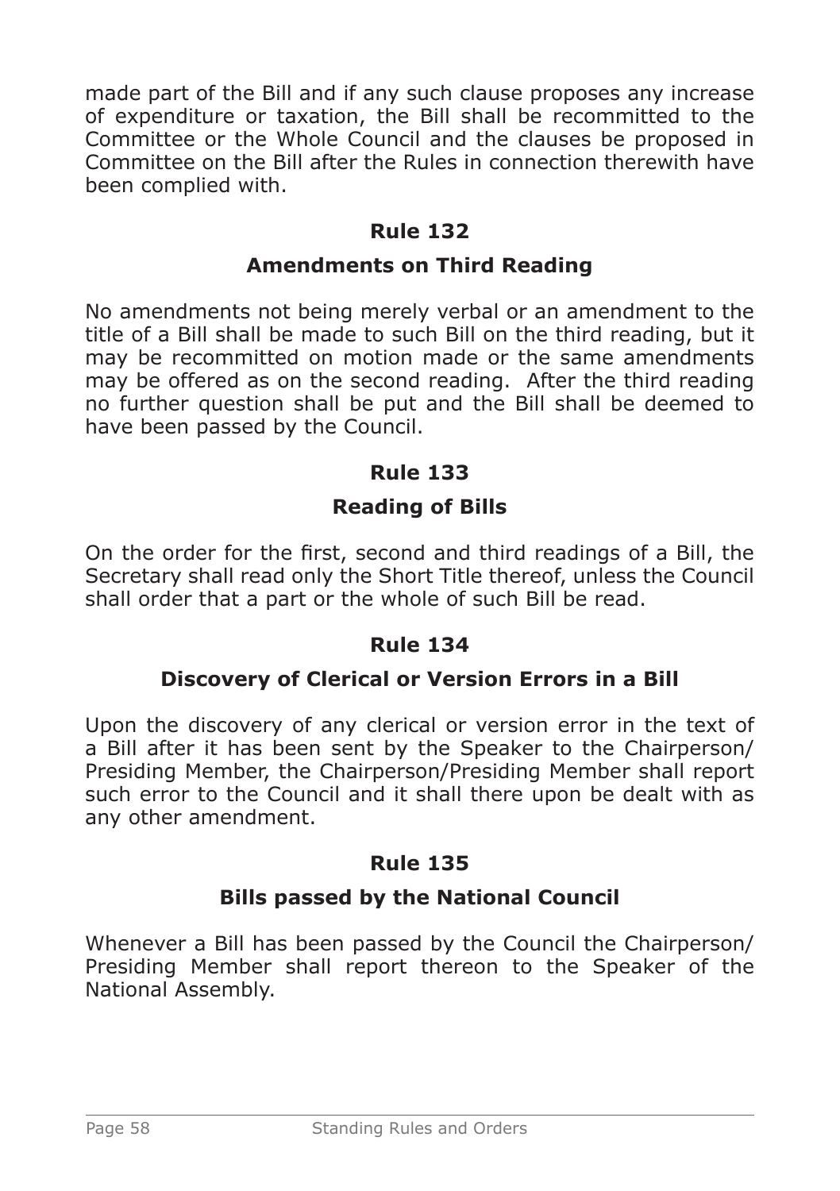made part of the Bill and if any such clause proposes any increase of expenditure or taxation, the Bill shall be recommitted to the Committee or the Whole Council and the clauses be proposed in Committee on the Bill after the Rules in connection therewith have been complied with.

## Rule 132

### Amendments on Third Reading

No amendments not being merely verbal or an amendment to the title of a Bill shall be made to such Bill on the third reading, but it may be recommitted on motion made or the same amendments may be offered as on the second reading. After the third reading no further question shall be put and the Bill shall be deemed to have been passed by the Council.

## Rule 133

### Reading of Bills

On the order for the first, second and third readings of a Bill, the Secretary shall read only the Short Title thereof, unless the Council shall order that a part or the whole of such Bill be read.

## Rule 134

### Discovery of Clerical or Version Errors in a Bill

Upon the discovery of any clerical or version error in the text of a Bill after it has been sent by the Speaker to the Chairperson/ Presiding Member, the Chairperson/Presiding Member shall report such error to the Council and it shall there upon be dealt with as any other amendment.

## Rule 135

### Bills passed by the National Council

Whenever a Bill has been passed by the Council the Chairperson/ Presiding Member shall report thereon to the Speaker of the National Assembly.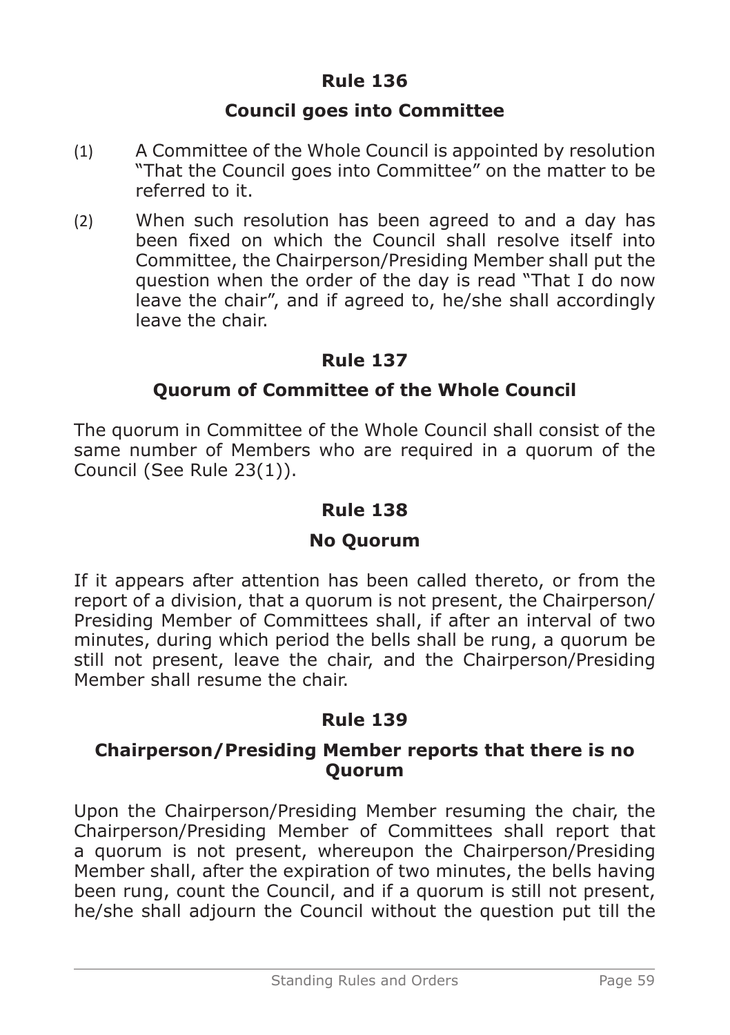## Rule 136

### Council goes into Committee

(1) A Committee of the Whole Council is appointed by resolution "That the Council goes into Committee" on the matter to be referred to it.

(2) When such resolution has been agreed to and a day has been fixed on which the Council shall resolve itself into Committee, the Chairperson/Presiding Member shall put the question when the order of the day is read "That I do now leave the chair", and if agreed to, he/she shall accordingly leave the chair.

## Rule 137

### Quorum of Committee of the Whole Council

The quorum in Committee of the Whole Council shall consist of the same number of Members who are required in a quorum of the Council (See Rule 23(1)).

## Rule 138

### No Quorum

If it appears after attention has been called thereto, or from the report of a division, that a quorum is not present, the Chairperson/Presiding Member of Committees shall, if after an interval of two minutes, during which period the bells shall be rung, a quorum be still not present, leave the chair, and the Chairperson/Presiding Member shall resume the chair.

## Rule 139

### Chairperson/Presiding Member reports that there is no Quorum

Upon the Chairperson/Presiding Member resuming the chair, the Chairperson/Presiding Member of Committees shall report that a quorum is not present, whereupon the Chairperson/Presiding Member shall, after the expiration of two minutes, the bells having been rung, count the Council, and if a quorum is still not present, he/she shall adjourn the Council without the question put till the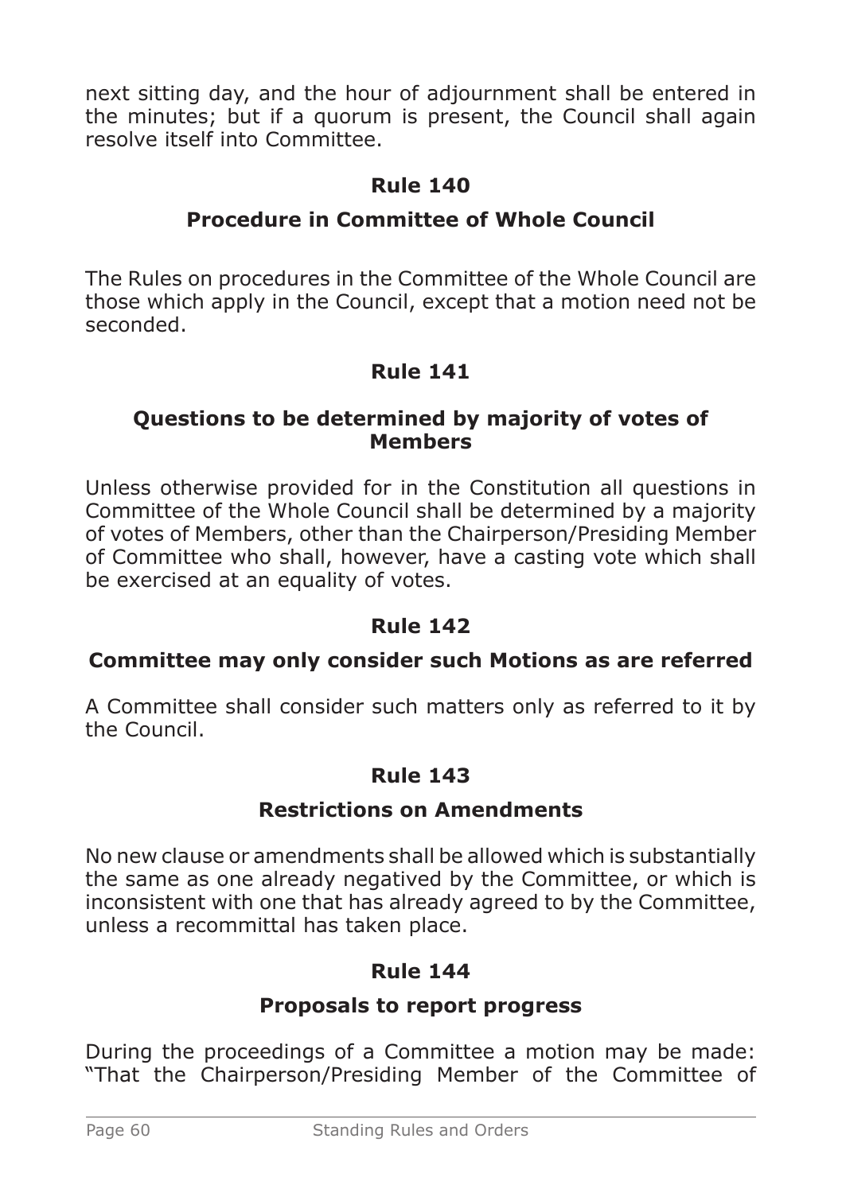next sitting day, and the hour of adjournment shall be entered in the minutes; but if a quorum is present, the Council shall again resolve itself into Committee.

## Rule 140

### Procedure in Committee of Whole Council

The Rules on procedures in the Committee of the Whole Council are those which apply in the Council, except that a motion need not be seconded.

## Rule 141

### Questions to be determined by majority of votes of Members

Unless otherwise provided for in the Constitution all questions in Committee of the Whole Council shall be determined by a majority of votes of Members, other than the Chairperson/Presiding Member of Committee who shall, however, have a casting vote which shall be exercised at an equality of votes.

## Rule 142

### Committee may only consider such Motions as are referred

A Committee shall consider such matters only as referred to it by the Council.

## Rule 143

### Restrictions on Amendments

No new clause or amendments shall be allowed which is substantially the same as one already negatived by the Committee, or which is inconsistent with one that has already agreed to by the Committee, unless a recommittal has taken place.

## Rule 144

### Proposals to report progress

During the proceedings of a Committee a motion may be made: "That the Chairperson/Presiding Member of the Committee of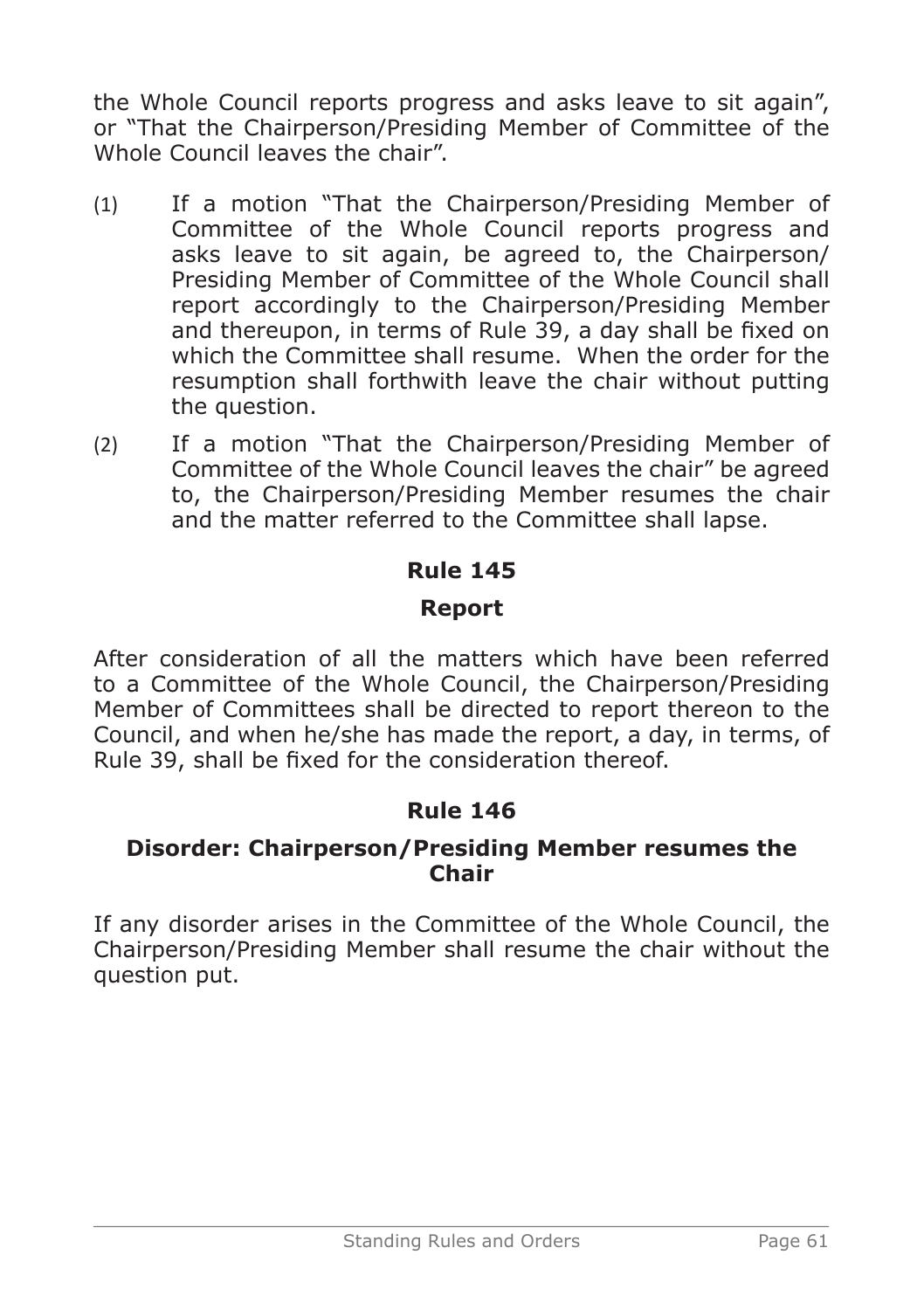the Whole Council reports progress and asks leave to sit again", or "That the Chairperson/Presiding Member of Committee of the Whole Council leaves the chair".

(1) If a motion "That the Chairperson/Presiding Member of Committee of the Whole Council reports progress and asks leave to sit again, be agreed to, the Chairperson/ Presiding Member of Committee of the Whole Council shall report accordingly to the Chairperson/Presiding Member and thereupon, in terms of Rule 39, a day shall be fixed on which the Committee shall resume. When the order for the resumption shall forthwith leave the chair without putting the question.

(2) If a motion "That the Chairperson/Presiding Member of Committee of the Whole Council leaves the chair" be agreed to, the Chairperson/Presiding Member resumes the chair and the matter referred to the Committee shall lapse.

## Rule 145

## Report

After consideration of all the matters which have been referred to a Committee of the Whole Council, the Chairperson/Presiding Member of Committees shall be directed to report thereon to the Council, and when he/she has made the report, a day, in terms, of Rule 39, shall be fixed for the consideration thereof.

## Rule 146

## Disorder: Chairperson/Presiding Member resumes the Chair

If any disorder arises in the Committee of the Whole Council, the Chairperson/Presiding Member shall resume the chair without the question put.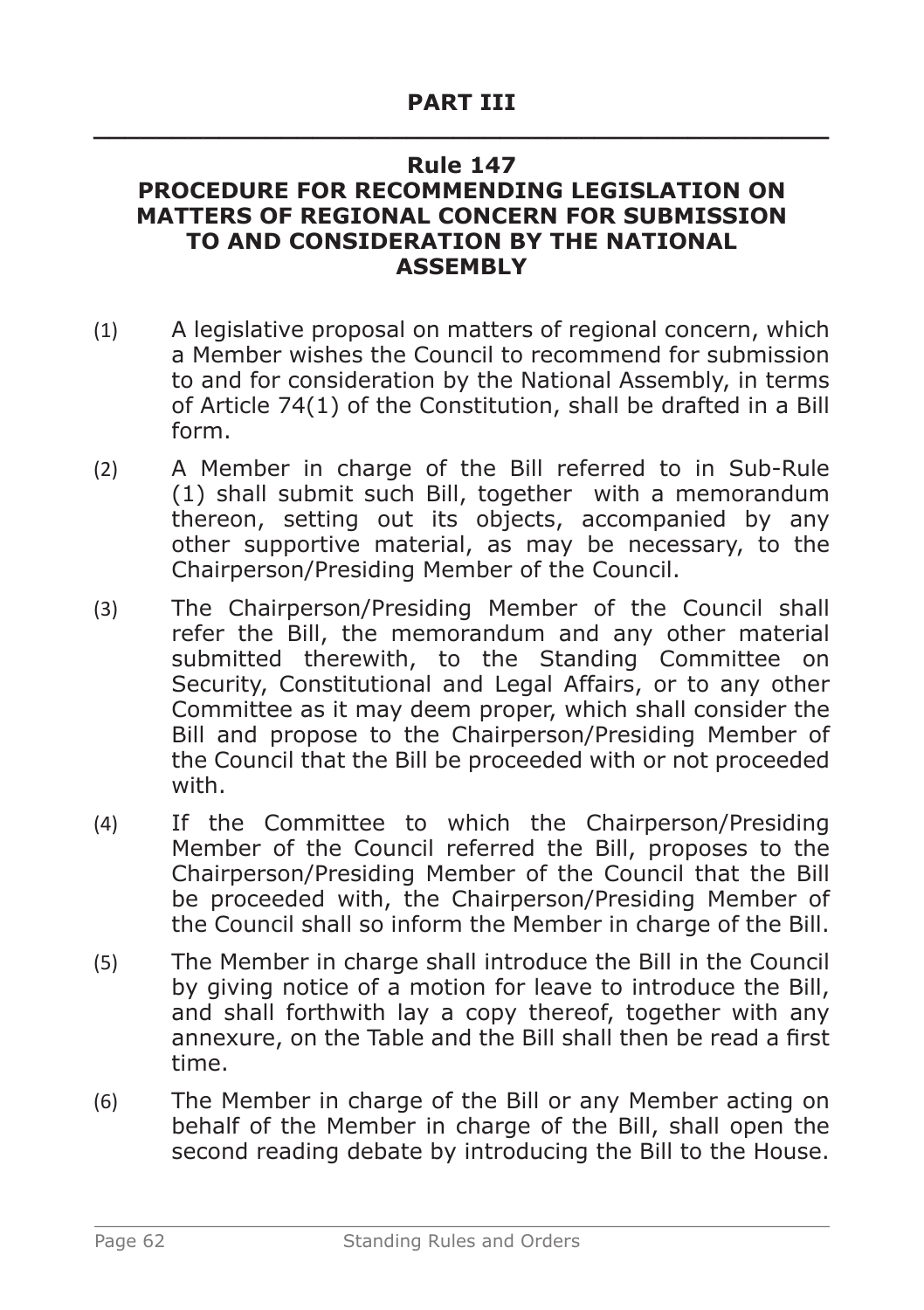## PART III

### Rule 147
### PROCEDURE FOR RECOMMENDING LEGISLATION ON MATTERS OF REGIONAL CONCERN FOR SUBMISSION TO AND CONSIDERATION BY THE NATIONAL ASSEMBLY

(1) A legislative proposal on matters of regional concern, which a Member wishes the Council to recommend for submission to and for consideration by the National Assembly, in terms of Article 74(1) of the Constitution, shall be drafted in a Bill form.

(2) A Member in charge of the Bill referred to in Sub-Rule (1) shall submit such Bill, together with a memorandum thereon, setting out its objects, accompanied by any other supportive material, as may be necessary, to the Chairperson/Presiding Member of the Council.

(3) The Chairperson/Presiding Member of the Council shall refer the Bill, the memorandum and any other material submitted therewith, to the Standing Committee on Security, Constitutional and Legal Affairs, or to any other Committee as it may deem proper, which shall consider the Bill and propose to the Chairperson/Presiding Member of the Council that the Bill be proceeded with or not proceeded with.

(4) If the Committee to which the Chairperson/Presiding Member of the Council referred the Bill, proposes to the Chairperson/Presiding Member of the Council that the Bill be proceeded with, the Chairperson/Presiding Member of the Council shall so inform the Member in charge of the Bill.

(5) The Member in charge shall introduce the Bill in the Council by giving notice of a motion for leave to introduce the Bill, and shall forthwith lay a copy thereof, together with any annexure, on the Table and the Bill shall then be read a first time.

(6) The Member in charge of the Bill or any Member acting on behalf of the Member in charge of the Bill, shall open the second reading debate by introducing the Bill to the House.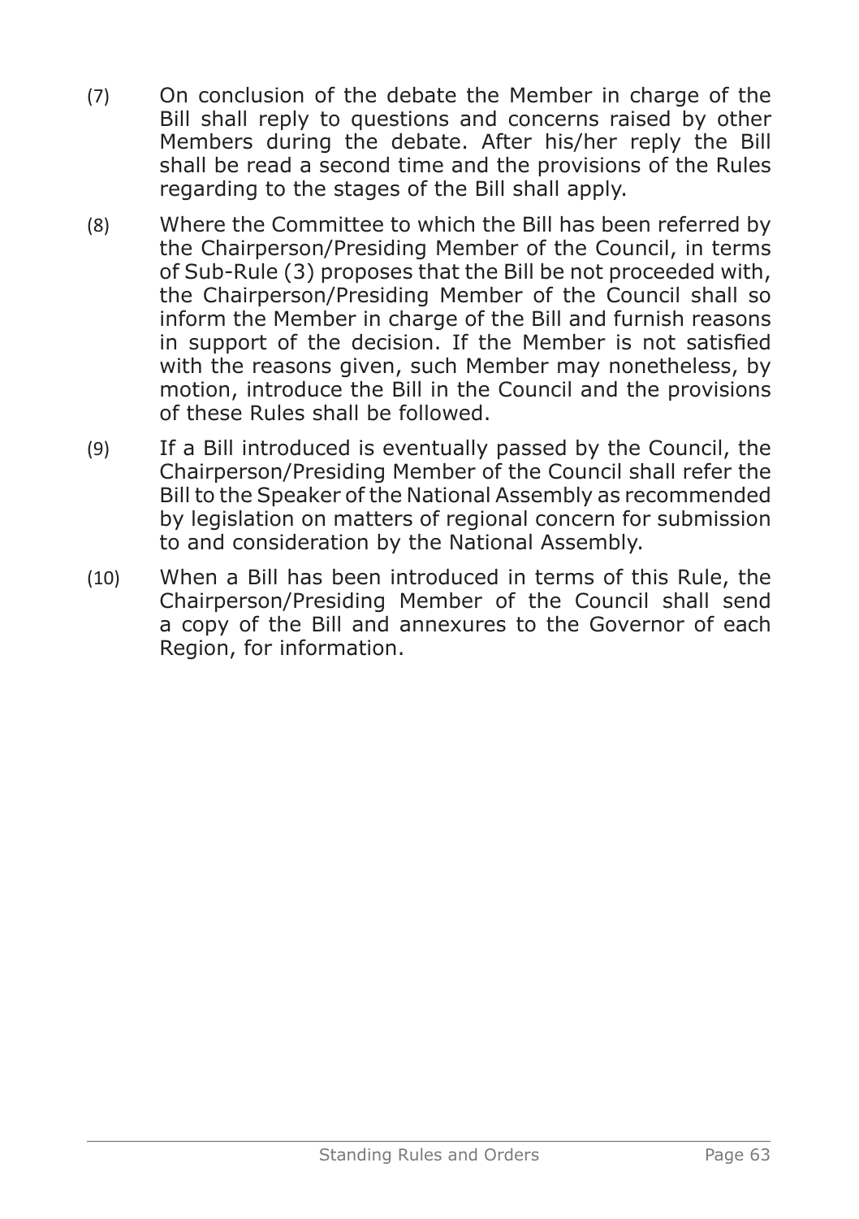(7) On conclusion of the debate the Member in charge of the Bill shall reply to questions and concerns raised by other Members during the debate. After his/her reply the Bill shall be read a second time and the provisions of the Rules regarding to the stages of the Bill shall apply.

(8) Where the Committee to which the Bill has been referred by the Chairperson/Presiding Member of the Council, in terms of Sub-Rule (3) proposes that the Bill be not proceeded with, the Chairperson/Presiding Member of the Council shall so inform the Member in charge of the Bill and furnish reasons in support of the decision. If the Member is not satisfied with the reasons given, such Member may nonetheless, by motion, introduce the Bill in the Council and the provisions of these Rules shall be followed.

(9) If a Bill introduced is eventually passed by the Council, the Chairperson/Presiding Member of the Council shall refer the Bill to the Speaker of the National Assembly as recommended by legislation on matters of regional concern for submission to and consideration by the National Assembly.

(10) When a Bill has been introduced in terms of this Rule, the Chairperson/Presiding Member of the Council shall send a copy of the Bill and annexures to the Governor of each Region, for information.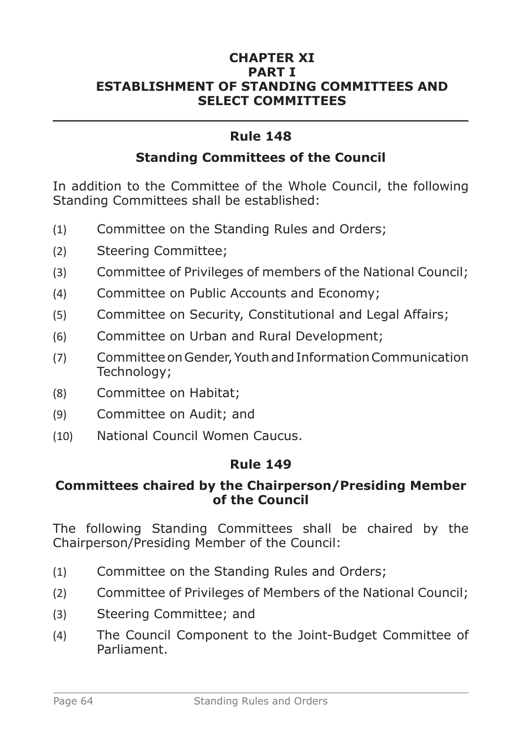# CHAPTER XI
## PART I
## ESTABLISHMENT OF STANDING COMMITTEES AND SELECT COMMITTEES

---

### Rule 148

### Standing Committees of the Council

In addition to the Committee of the Whole Council, the following Standing Committees shall be established:

(1) Committee on the Standing Rules and Orders;

(2) Steering Committee;

(3) Committee of Privileges of members of the National Council;

(4) Committee on Public Accounts and Economy;

(5) Committee on Security, Constitutional and Legal Affairs;

(6) Committee on Urban and Rural Development;

(7) Committee on Gender, Youth and Information Communication Technology;

(8) Committee on Habitat;

(9) Committee on Audit; and

(10) National Council Women Caucus.

### Rule 149

### Committees chaired by the Chairperson/Presiding Member of the Council

The following Standing Committees shall be chaired by the Chairperson/Presiding Member of the Council:

(1) Committee on the Standing Rules and Orders;

(2) Committee of Privileges of Members of the National Council;

(3) Steering Committee; and

(4) The Council Component to the Joint-Budget Committee of Parliament.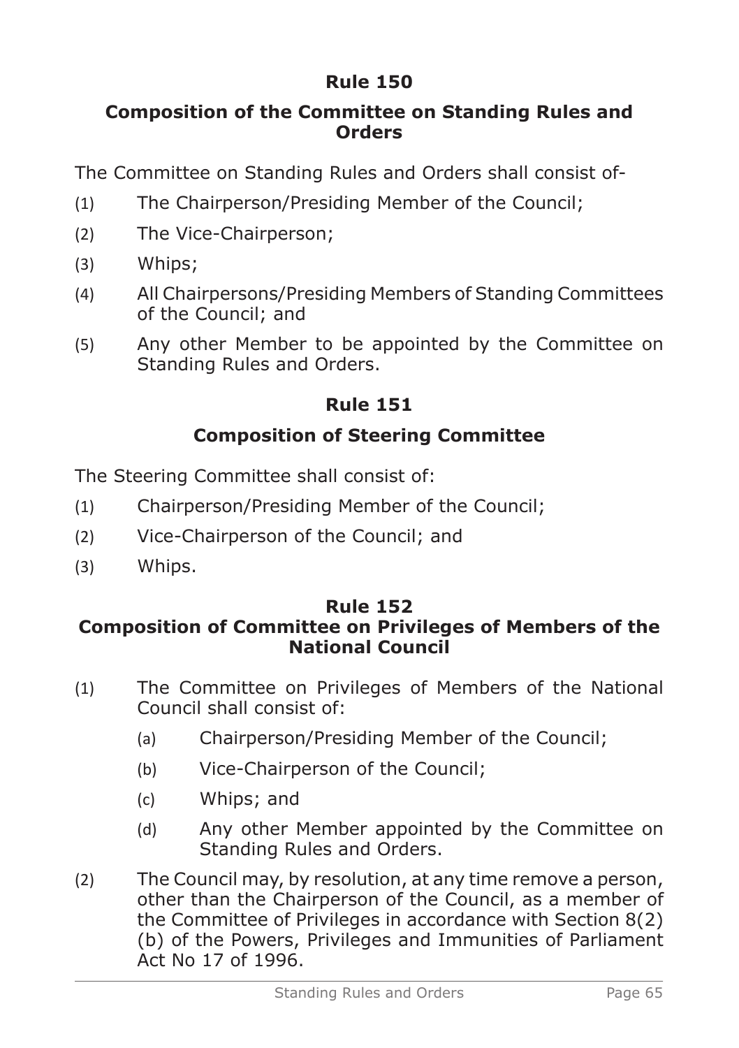## Rule 150

### Composition of the Committee on Standing Rules and Orders

The Committee on Standing Rules and Orders shall consist of-

(1) The Chairperson/Presiding Member of the Council;

(2) The Vice-Chairperson;

(3) Whips;

(4) All Chairpersons/Presiding Members of Standing Committees of the Council; and

(5) Any other Member to be appointed by the Committee on Standing Rules and Orders.

## Rule 151

### Composition of Steering Committee

The Steering Committee shall consist of:

(1) Chairperson/Presiding Member of the Council;

(2) Vice-Chairperson of the Council; and

(3) Whips.

## Rule 152

### Composition of Committee on Privileges of Members of the National Council

(1) The Committee on Privileges of Members of the National Council shall consist of:

- (a) Chairperson/Presiding Member of the Council;
- (b) Vice-Chairperson of the Council;
- (c) Whips; and
- (d) Any other Member appointed by the Committee on Standing Rules and Orders.

(2) The Council may, by resolution, at any time remove a person, other than the Chairperson of the Council, as a member of the Committee of Privileges in accordance with Section 8(2)(b) of the Powers, Privileges and Immunities of Parliament Act No 17 of 1996.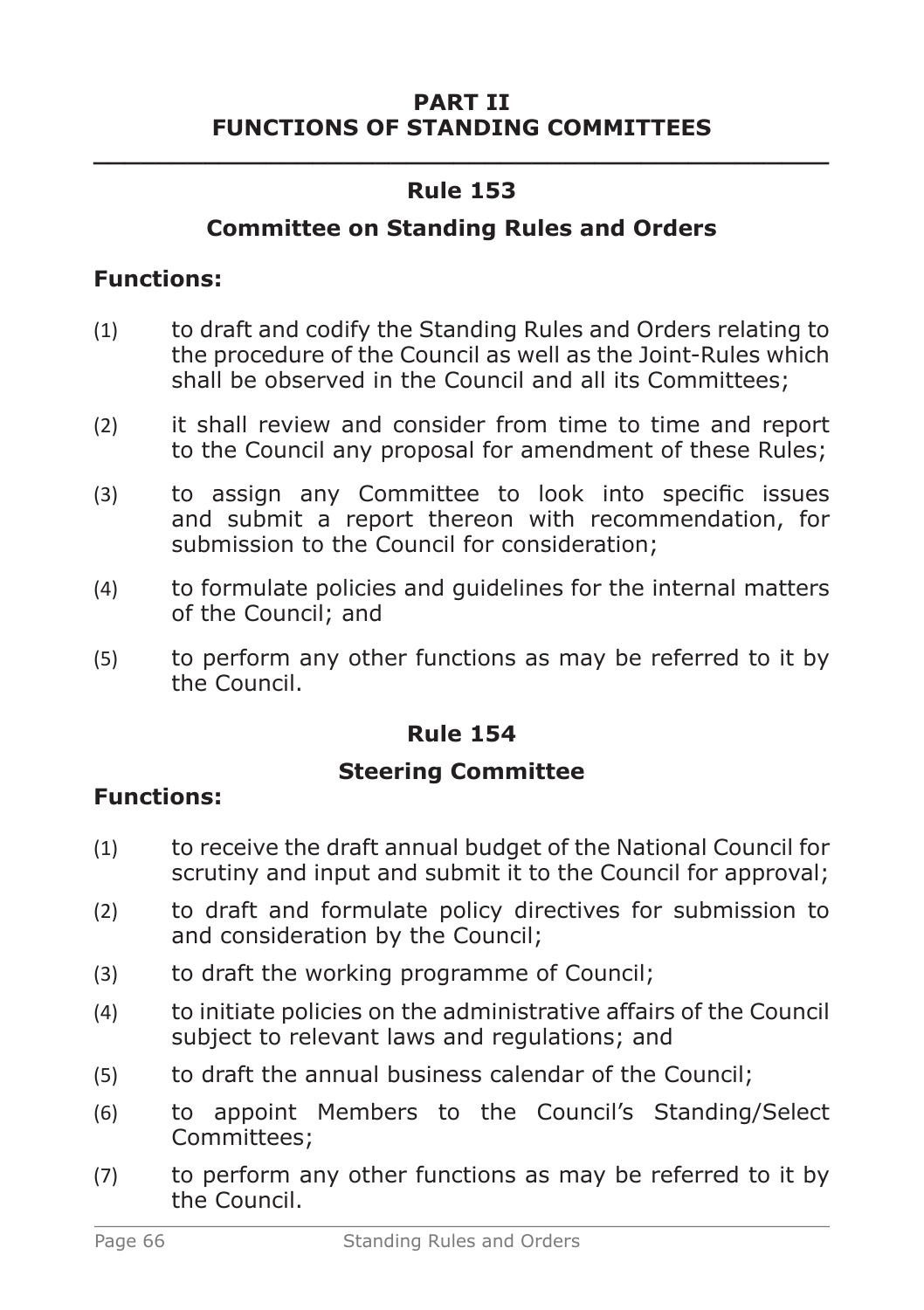## PART II
## FUNCTIONS OF STANDING COMMITTEES

---

### Rule 153

### Committee on Standing Rules and Orders

**Functions:**

(1) to draft and codify the Standing Rules and Orders relating to the procedure of the Council as well as the Joint-Rules which shall be observed in the Council and all its Committees;

(2) it shall review and consider from time to time and report to the Council any proposal for amendment of these Rules;

(3) to assign any Committee to look into specific issues and submit a report thereon with recommendation, for submission to the Council for consideration;

(4) to formulate policies and guidelines for the internal matters of the Council; and

(5) to perform any other functions as may be referred to it by the Council.

### Rule 154

### Steering Committee

**Functions:**

(1) to receive the draft annual budget of the National Council for scrutiny and input and submit it to the Council for approval;

(2) to draft and formulate policy directives for submission to and consideration by the Council;

(3) to draft the working programme of Council;

(4) to initiate policies on the administrative affairs of the Council subject to relevant laws and regulations; and

(5) to draft the annual business calendar of the Council;

(6) to appoint Members to the Council's Standing/Select Committees;

(7) to perform any other functions as may be referred to it by the Council.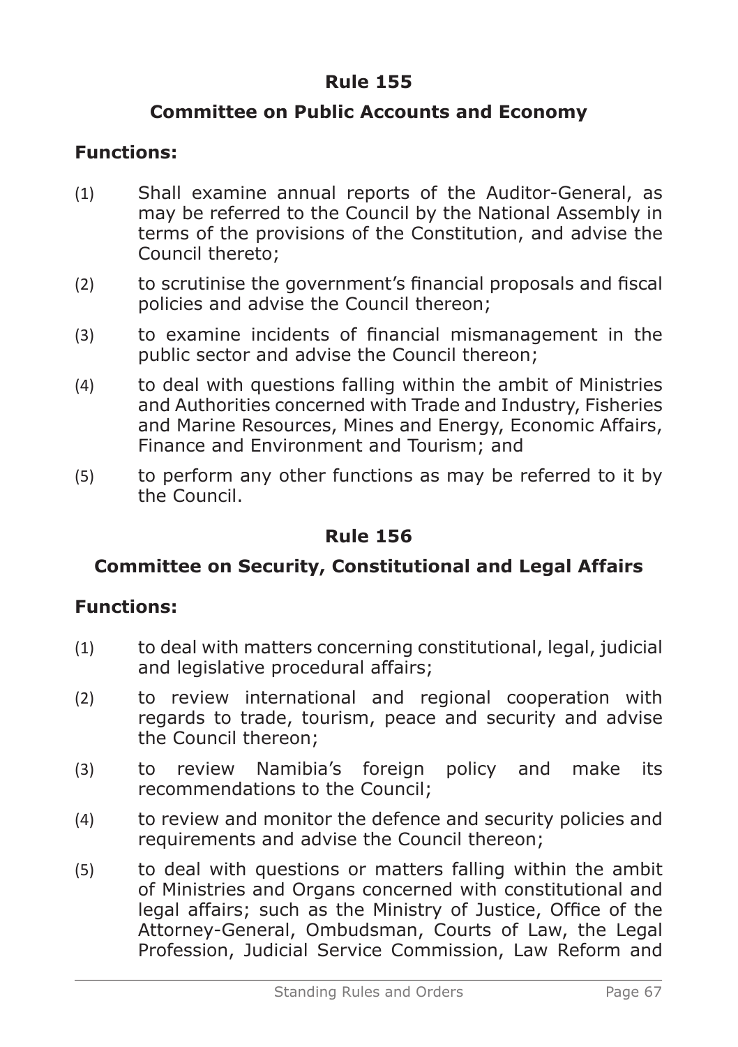## Rule 155

### Committee on Public Accounts and Economy

**Functions:**

(1) Shall examine annual reports of the Auditor-General, as may be referred to the Council by the National Assembly in terms of the provisions of the Constitution, and advise the Council thereto;

(2) to scrutinise the government's financial proposals and fiscal policies and advise the Council thereon;

(3) to examine incidents of financial mismanagement in the public sector and advise the Council thereon;

(4) to deal with questions falling within the ambit of Ministries and Authorities concerned with Trade and Industry, Fisheries and Marine Resources, Mines and Energy, Economic Affairs, Finance and Environment and Tourism; and

(5) to perform any other functions as may be referred to it by the Council.

## Rule 156

### Committee on Security, Constitutional and Legal Affairs

**Functions:**

(1) to deal with matters concerning constitutional, legal, judicial and legislative procedural affairs;

(2) to review international and regional cooperation with regards to trade, tourism, peace and security and advise the Council thereon;

(3) to review Namibia's foreign policy and make its recommendations to the Council;

(4) to review and monitor the defence and security policies and requirements and advise the Council thereon;

(5) to deal with questions or matters falling within the ambit of Ministries and Organs concerned with constitutional and legal affairs; such as the Ministry of Justice, Office of the Attorney-General, Ombudsman, Courts of Law, the Legal Profession, Judicial Service Commission, Law Reform and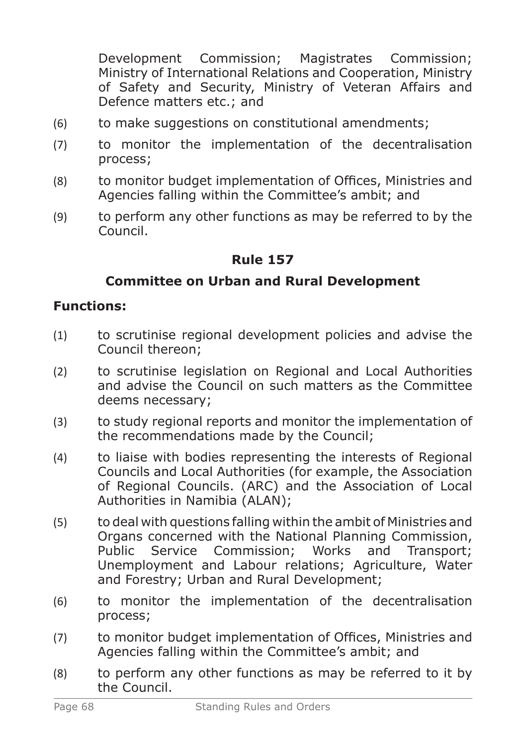Development Commission; Magistrates Commission; Ministry of International Relations and Cooperation, Ministry of Safety and Security, Ministry of Veteran Affairs and Defence matters etc.; and

(6) to make suggestions on constitutional amendments;

(7) to monitor the implementation of the decentralisation process;

(8) to monitor budget implementation of Offices, Ministries and Agencies falling within the Committee's ambit; and

(9) to perform any other functions as may be referred to by the Council.

## Rule 157

## Committee on Urban and Rural Development

**Functions:**

(1) to scrutinise regional development policies and advise the Council thereon;

(2) to scrutinise legislation on Regional and Local Authorities and advise the Council on such matters as the Committee deems necessary;

(3) to study regional reports and monitor the implementation of the recommendations made by the Council;

(4) to liaise with bodies representing the interests of Regional Councils and Local Authorities (for example, the Association of Regional Councils. (ARC) and the Association of Local Authorities in Namibia (ALAN);

(5) to deal with questions falling within the ambit of Ministries and Organs concerned with the National Planning Commission, Public Service Commission; Works and Transport; Unemployment and Labour relations; Agriculture, Water and Forestry; Urban and Rural Development;

(6) to monitor the implementation of the decentralisation process;

(7) to monitor budget implementation of Offices, Ministries and Agencies falling within the Committee's ambit; and

(8) to perform any other functions as may be referred to it by the Council.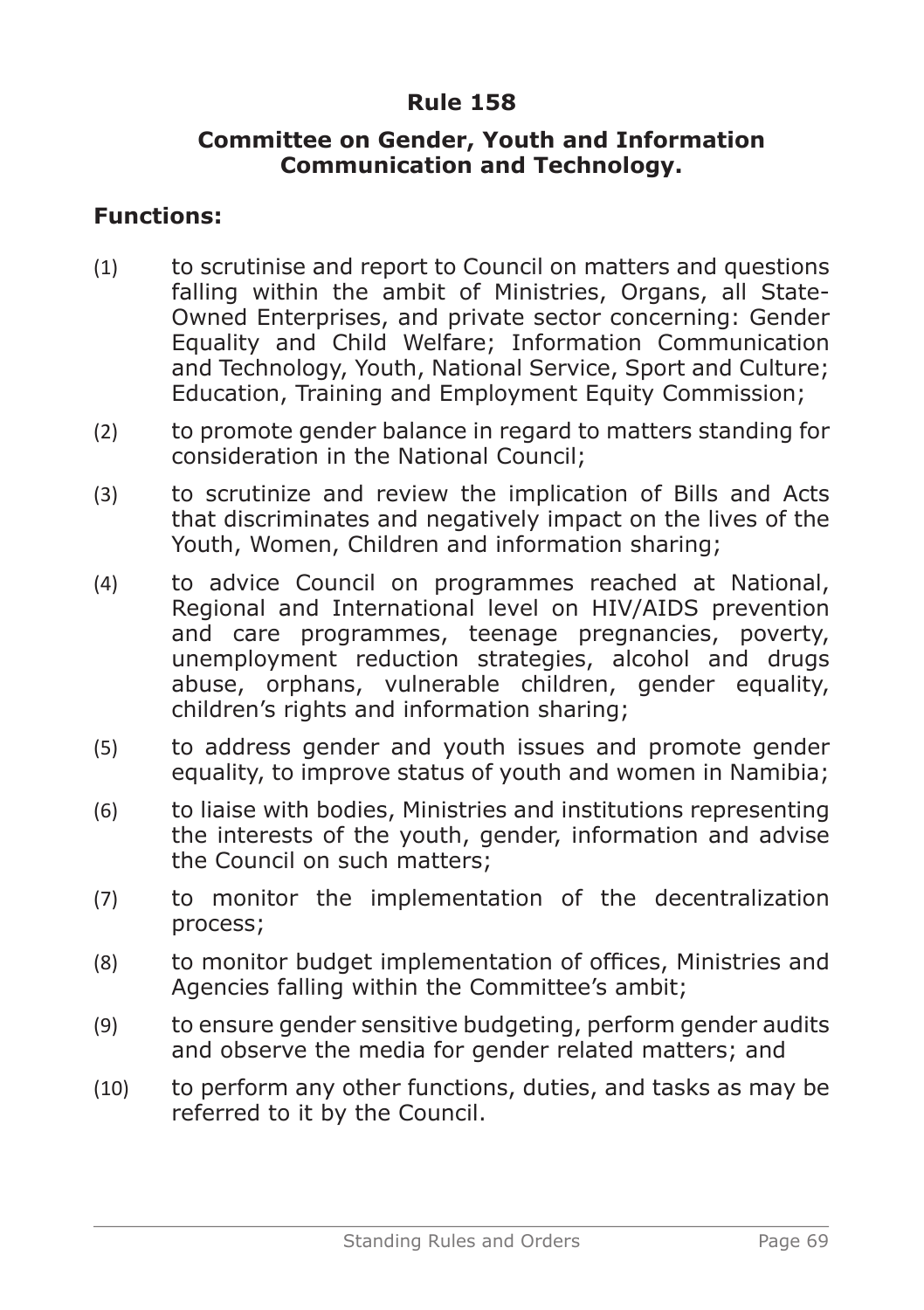## Rule 158

### Committee on Gender, Youth and Information Communication and Technology.

**Functions:**

(1) to scrutinise and report to Council on matters and questions falling within the ambit of Ministries, Organs, all State-Owned Enterprises, and private sector concerning: Gender Equality and Child Welfare; Information Communication and Technology, Youth, National Service, Sport and Culture; Education, Training and Employment Equity Commission;

(2) to promote gender balance in regard to matters standing for consideration in the National Council;

(3) to scrutinize and review the implication of Bills and Acts that discriminates and negatively impact on the lives of the Youth, Women, Children and information sharing;

(4) to advice Council on programmes reached at National, Regional and International level on HIV/AIDS prevention and care programmes, teenage pregnancies, poverty, unemployment reduction strategies, alcohol and drugs abuse, orphans, vulnerable children, gender equality, children's rights and information sharing;

(5) to address gender and youth issues and promote gender equality, to improve status of youth and women in Namibia;

(6) to liaise with bodies, Ministries and institutions representing the interests of the youth, gender, information and advise the Council on such matters;

(7) to monitor the implementation of the decentralization process;

(8) to monitor budget implementation of offices, Ministries and Agencies falling within the Committee's ambit;

(9) to ensure gender sensitive budgeting, perform gender audits and observe the media for gender related matters; and

(10) to perform any other functions, duties, and tasks as may be referred to it by the Council.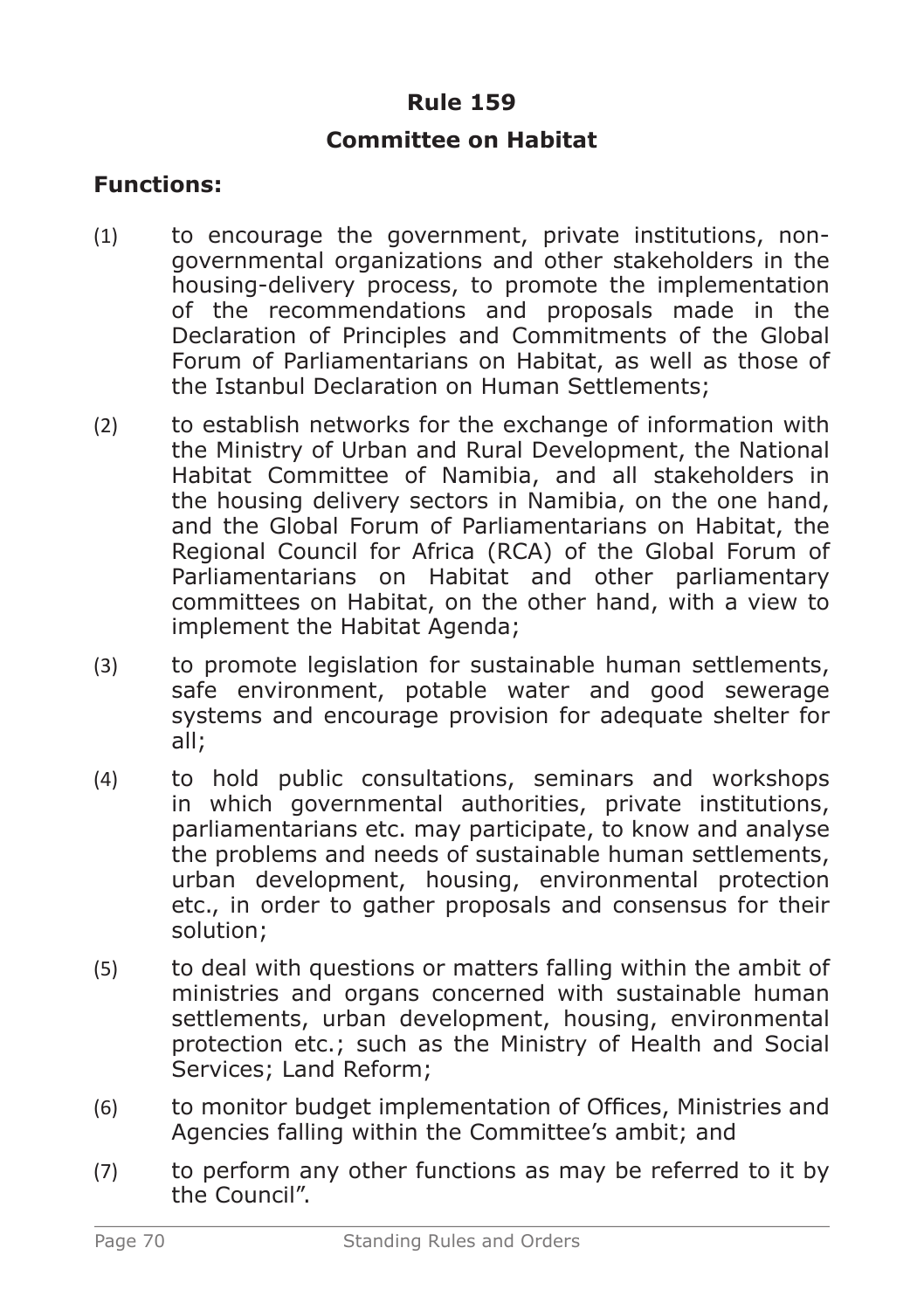## Rule 159

## Committee on Habitat

**Functions:**

(1) to encourage the government, private institutions, non-governmental organizations and other stakeholders in the housing-delivery process, to promote the implementation of the recommendations and proposals made in the Declaration of Principles and Commitments of the Global Forum of Parliamentarians on Habitat, as well as those of the Istanbul Declaration on Human Settlements;

(2) to establish networks for the exchange of information with the Ministry of Urban and Rural Development, the National Habitat Committee of Namibia, and all stakeholders in the housing delivery sectors in Namibia, on the one hand, and the Global Forum of Parliamentarians on Habitat, the Regional Council for Africa (RCA) of the Global Forum of Parliamentarians on Habitat and other parliamentary committees on Habitat, on the other hand, with a view to implement the Habitat Agenda;

(3) to promote legislation for sustainable human settlements, safe environment, potable water and good sewerage systems and encourage provision for adequate shelter for all;

(4) to hold public consultations, seminars and workshops in which governmental authorities, private institutions, parliamentarians etc. may participate, to know and analyse the problems and needs of sustainable human settlements, urban development, housing, environmental protection etc., in order to gather proposals and consensus for their solution;

(5) to deal with questions or matters falling within the ambit of ministries and organs concerned with sustainable human settlements, urban development, housing, environmental protection etc.; such as the Ministry of Health and Social Services; Land Reform;

(6) to monitor budget implementation of Offices, Ministries and Agencies falling within the Committee's ambit; and

(7) to perform any other functions as may be referred to it by the Council".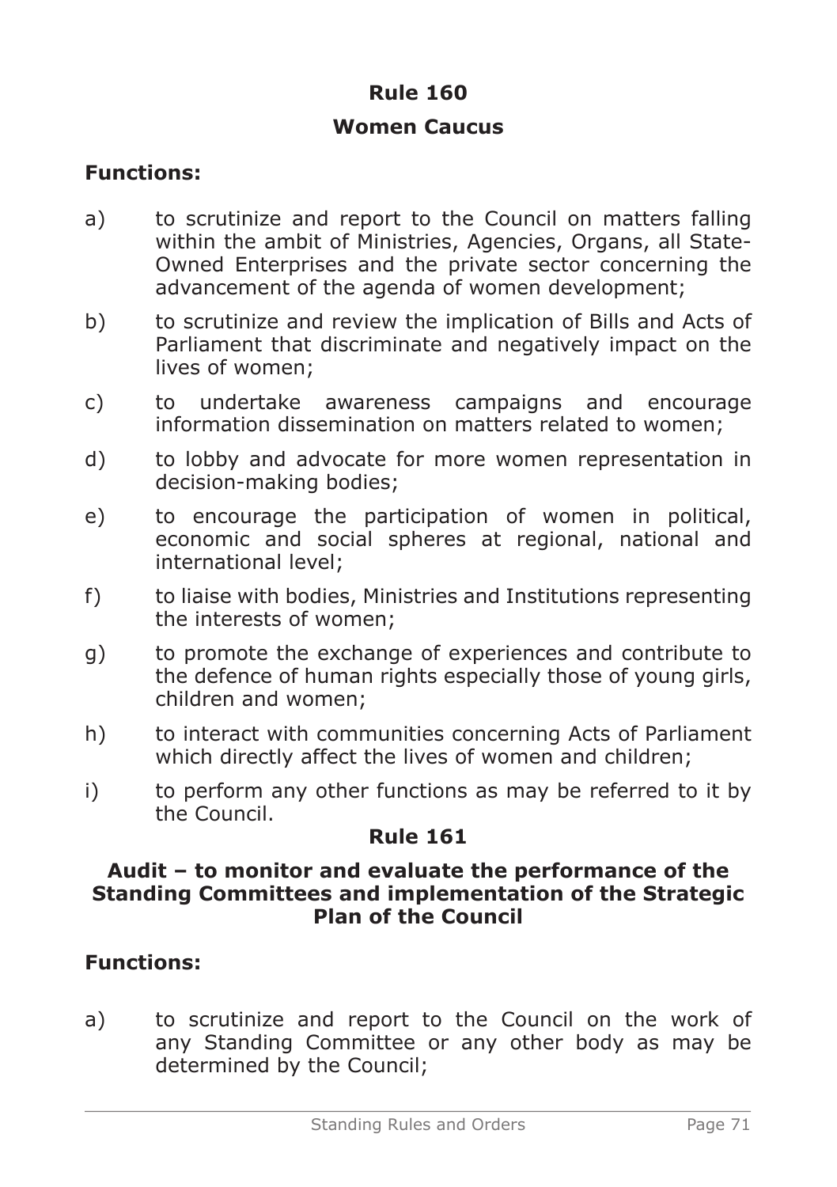## Rule 160

## Women Caucus

**Functions:**

a) to scrutinize and report to the Council on matters falling within the ambit of Ministries, Agencies, Organs, all State-Owned Enterprises and the private sector concerning the advancement of the agenda of women development;

b) to scrutinize and review the implication of Bills and Acts of Parliament that discriminate and negatively impact on the lives of women;

c) to undertake awareness campaigns and encourage information dissemination on matters related to women;

d) to lobby and advocate for more women representation in decision-making bodies;

e) to encourage the participation of women in political, economic and social spheres at regional, national and international level;

f) to liaise with bodies, Ministries and Institutions representing the interests of women;

g) to promote the exchange of experiences and contribute to the defence of human rights especially those of young girls, children and women;

h) to interact with communities concerning Acts of Parliament which directly affect the lives of women and children;

i) to perform any other functions as may be referred to it by the Council.

## Rule 161

## Audit – to monitor and evaluate the performance of the Standing Committees and implementation of the Strategic Plan of the Council

**Functions:**

a) to scrutinize and report to the Council on the work of any Standing Committee or any other body as may be determined by the Council;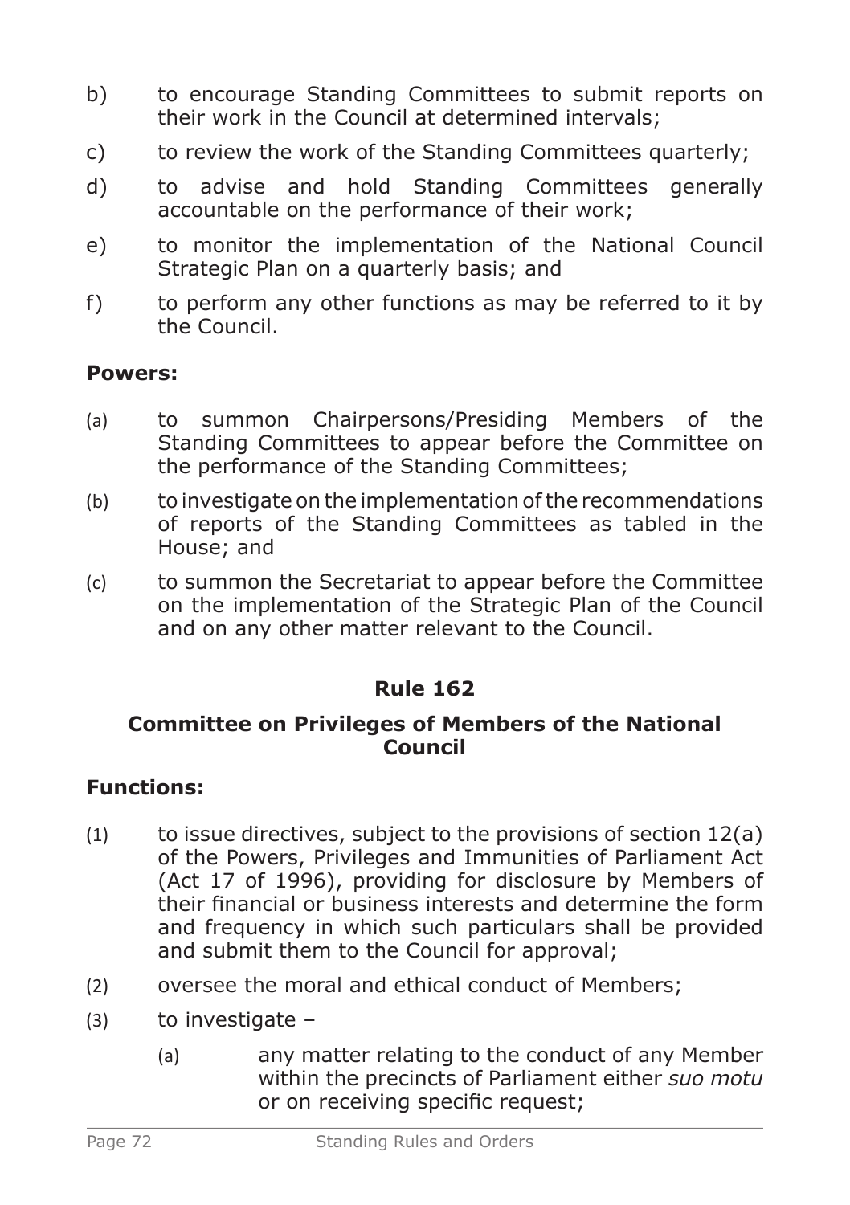b) to encourage Standing Committees to submit reports on their work in the Council at determined intervals;

c) to review the work of the Standing Committees quarterly;

d) to advise and hold Standing Committees generally accountable on the performance of their work;

e) to monitor the implementation of the National Council Strategic Plan on a quarterly basis; and

f) to perform any other functions as may be referred to it by the Council.

**Powers:**

(a) to summon Chairpersons/Presiding Members of the Standing Committees to appear before the Committee on the performance of the Standing Committees;

(b) to investigate on the implementation of the recommendations of reports of the Standing Committees as tabled in the House; and

(c) to summon the Secretariat to appear before the Committee on the implementation of the Strategic Plan of the Council and on any other matter relevant to the Council.

## Rule 162

### Committee on Privileges of Members of the National Council

**Functions:**

(1) to issue directives, subject to the provisions of section 12(a) of the Powers, Privileges and Immunities of Parliament Act (Act 17 of 1996), providing for disclosure by Members of their financial or business interests and determine the form and frequency in which such particulars shall be provided and submit them to the Council for approval;

(2) oversee the moral and ethical conduct of Members;

(3) to investigate –

   (a) any matter relating to the conduct of any Member within the precincts of Parliament either *suo motu* or on receiving specific request;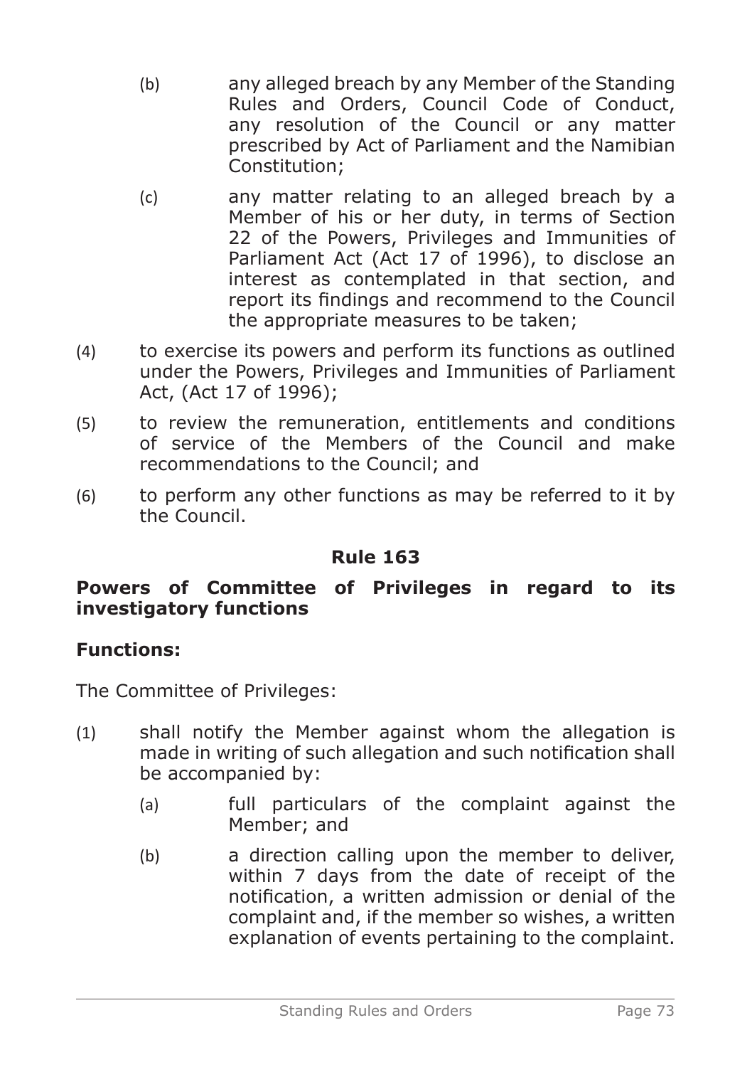(b) any alleged breach by any Member of the Standing Rules and Orders, Council Code of Conduct, any resolution of the Council or any matter prescribed by Act of Parliament and the Namibian Constitution;

(c) any matter relating to an alleged breach by a Member of his or her duty, in terms of Section 22 of the Powers, Privileges and Immunities of Parliament Act (Act 17 of 1996), to disclose an interest as contemplated in that section, and report its findings and recommend to the Council the appropriate measures to be taken;

(4) to exercise its powers and perform its functions as outlined under the Powers, Privileges and Immunities of Parliament Act, (Act 17 of 1996);

(5) to review the remuneration, entitlements and conditions of service of the Members of the Council and make recommendations to the Council; and

(6) to perform any other functions as may be referred to it by the Council.

## Rule 163

### Powers of Committee of Privileges in regard to its investigatory functions

**Functions:**

The Committee of Privileges:

(1) shall notify the Member against whom the allegation is made in writing of such allegation and such notification shall be accompanied by:

(a) full particulars of the complaint against the Member; and

(b) a direction calling upon the member to deliver, within 7 days from the date of receipt of the notification, a written admission or denial of the complaint and, if the member so wishes, a written explanation of events pertaining to the complaint.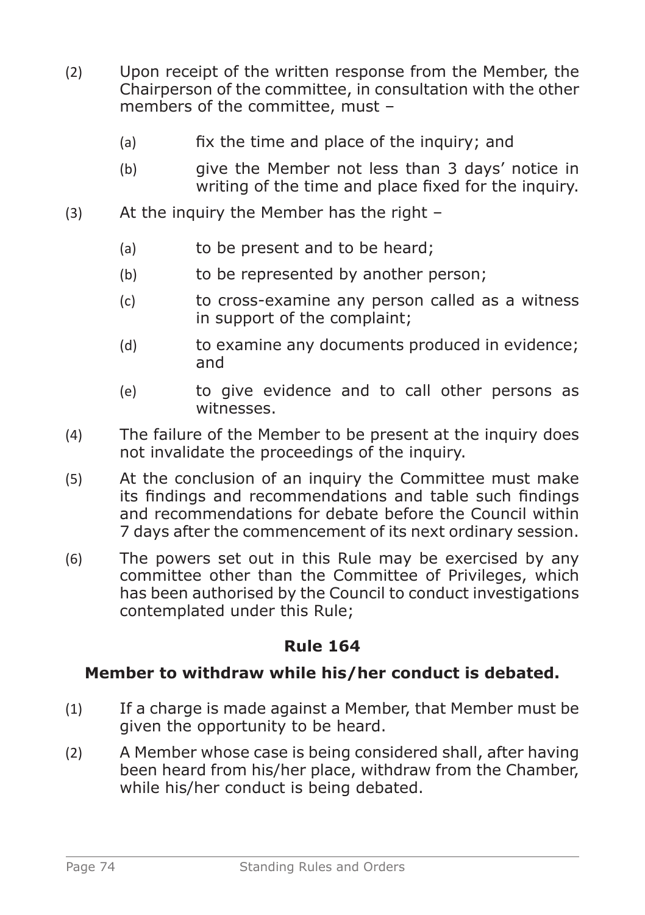(2) Upon receipt of the written response from the Member, the Chairperson of the committee, in consultation with the other members of the committee, must –

(a) fix the time and place of the inquiry; and

(b) give the Member not less than 3 days' notice in writing of the time and place fixed for the inquiry.

(3) At the inquiry the Member has the right –

(a) to be present and to be heard;

(b) to be represented by another person;

(c) to cross-examine any person called as a witness in support of the complaint;

(d) to examine any documents produced in evidence; and

(e) to give evidence and to call other persons as witnesses.

(4) The failure of the Member to be present at the inquiry does not invalidate the proceedings of the inquiry.

(5) At the conclusion of an inquiry the Committee must make its findings and recommendations and table such findings and recommendations for debate before the Council within 7 days after the commencement of its next ordinary session.

(6) The powers set out in this Rule may be exercised by any committee other than the Committee of Privileges, which has been authorised by the Council to conduct investigations contemplated under this Rule;

## Rule 164

### Member to withdraw while his/her conduct is debated.

(1) If a charge is made against a Member, that Member must be given the opportunity to be heard.

(2) A Member whose case is being considered shall, after having been heard from his/her place, withdraw from the Chamber, while his/her conduct is being debated.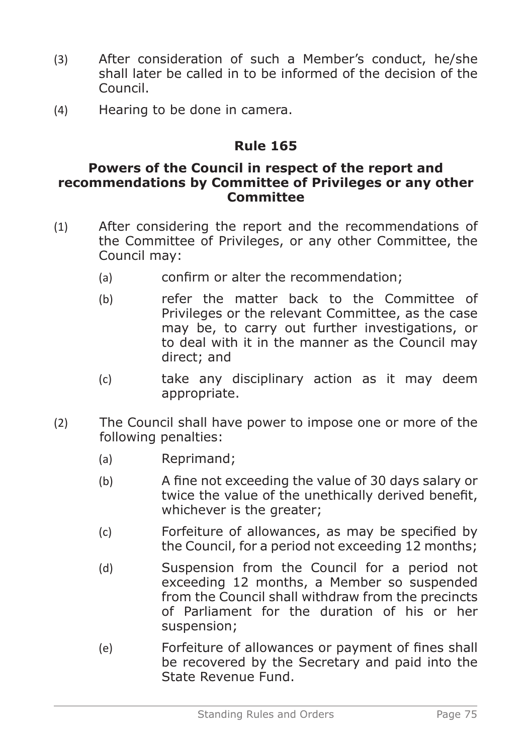(3) After consideration of such a Member's conduct, he/she shall later be called in to be informed of the decision of the Council.

(4) Hearing to be done in camera.

## Rule 165

### Powers of the Council in respect of the report and recommendations by Committee of Privileges or any other Committee

(1) After considering the report and the recommendations of the Committee of Privileges, or any other Committee, the Council may:

  (a) confirm or alter the recommendation;

  (b) refer the matter back to the Committee of Privileges or the relevant Committee, as the case may be, to carry out further investigations, or to deal with it in the manner as the Council may direct; and

  (c) take any disciplinary action as it may deem appropriate.

(2) The Council shall have power to impose one or more of the following penalties:

  (a) Reprimand;

  (b) A fine not exceeding the value of 30 days salary or twice the value of the unethically derived benefit, whichever is the greater;

  (c) Forfeiture of allowances, as may be specified by the Council, for a period not exceeding 12 months;

  (d) Suspension from the Council for a period not exceeding 12 months, a Member so suspended from the Council shall withdraw from the precincts of Parliament for the duration of his or her suspension;

  (e) Forfeiture of allowances or payment of fines shall be recovered by the Secretary and paid into the State Revenue Fund.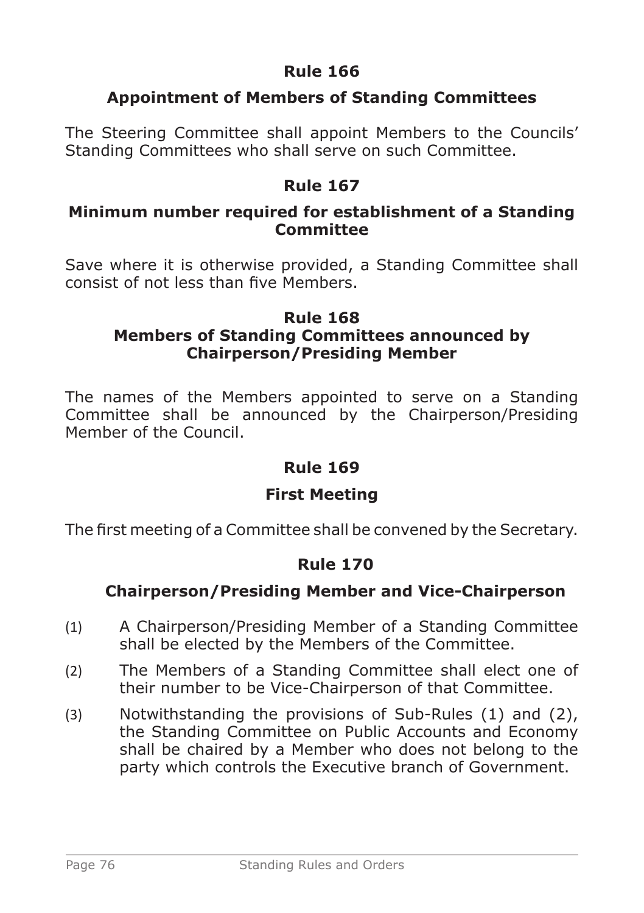## Rule 166

### Appointment of Members of Standing Committees

The Steering Committee shall appoint Members to the Councils' Standing Committees who shall serve on such Committee.

## Rule 167

### Minimum number required for establishment of a Standing Committee

Save where it is otherwise provided, a Standing Committee shall consist of not less than five Members.

## Rule 168

### Members of Standing Committees announced by Chairperson/Presiding Member

The names of the Members appointed to serve on a Standing Committee shall be announced by the Chairperson/Presiding Member of the Council.

## Rule 169

### First Meeting

The first meeting of a Committee shall be convened by the Secretary.

## Rule 170

### Chairperson/Presiding Member and Vice-Chairperson

(1) A Chairperson/Presiding Member of a Standing Committee shall be elected by the Members of the Committee.

(2) The Members of a Standing Committee shall elect one of their number to be Vice-Chairperson of that Committee.

(3) Notwithstanding the provisions of Sub-Rules (1) and (2), the Standing Committee on Public Accounts and Economy shall be chaired by a Member who does not belong to the party which controls the Executive branch of Government.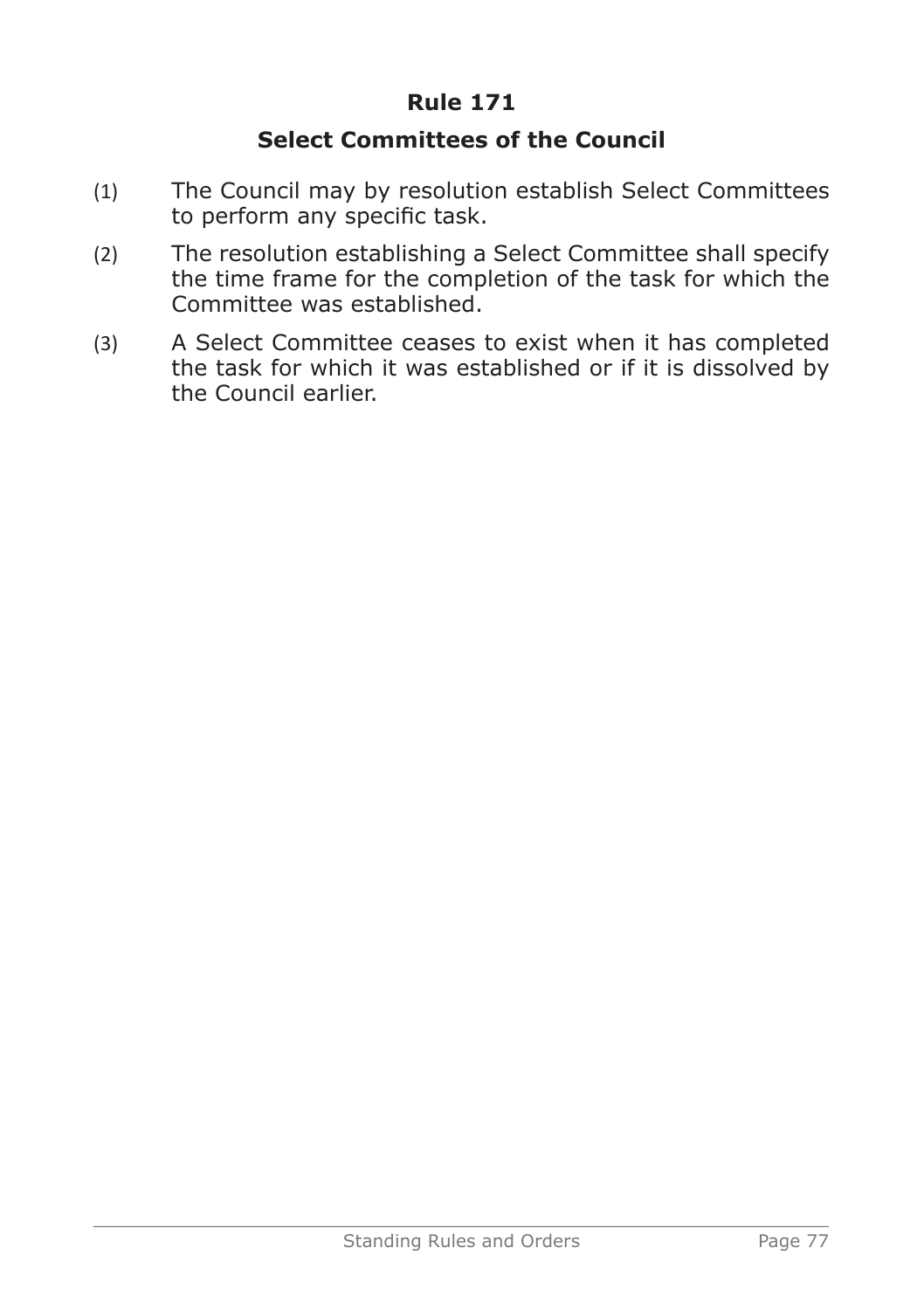## Rule 171

## Select Committees of the Council

(1) The Council may by resolution establish Select Committees to perform any specific task.

(2) The resolution establishing a Select Committee shall specify the time frame for the completion of the task for which the Committee was established.

(3) A Select Committee ceases to exist when it has completed the task for which it was established or if it is dissolved by the Council earlier.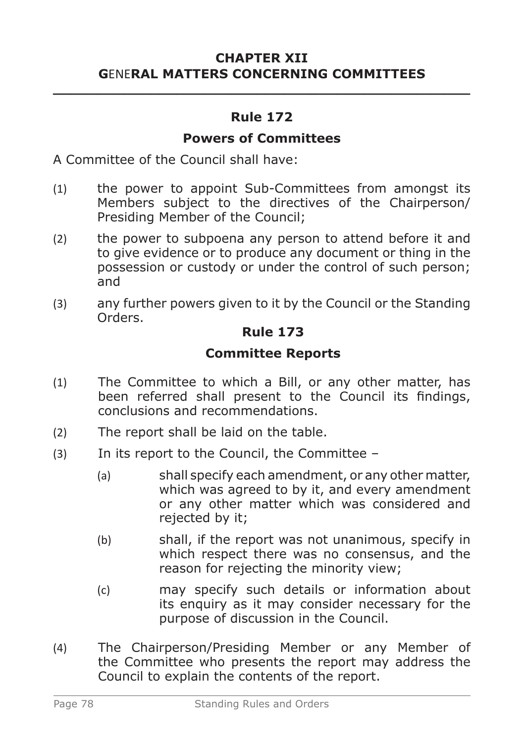# CHAPTER XII
# GENERAL MATTERS CONCERNING COMMITTEES

## Rule 172

### Powers of Committees

A Committee of the Council shall have:

(1) the power to appoint Sub-Committees from amongst its Members subject to the directives of the Chairperson/ Presiding Member of the Council;

(2) the power to subpoena any person to attend before it and to give evidence or to produce any document or thing in the possession or custody or under the control of such person; and

(3) any further powers given to it by the Council or the Standing Orders.

## Rule 173

### Committee Reports

(1) The Committee to which a Bill, or any other matter, has been referred shall present to the Council its findings, conclusions and recommendations.

(2) The report shall be laid on the table.

(3) In its report to the Council, the Committee –

(a) shall specify each amendment, or any other matter, which was agreed to by it, and every amendment or any other matter which was considered and rejected by it;

(b) shall, if the report was not unanimous, specify in which respect there was no consensus, and the reason for rejecting the minority view;

(c) may specify such details or information about its enquiry as it may consider necessary for the purpose of discussion in the Council.

(4) The Chairperson/Presiding Member or any Member of the Committee who presents the report may address the Council to explain the contents of the report.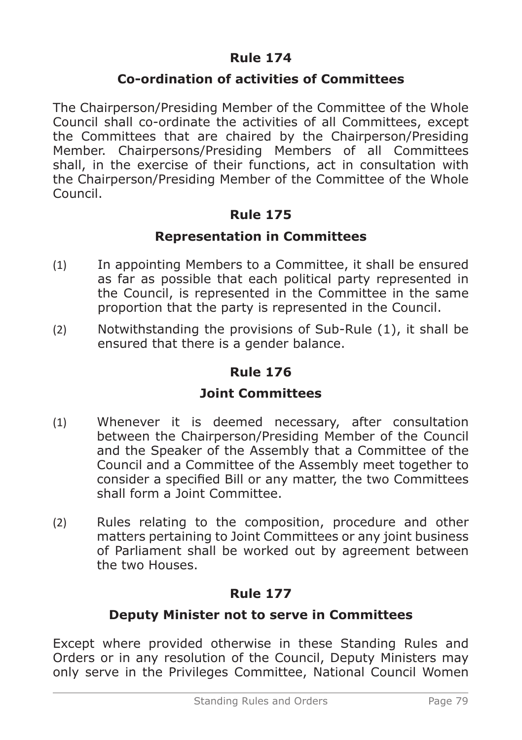## Rule 174

### Co-ordination of activities of Committees

The Chairperson/Presiding Member of the Committee of the Whole Council shall co-ordinate the activities of all Committees, except the Committees that are chaired by the Chairperson/Presiding Member. Chairpersons/Presiding Members of all Committees shall, in the exercise of their functions, act in consultation with the Chairperson/Presiding Member of the Committee of the Whole Council.

## Rule 175

### Representation in Committees

(1) In appointing Members to a Committee, it shall be ensured as far as possible that each political party represented in the Council, is represented in the Committee in the same proportion that the party is represented in the Council.

(2) Notwithstanding the provisions of Sub-Rule (1), it shall be ensured that there is a gender balance.

## Rule 176

### Joint Committees

(1) Whenever it is deemed necessary, after consultation between the Chairperson/Presiding Member of the Council and the Speaker of the Assembly that a Committee of the Council and a Committee of the Assembly meet together to consider a specified Bill or any matter, the two Committees shall form a Joint Committee.

(2) Rules relating to the composition, procedure and other matters pertaining to Joint Committees or any joint business of Parliament shall be worked out by agreement between the two Houses.

## Rule 177

### Deputy Minister not to serve in Committees

Except where provided otherwise in these Standing Rules and Orders or in any resolution of the Council, Deputy Ministers may only serve in the Privileges Committee, National Council Women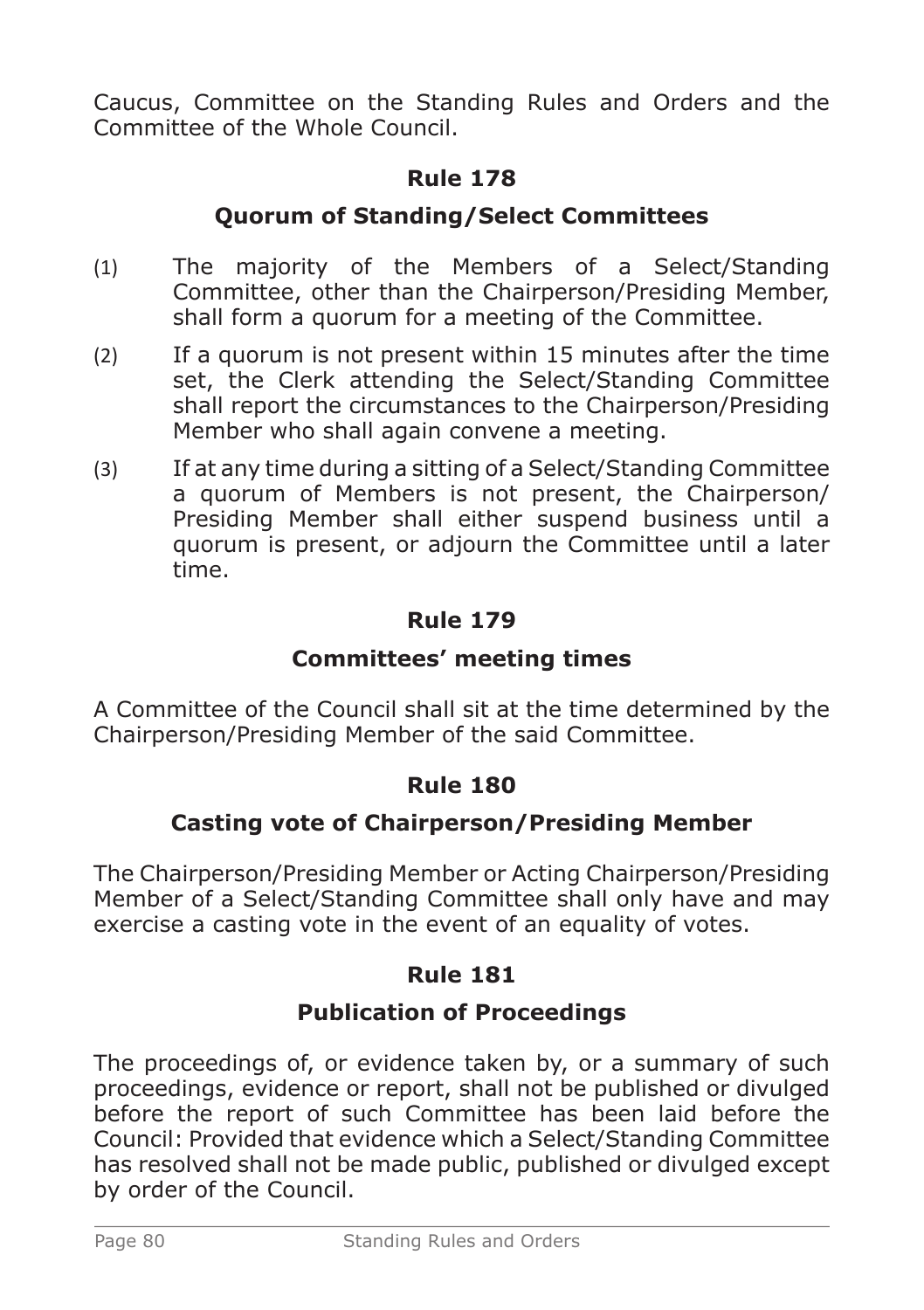Caucus, Committee on the Standing Rules and Orders and the Committee of the Whole Council.

## Rule 178

### Quorum of Standing/Select Committees

(1) The majority of the Members of a Select/Standing Committee, other than the Chairperson/Presiding Member, shall form a quorum for a meeting of the Committee.

(2) If a quorum is not present within 15 minutes after the time set, the Clerk attending the Select/Standing Committee shall report the circumstances to the Chairperson/Presiding Member who shall again convene a meeting.

(3) If at any time during a sitting of a Select/Standing Committee a quorum of Members is not present, the Chairperson/Presiding Member shall either suspend business until a quorum is present, or adjourn the Committee until a later time.

## Rule 179

### Committees' meeting times

A Committee of the Council shall sit at the time determined by the Chairperson/Presiding Member of the said Committee.

## Rule 180

### Casting vote of Chairperson/Presiding Member

The Chairperson/Presiding Member or Acting Chairperson/Presiding Member of a Select/Standing Committee shall only have and may exercise a casting vote in the event of an equality of votes.

## Rule 181

### Publication of Proceedings

The proceedings of, or evidence taken by, or a summary of such proceedings, evidence or report, shall not be published or divulged before the report of such Committee has been laid before the Council: Provided that evidence which a Select/Standing Committee has resolved shall not be made public, published or divulged except by order of the Council.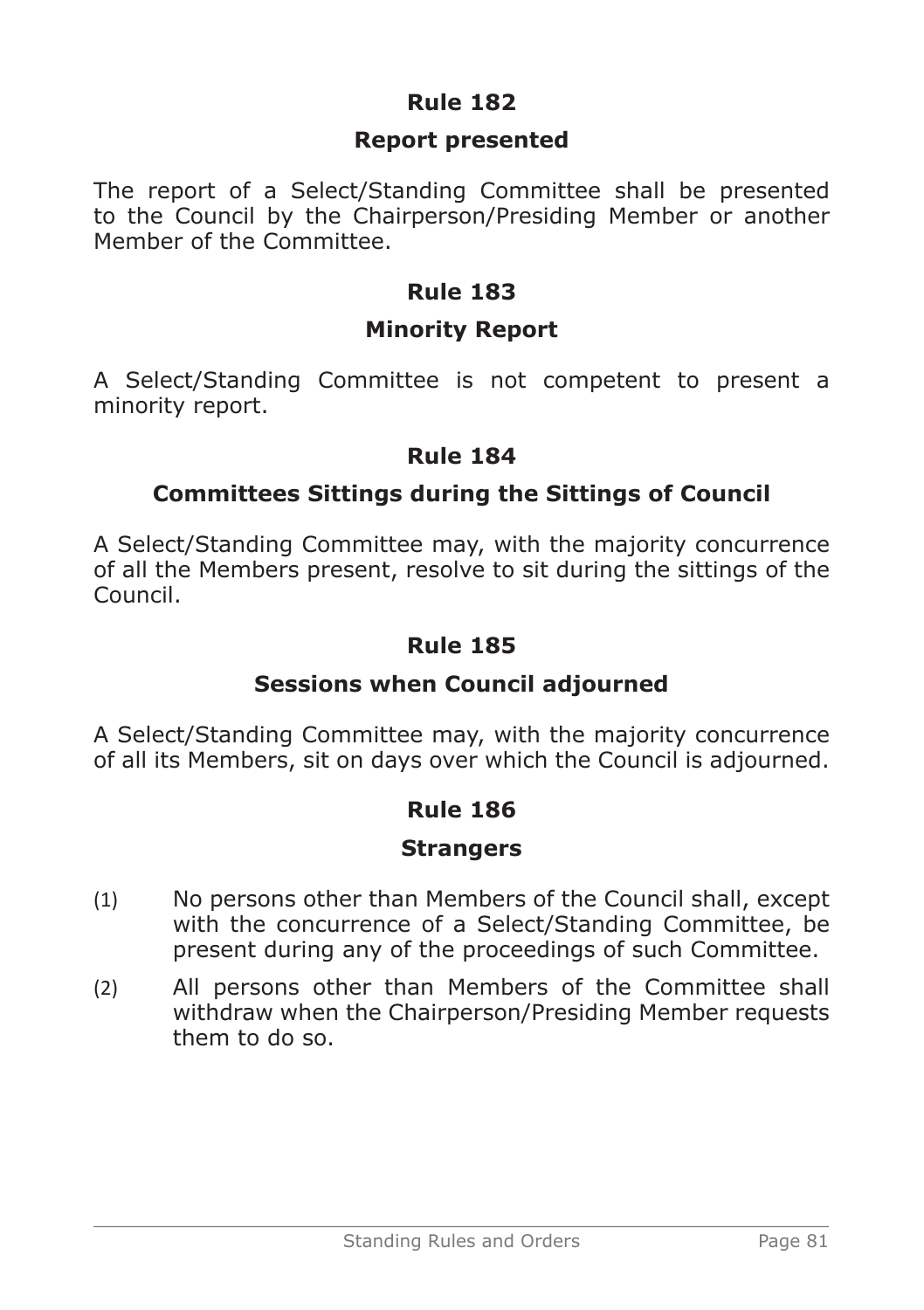## Rule 182

### Report presented

The report of a Select/Standing Committee shall be presented to the Council by the Chairperson/Presiding Member or another Member of the Committee.

## Rule 183

### Minority Report

A Select/Standing Committee is not competent to present a minority report.

## Rule 184

### Committees Sittings during the Sittings of Council

A Select/Standing Committee may, with the majority concurrence of all the Members present, resolve to sit during the sittings of the Council.

## Rule 185

### Sessions when Council adjourned

A Select/Standing Committee may, with the majority concurrence of all its Members, sit on days over which the Council is adjourned.

## Rule 186

### Strangers

(1) No persons other than Members of the Council shall, except with the concurrence of a Select/Standing Committee, be present during any of the proceedings of such Committee.

(2) All persons other than Members of the Committee shall withdraw when the Chairperson/Presiding Member requests them to do so.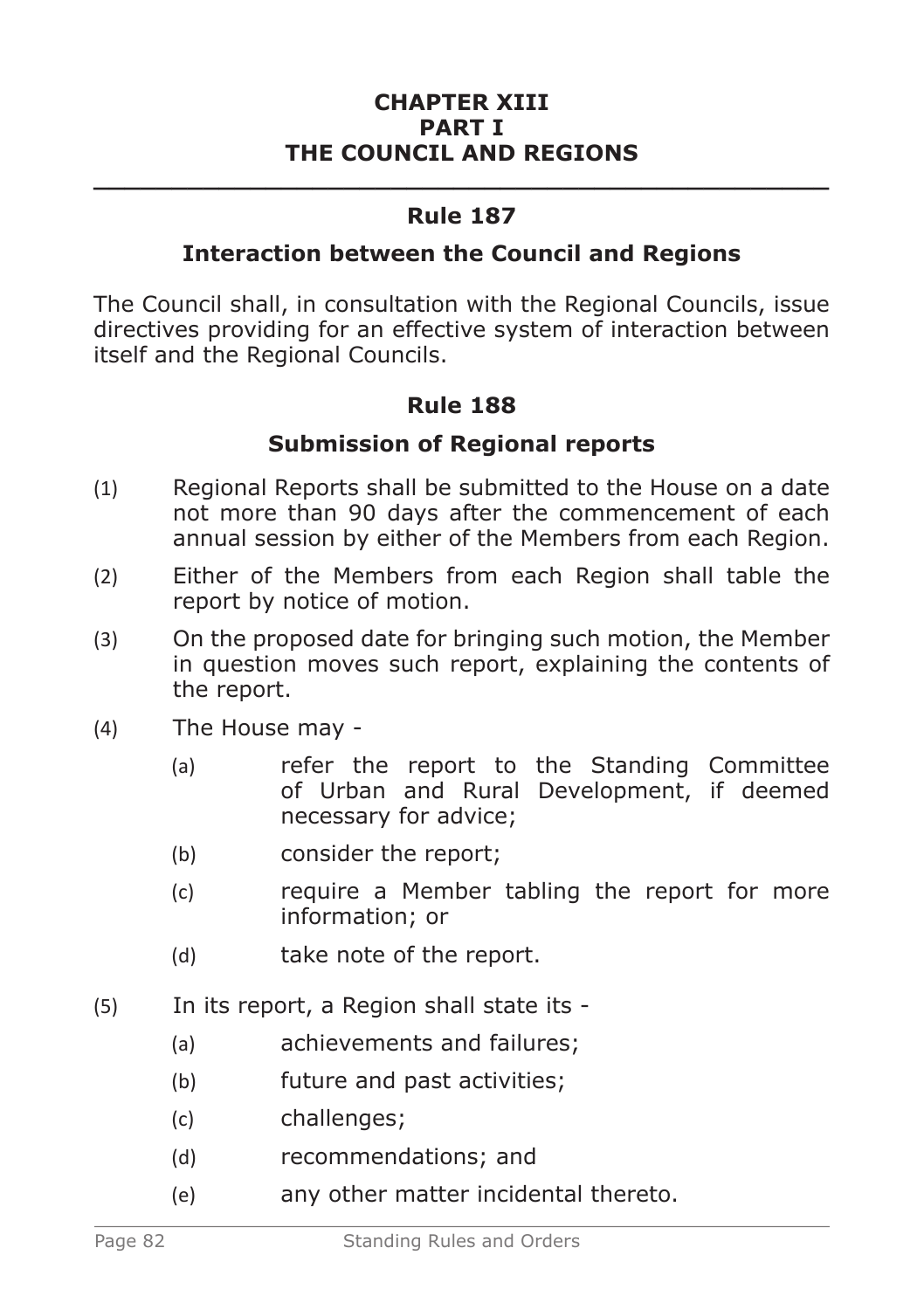# CHAPTER XIII
# PART I
# THE COUNCIL AND REGIONS

---

## Rule 187

### Interaction between the Council and Regions

The Council shall, in consultation with the Regional Councils, issue directives providing for an effective system of interaction between itself and the Regional Councils.

## Rule 188

### Submission of Regional reports

(1) Regional Reports shall be submitted to the House on a date not more than 90 days after the commencement of each annual session by either of the Members from each Region.

(2) Either of the Members from each Region shall table the report by notice of motion.

(3) On the proposed date for bringing such motion, the Member in question moves such report, explaining the contents of the report.

(4) The House may -

- (a) refer the report to the Standing Committee of Urban and Rural Development, if deemed necessary for advice;
- (b) consider the report;
- (c) require a Member tabling the report for more information; or
- (d) take note of the report.

(5) In its report, a Region shall state its -

- (a) achievements and failures;
- (b) future and past activities;
- (c) challenges;
- (d) recommendations; and
- (e) any other matter incidental thereto.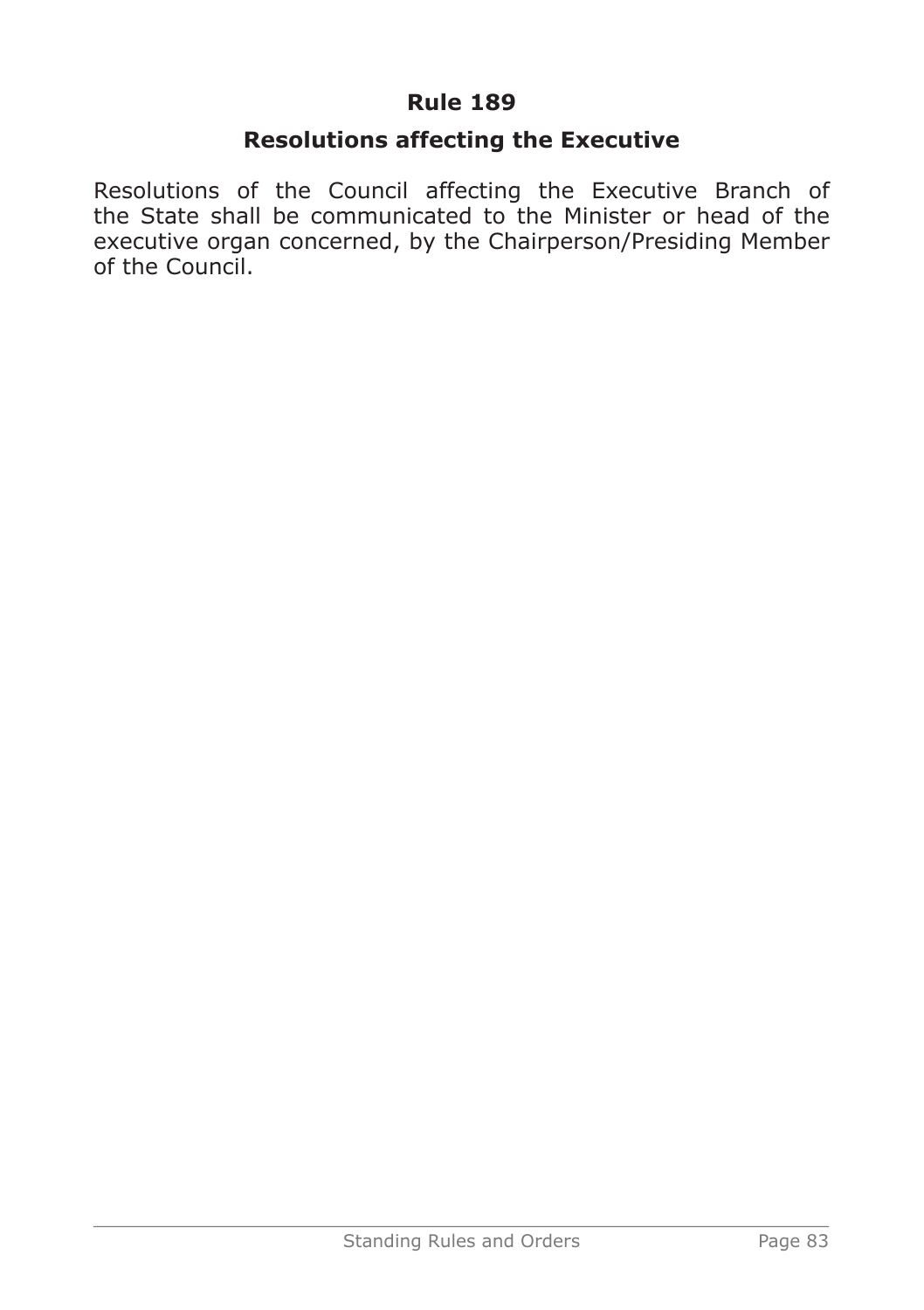## Rule 189

### Resolutions affecting the Executive

Resolutions of the Council affecting the Executive Branch of the State shall be communicated to the Minister or head of the executive organ concerned, by the Chairperson/Presiding Member of the Council.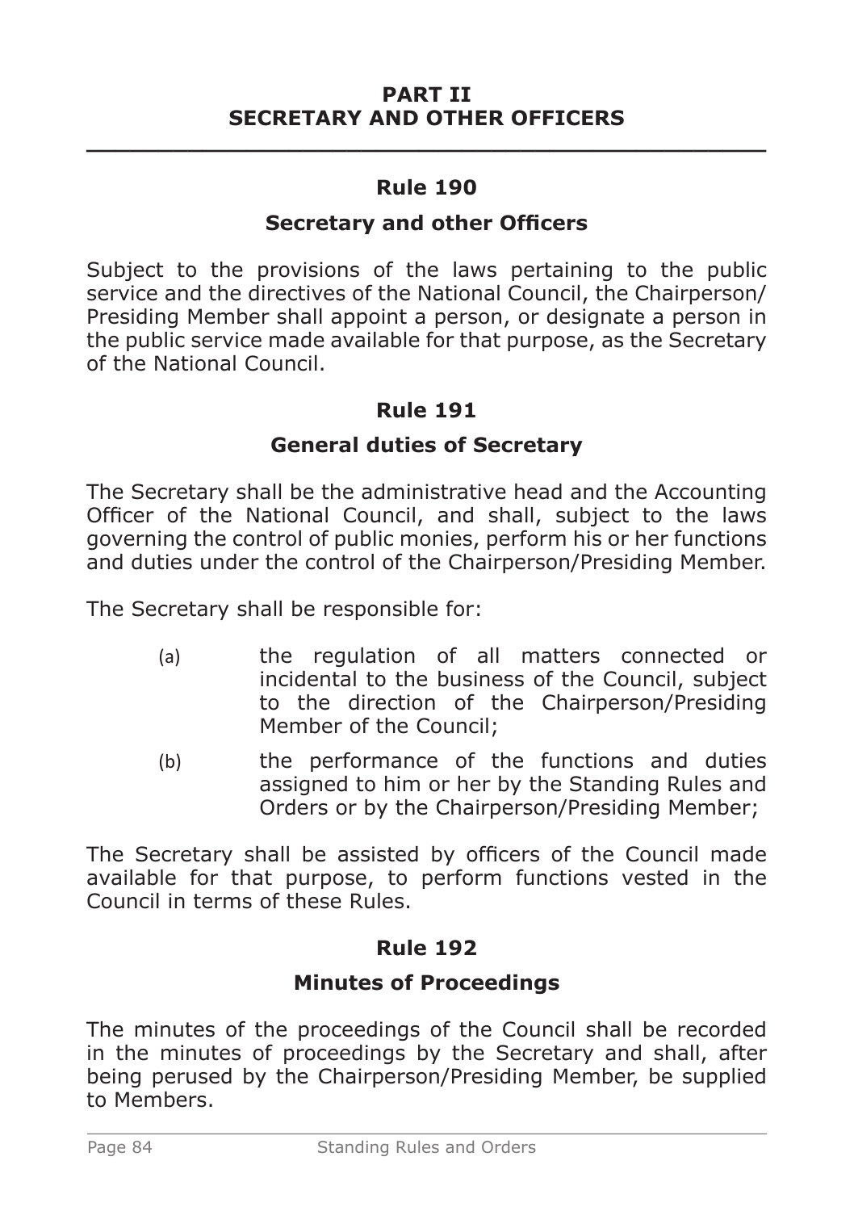## PART II
## SECRETARY AND OTHER OFFICERS

### Rule 190

### Secretary and other Officers

Subject to the provisions of the laws pertaining to the public service and the directives of the National Council, the Chairperson/Presiding Member shall appoint a person, or designate a person in the public service made available for that purpose, as the Secretary of the National Council.

### Rule 191

### General duties of Secretary

The Secretary shall be the administrative head and the Accounting Officer of the National Council, and shall, subject to the laws governing the control of public monies, perform his or her functions and duties under the control of the Chairperson/Presiding Member.

The Secretary shall be responsible for:

(a) the regulation of all matters connected or incidental to the business of the Council, subject to the direction of the Chairperson/Presiding Member of the Council;

(b) the performance of the functions and duties assigned to him or her by the Standing Rules and Orders or by the Chairperson/Presiding Member;

The Secretary shall be assisted by officers of the Council made available for that purpose, to perform functions vested in the Council in terms of these Rules.

### Rule 192

### Minutes of Proceedings

The minutes of the proceedings of the Council shall be recorded in the minutes of proceedings by the Secretary and shall, after being perused by the Chairperson/Presiding Member, be supplied to Members.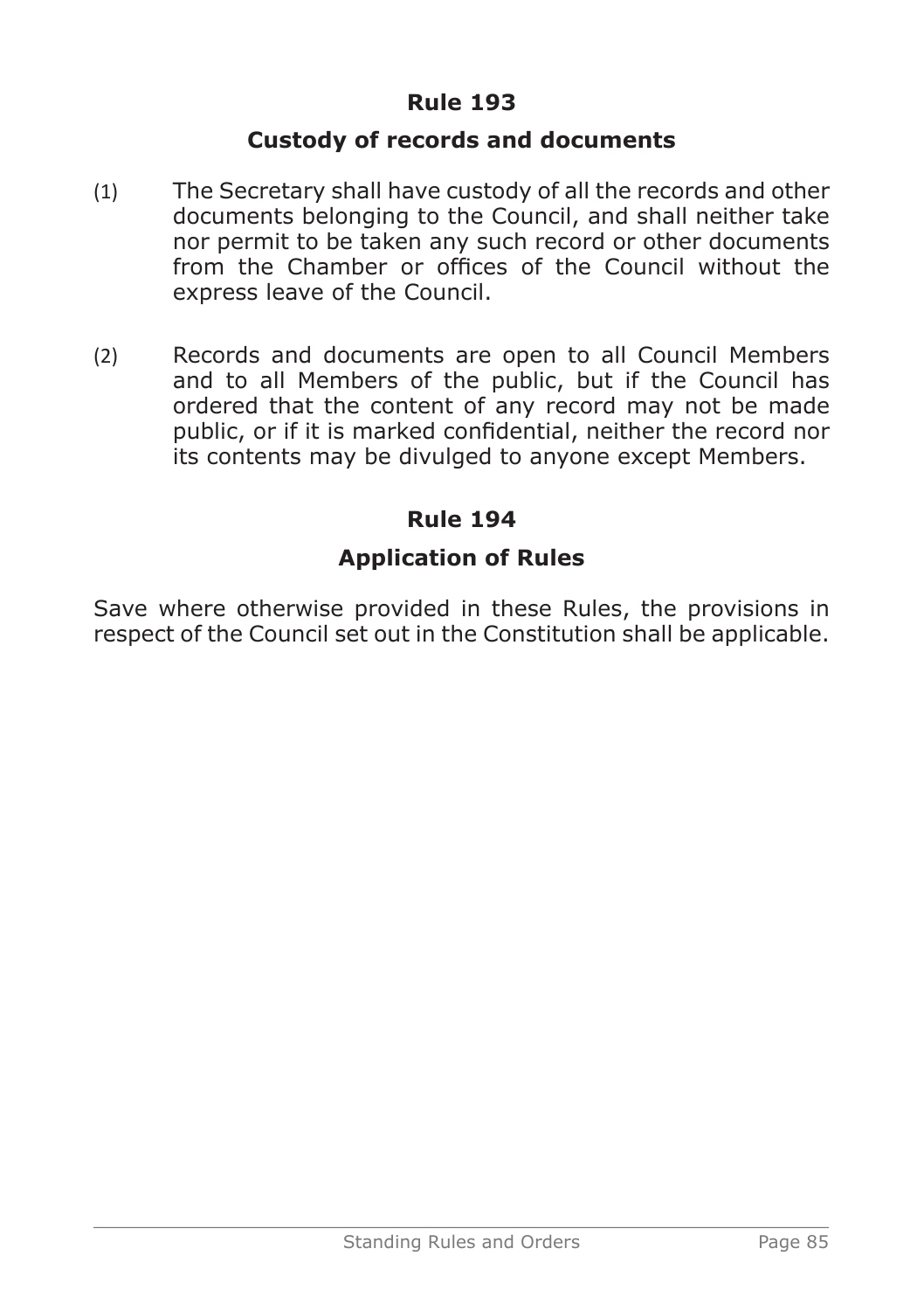## Rule 193

### Custody of records and documents

(1) The Secretary shall have custody of all the records and other documents belonging to the Council, and shall neither take nor permit to be taken any such record or other documents from the Chamber or offices of the Council without the express leave of the Council.

(2) Records and documents are open to all Council Members and to all Members of the public, but if the Council has ordered that the content of any record may not be made public, or if it is marked confidential, neither the record nor its contents may be divulged to anyone except Members.

## Rule 194

### Application of Rules

Save where otherwise provided in these Rules, the provisions in respect of the Council set out in the Constitution shall be applicable.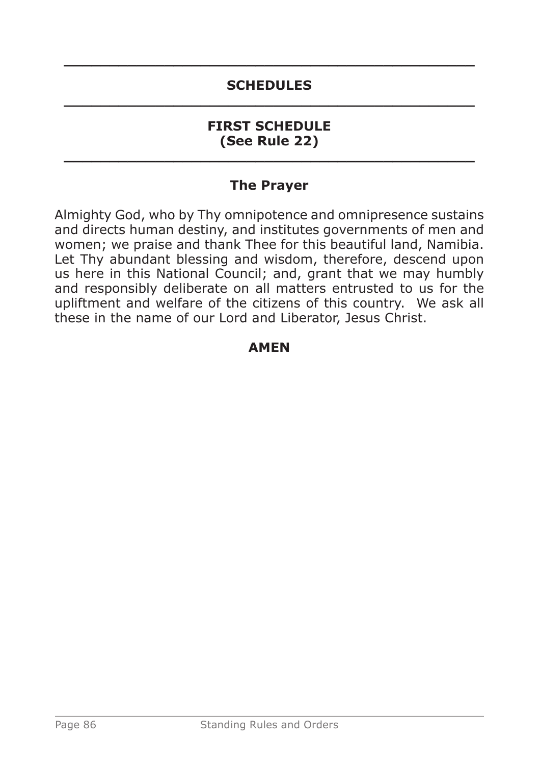# SCHEDULES

## FIRST SCHEDULE
**(See Rule 22)**

### The Prayer

Almighty God, who by Thy omnipotence and omnipresence sustains and directs human destiny, and institutes governments of men and women; we praise and thank Thee for this beautiful land, Namibia. Let Thy abundant blessing and wisdom, therefore, descend upon us here in this National Council; and, grant that we may humbly and responsibly deliberate on all matters entrusted to us for the upliftment and welfare of the citizens of this country. We ask all these in the name of our Lord and Liberator, Jesus Christ.

**AMEN**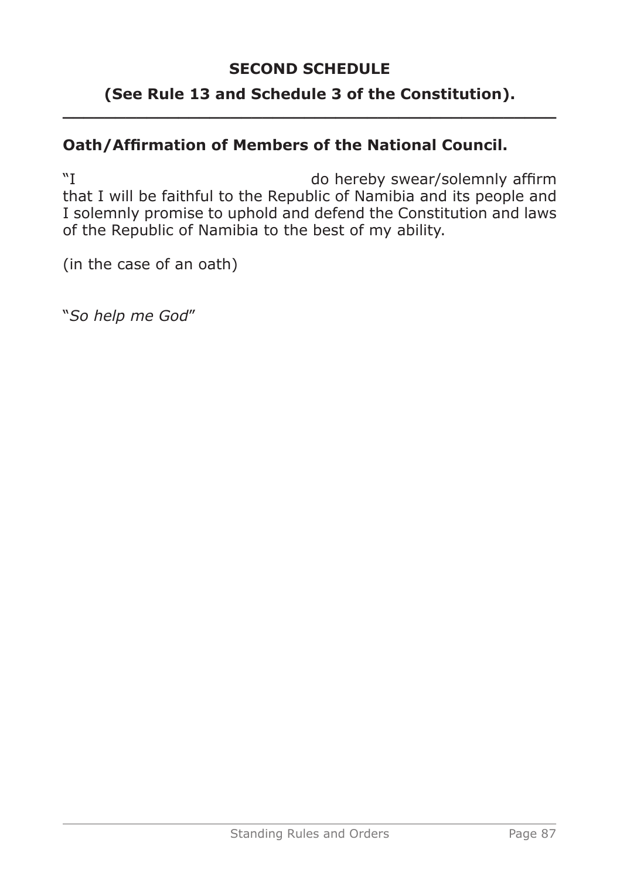## SECOND SCHEDULE

## (See Rule 13 and Schedule 3 of the Constitution).

---

**Oath/Affirmation of Members of the National Council.**

"I                                        do hereby swear/solemnly affirm that I will be faithful to the Republic of Namibia and its people and I solemnly promise to uphold and defend the Constitution and laws of the Republic of Namibia to the best of my ability.

(in the case of an oath)

"*So help me God*"